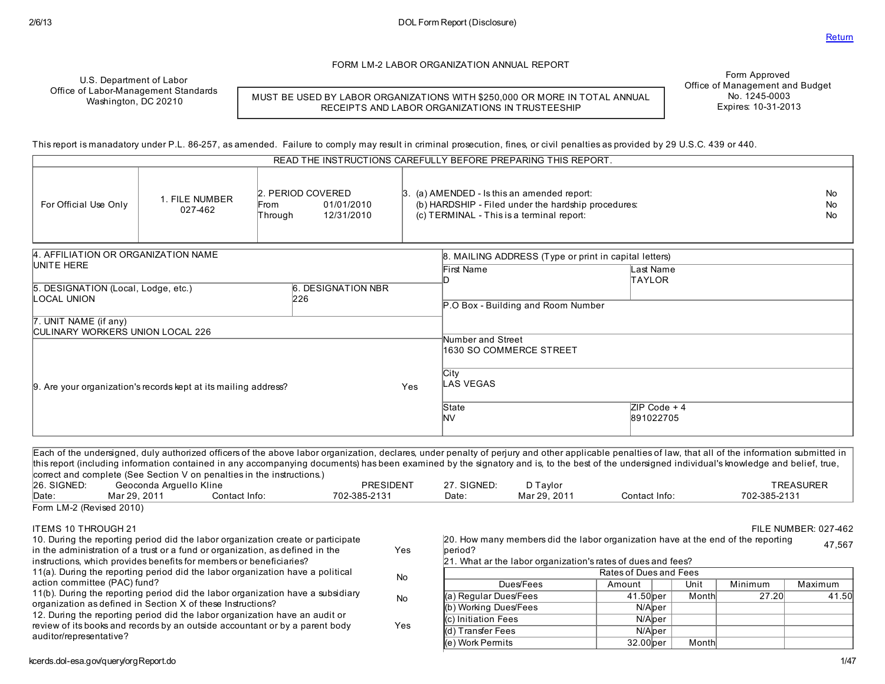# FORM LM-2 LABOR ORGANIZATION ANNUAL REPORT

U.S. Department of Labor
Office of Labor-Management Standards
Washington, DC 20210

MUST BE USED BY LABOR ORGANIZATIONS WITH $250,000 OR MORE IN TOTAL ANNUAL RECEIPTS AND LABOR ORGANIZATIONS IN TRUSTEESHIP

Form Approved
Office of Management and Budget
No. 1245-0003
Expires: 10-31-2013

This report is manadatory under P.L. 86-257, as amended. Failure to comply may result in criminal prosecution, fines, or civil penalties as provided by 29 U.S.C. 439 or 440.

READ THE INSTRUCTIONS CAREFULLY BEFORE PREPARING THIS REPORT.

| For Official Use Only | 1. FILE NUMBER | 2. PERIOD COVERED | 3. |
|---|---|---|---|
| | 027-462 | From 01/01/2010<br>Through 12/31/2010 | (a) AMENDED - Is this an amended report: No<br>(b) HARDSHIP - Filed under the hardship procedures: No<br>(c) TERMINAL - This is a terminal report: No |

4. AFFILIATION OR ORGANIZATION NAME
UNITE HERE

5. DESIGNATION (Local, Lodge, etc.)
LOCAL UNION

6. DESIGNATION NBR
226

7. UNIT NAME (if any)
CULINARY WORKERS UNION LOCAL 226

9. Are your organization's records kept at its mailing address? Yes

8. MAILING ADDRESS (Type or print in capital letters)

| First Name | Last Name |
|---|---|
| D | TAYLOR |

P.O Box - Building and Room Number

Number and Street
1630 SO COMMERCE STREET

City
LAS VEGAS

| State | ZIP Code + 4 |
|---|---|
| NV | 891022705 |

Each of the undersigned, duly authorized officers of the above labor organization, declares, under penalty of perjury and other applicable penalties of law, that all of the information submitted in this report (including information contained in any accompanying documents) has been examined by the signatory and is, to the best of the undersigned individual's knowledge and belief, true, correct and complete (See Section V on penalties in the instructions.)

26. SIGNED: Geoconda Arguello Kline — PRESIDENT
Date: Mar 29, 2011 — Contact Info: 702-385-2131

27. SIGNED: D Taylor — TREASURER
Date: Mar 29, 2011 — Contact Info: 702-385-2131

Form LM-2 (Revised 2010)

## ITEMS 10 THROUGH 21

FILE NUMBER: 027-462

10. During the reporting period did the labor organization create or participate in the administration of a trust or a fund or organization, as defined in the instructions, which provides benefits for members or beneficiaries? Yes

11(a). During the reporting period did the labor organization have a political action committee (PAC) fund? No

11(b). During the reporting period did the labor organization have a subsidiary organization as defined in Section X of these Instructions? No

12. During the reporting period did the labor organization have an audit or review of its books and records by an outside accountant or by a parent body auditor/representative? Yes

20. How many members did the labor organization have at the end of the reporting period? 47,567

21. What ar the labor organization's rates of dues and fees?

| Dues/Fees | Amount | | Unit | Minimum | Maximum |
|---|---|---|---|---|---|
| (a) Regular Dues/Fees | 41.50 | per | Month | 27.20 | 41.50 |
| (b) Working Dues/Fees | N/A | per | | | |
| (c) Initiation Fees | N/A | per | | | |
| (d) Transfer Fees | N/A | per | | | |
| (e) Work Permits | 32.00 | per | Month | | |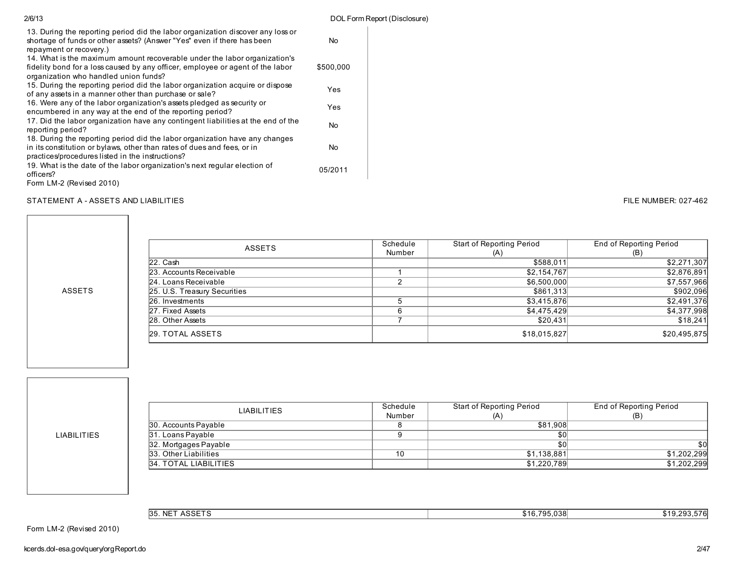| | |
|---|---|
| 13. During the reporting period did the labor organization discover any loss or shortage of funds or other assets? (Answer "Yes" even if there has been repayment or recovery.) | No |
| 14. What is the maximum amount recoverable under the labor organization's fidelity bond for a loss caused by any officer, employee or agent of the labor organization who handled union funds? | $500,000 |
| 15. During the reporting period did the labor organization acquire or dispose of any assets in a manner other than purchase or sale? | Yes |
| 16. Were any of the labor organization's assets pledged as security or encumbered in any way at the end of the reporting period? | Yes |
| 17. Did the labor organization have any contingent liabilities at the end of the reporting period? | No |
| 18. During the reporting period did the labor organization have any changes in its constitution or bylaws, other than rates of dues and fees, or in practices/procedures listed in the instructions? | No |
| 19. What is the date of the labor organization's next regular election of officers? | 05/2011 |

Form LM-2 (Revised 2010)

## STATEMENT A - ASSETS AND LIABILITIES

FILE NUMBER: 027-462

### ASSETS

| ASSETS | Schedule Number | Start of Reporting Period (A) | End of Reporting Period (B) |
|---|---|---|---|
| 22. Cash | | $588,011 | $2,271,307 |
| 23. Accounts Receivable | 1 | $2,154,767 | $2,876,891 |
| 24. Loans Receivable | 2 | $6,500,000 | $7,557,966 |
| 25. U.S. Treasury Securities | | $861,313 | $902,096 |
| 26. Investments | 5 | $3,415,876 | $2,491,376 |
| 27. Fixed Assets | 6 | $4,475,429 | $4,377,998 |
| 28. Other Assets | 7 | $20,431 | $18,241 |
| 29. TOTAL ASSETS | | $18,015,827 | $20,495,875 |

### LIABILITIES

| LIABILITIES | Schedule Number | Start of Reporting Period (A) | End of Reporting Period (B) |
|---|---|---|---|
| 30. Accounts Payable | 8 | $81,908 | |
| 31. Loans Payable | 9 | $0 | |
| 32. Mortgages Payable | | $0 | $0 |
| 33. Other Liabilities | 10 | $1,138,881 | $1,202,299 |
| 34. TOTAL LIABILITIES | | $1,220,789 | $1,202,299 |

| | Start of Reporting Period (A) | End of Reporting Period (B) |
|---|---|---|
| 35. NET ASSETS | $16,795,038 | $19,293,576 |

Form LM-2 (Revised 2010)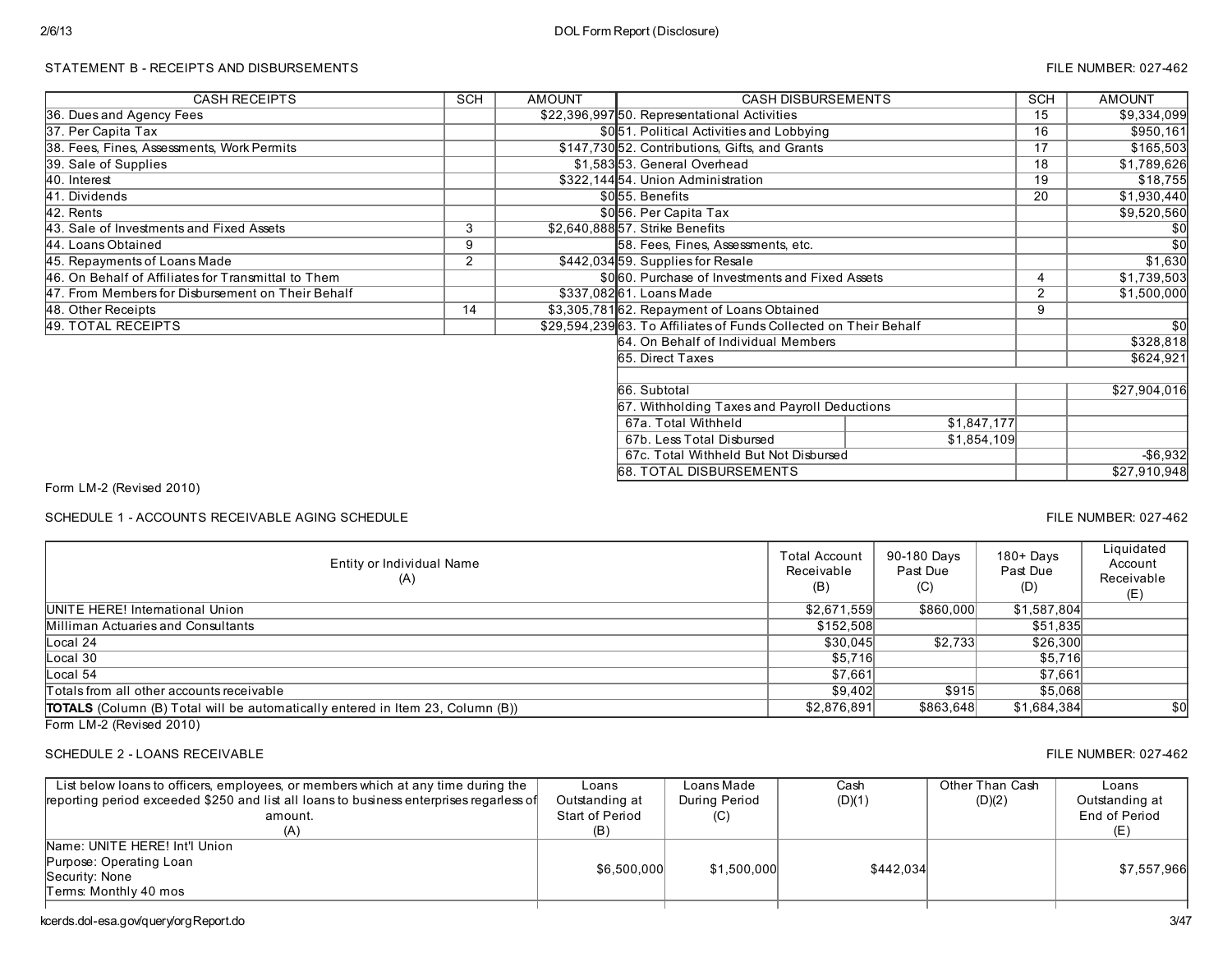STATEMENT B - RECEIPTS AND DISBURSEMENTS

FILE NUMBER: 027-462

| CASH RECEIPTS | SCH | AMOUNT | CASH DISBURSEMENTS | | SCH | AMOUNT |
|---|---|---|---|---|---|---|
| 36. Dues and Agency Fees | | $22,396,997 | 50. Representational Activities | | 15 | $9,334,099 |
| 37. Per Capita Tax | | $0 | 51. Political Activities and Lobbying | | 16 | $950,161 |
| 38. Fees, Fines, Assessments, Work Permits | | $147,730 | 52. Contributions, Gifts, and Grants | | 17 | $165,503 |
| 39. Sale of Supplies | | $1,583 | 53. General Overhead | | 18 | $1,789,626 |
| 40. Interest | | $322,144 | 54. Union Administration | | 19 | $18,755 |
| 41. Dividends | | $0 | 55. Benefits | | 20 | $1,930,440 |
| 42. Rents | | $0 | 56. Per Capita Tax | | | $9,520,560 |
| 43. Sale of Investments and Fixed Assets | 3 | $2,640,888 | 57. Strike Benefits | | | $0 |
| 44. Loans Obtained | 9 | | 58. Fees, Fines, Assessments, etc. | | | $0 |
| 45. Repayments of Loans Made | 2 | $442,034 | 59. Supplies for Resale | | | $1,630 |
| 46. On Behalf of Affiliates for Transmittal to Them | | $0 | 60. Purchase of Investments and Fixed Assets | | 4 | $1,739,503 |
| 47. From Members for Disbursement on Their Behalf | | $337,082 | 61. Loans Made | | 2 | $1,500,000 |
| 48. Other Receipts | 14 | $3,305,781 | 62. Repayment of Loans Obtained | | 9 | |
| 49. TOTAL RECEIPTS | | $29,594,239 | 63. To Affiliates of Funds Collected on Their Behalf | | | $0 |
| | | | 64. On Behalf of Individual Members | | | $328,818 |
| | | | 65. Direct Taxes | | | $624,921 |
| | | | | | | |
| | | | 66. Subtotal | | | $27,904,016 |
| | | | 67. Withholding Taxes and Payroll Deductions | | | |
| | | | 67a. Total Withheld | $1,847,177 | | |
| | | | 67b. Less Total Disbursed | $1,854,109 | | |
| | | | 67c. Total Withheld But Not Disbursed | | | -$6,932 |
| | | | 68. TOTAL DISBURSEMENTS | | | $27,910,948 |

Form LM-2 (Revised 2010)

SCHEDULE 1 - ACCOUNTS RECEIVABLE AGING SCHEDULE

FILE NUMBER: 027-462

| Entity or Individual Name (A) | Total Account Receivable (B) | 90-180 Days Past Due (C) | 180+ Days Past Due (D) | Liquidated Account Receivable (E) |
|---|---|---|---|---|
| UNITE HERE! International Union | $2,671,559 | $860,000 | $1,587,804 | |
| Milliman Actuaries and Consultants | $152,508 | | $51,835 | |
| Local 24 | $30,045 | $2,733 | $26,300 | |
| Local 30 | $5,716 | | $5,716 | |
| Local 54 | $7,661 | | $7,661 | |
| Totals from all other accounts receivable | $9,402 | $915 | $5,068 | |
| **TOTALS** (Column (B) Total will be automatically entered in Item 23, Column (B)) | $2,876,891 | $863,648 | $1,684,384 | $0 |

Form LM-2 (Revised 2010)

SCHEDULE 2 - LOANS RECEIVABLE

FILE NUMBER: 027-462

| List below loans to officers, employees, or members which at any time during the reporting period exceeded $250 and list all loans to business enterprises regardless of amount. (A) | Loans Outstanding at Start of Period (B) | Loans Made During Period (C) | Cash (D)(1) | Other Than Cash (D)(2) | Loans Outstanding at End of Period (E) |
|---|---|---|---|---|---|
| Name: UNITE HERE! Int'l Union<br>Purpose: Operating Loan<br>Security: None<br>Terms: Monthly 40 mos | $6,500,000 | $1,500,000 | $442,034 | | $7,557,966 |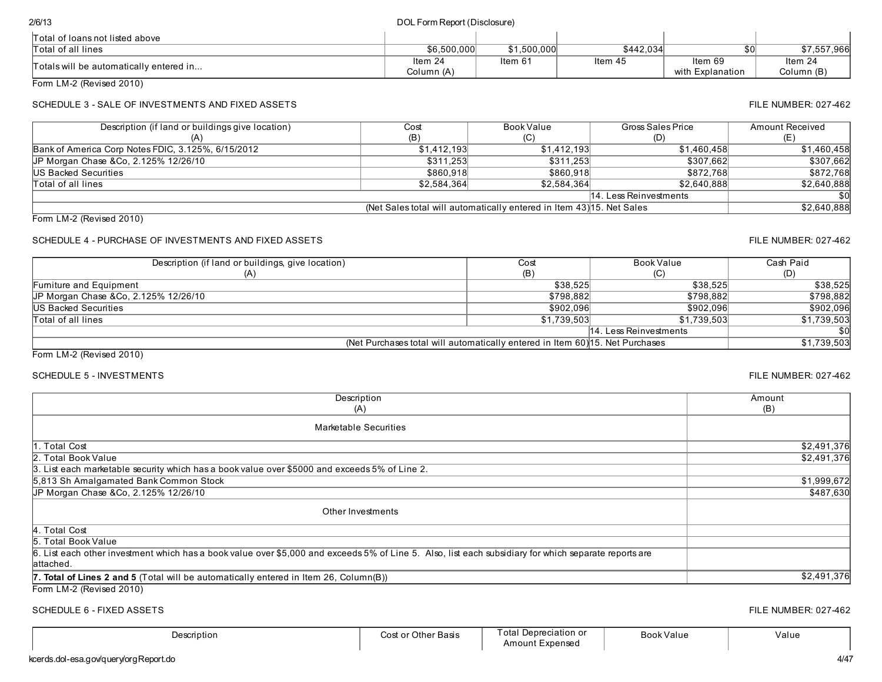| | | | | | |
|---|---|---|---|---|---|
| Total of loans not listed above | | | | | |
| Total of all lines | $6,500,000 | $1,500,000 | $442,034 | $0 | $7,557,966 |
| Totals will be automatically entered in... | Item 24 Column (A) | Item 61 | Item 45 | Item 69 with Explanation | Item 24 Column (B) |

Form LM-2 (Revised 2010)

## SCHEDULE 3 - SALE OF INVESTMENTS AND FIXED ASSETS

FILE NUMBER: 027-462

| Description (if land or buildings give location) (A) | Cost (B) | Book Value (C) | Gross Sales Price (D) | Amount Received (E) |
|---|---|---|---|---|
| Bank of America Corp Notes FDIC, 3.125%, 6/15/2012 | $1,412,193 | $1,412,193 | $1,460,458 | $1,460,458 |
| JP Morgan Chase &Co, 2.125% 12/26/10 | $311,253 | $311,253 | $307,662 | $307,662 |
| US Backed Securities | $860,918 | $860,918 | $872,768 | $872,768 |
| Total of all lines | $2,584,364 | $2,584,364 | $2,640,888 | $2,640,888 |
| | | | 14. Less Reinvestments | $0 |
| (Net Sales total will automatically entered in Item 43) | | | 15. Net Sales | $2,640,888 |

Form LM-2 (Revised 2010)

## SCHEDULE 4 - PURCHASE OF INVESTMENTS AND FIXED ASSETS

FILE NUMBER: 027-462

| Description (if land or buildings, give location) (A) | Cost (B) | Book Value (C) | Cash Paid (D) |
|---|---|---|---|
| Furniture and Equipment | $38,525 | $38,525 | $38,525 |
| JP Morgan Chase &Co, 2.125% 12/26/10 | $798,882 | $798,882 | $798,882 |
| US Backed Securities | $902,096 | $902,096 | $902,096 |
| Total of all lines | $1,739,503 | $1,739,503 | $1,739,503 |
| | | 14. Less Reinvestments | $0 |
| (Net Purchases total will automatically entered in Item 60) | | 15. Net Purchases | $1,739,503 |

Form LM-2 (Revised 2010)

## SCHEDULE 5 - INVESTMENTS

FILE NUMBER: 027-462

| Description (A) | Amount (B) |
|---|---|
| Marketable Securities | |
| 1. Total Cost | $2,491,376 |
| 2. Total Book Value | $2,491,376 |
| 3. List each marketable security which has a book value over $5000 and exceeds 5% of Line 2. | |
| 5,813 Sh Amalgamated Bank Common Stock | $1,999,672 |
| JP Morgan Chase &Co, 2.125% 12/26/10 | $487,630 |
| Other Investments | |
| 4. Total Cost | |
| 5. Total Book Value | |
| 6. List each other investment which has a book value over $5,000 and exceeds 5% of Line 5. Also, list each subsidiary for which separate reports are attached. | |
| **7. Total of Lines 2 and 5** (Total will be automatically entered in Item 26, Column(B)) | $2,491,376 |

Form LM-2 (Revised 2010)

## SCHEDULE 6 - FIXED ASSETS

FILE NUMBER: 027-462

| Description | Cost or Other Basis | Total Depreciation or Amount Expensed | Book Value | Value |
|---|---|---|---|---|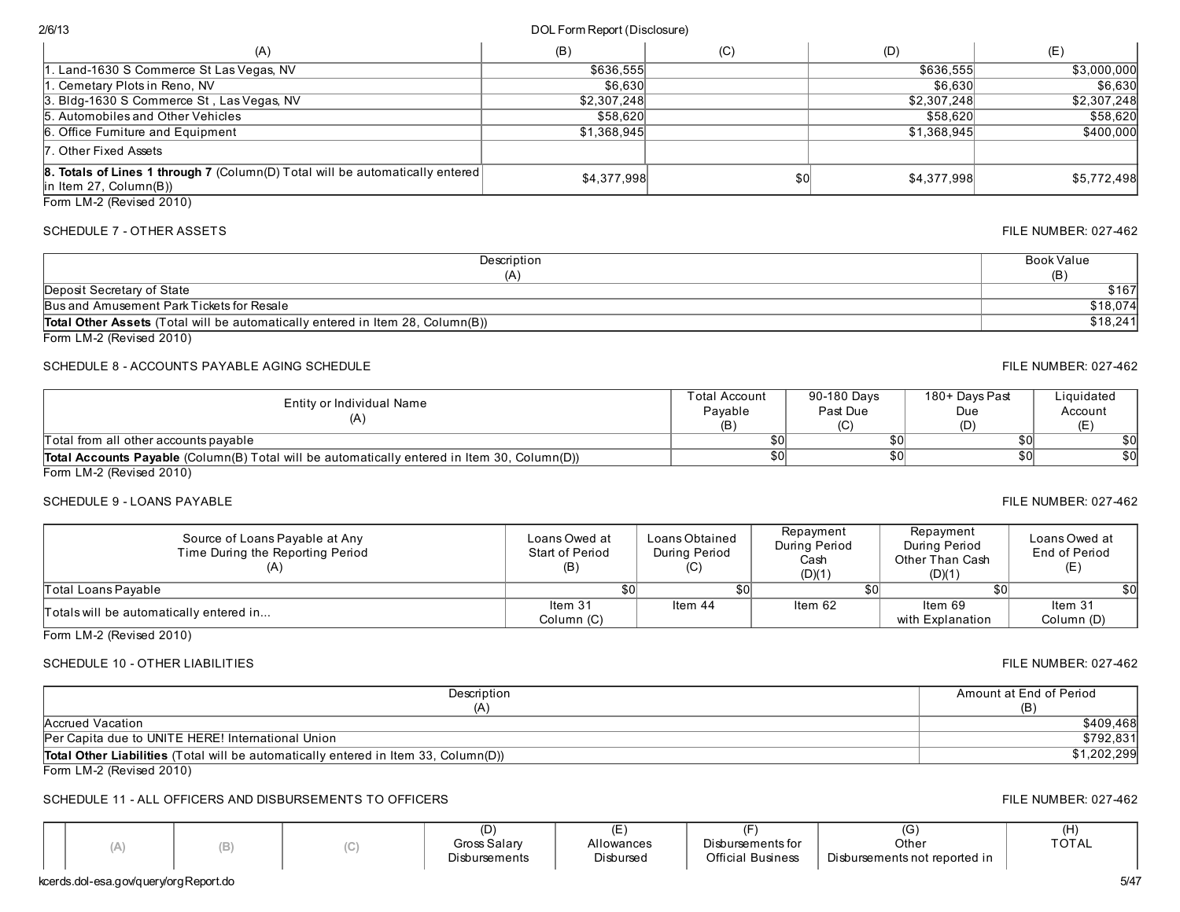| (A) | (B) | (C) | (D) | (E) |
|---|---|---|---|---|
| 1. Land-1630 S Commerce St Las Vegas, NV | $636,555 | | $636,555 | $3,000,000 |
| 1. Cemetary Plots in Reno, NV | $6,630 | | $6,630 | $6,630 |
| 3. Bldg-1630 S Commerce St , Las Vegas, NV | $2,307,248 | | $2,307,248 | $2,307,248 |
| 5. Automobiles and Other Vehicles | $58,620 | | $58,620 | $58,620 |
| 6. Office Furniture and Equipment | $1,368,945 | | $1,368,945 | $400,000 |
| 7. Other Fixed Assets | | | | |
| **8. Totals of Lines 1 through 7** (Column(D) Total will be automatically entered in Item 27, Column(B)) | $4,377,998 | $0 | $4,377,998 | $5,772,498 |

Form LM-2 (Revised 2010)

## SCHEDULE 7 - OTHER ASSETS

FILE NUMBER: 027-462

| Description (A) | Book Value (B) |
|---|---|
| Deposit Secretary of State | $167 |
| Bus and Amusement Park Tickets for Resale | $18,074 |
| **Total Other Assets** (Total will be automatically entered in Item 28, Column(B)) | $18,241 |

Form LM-2 (Revised 2010)

## SCHEDULE 8 - ACCOUNTS PAYABLE AGING SCHEDULE

FILE NUMBER: 027-462

| Entity or Individual Name (A) | Total Account Payable (B) | 90-180 Days Past Due (C) | 180+ Days Past Due (D) | Liquidated Account (E) |
|---|---|---|---|---|
| Total from all other accounts payable | $0 | $0 | $0 | $0 |
| **Total Accounts Payable** (Column(B) Total will be automatically entered in Item 30, Column(D)) | $0 | $0 | $0 | $0 |

Form LM-2 (Revised 2010)

## SCHEDULE 9 - LOANS PAYABLE

FILE NUMBER: 027-462

| Source of Loans Payable at Any Time During the Reporting Period (A) | Loans Owed at Start of Period (B) | Loans Obtained During Period (C) | Repayment During Period Cash (D)(1) | Repayment During Period Other Than Cash (D)(1) | Loans Owed at End of Period (E) |
|---|---|---|---|---|---|
| Total Loans Payable | $0 | $0 | $0 | $0 | $0 |
| Totals will be automatically entered in... | Item 31 Column (C) | Item 44 | Item 62 | Item 69 with Explanation | Item 31 Column (D) |

Form LM-2 (Revised 2010)

## SCHEDULE 10 - OTHER LIABILITIES

FILE NUMBER: 027-462

| Description (A) | Amount at End of Period (B) |
|---|---|
| Accrued Vacation | $409,468 |
| Per Capita due to UNITE HERE! International Union | $792,831 |
| **Total Other Liabilities** (Total will be automatically entered in Item 33, Column(D)) | $1,202,299 |

Form LM-2 (Revised 2010)

## SCHEDULE 11 - ALL OFFICERS AND DISBURSEMENTS TO OFFICERS

FILE NUMBER: 027-462

| | (A) | (B) | (C) | (D) Gross Salary Disbursements | (E) Allowances Disbursed | (F) Disbursements for Official Business | (G) Other Disbursements not reported in | (H) TOTAL |
|---|---|---|---|---|---|---|---|---|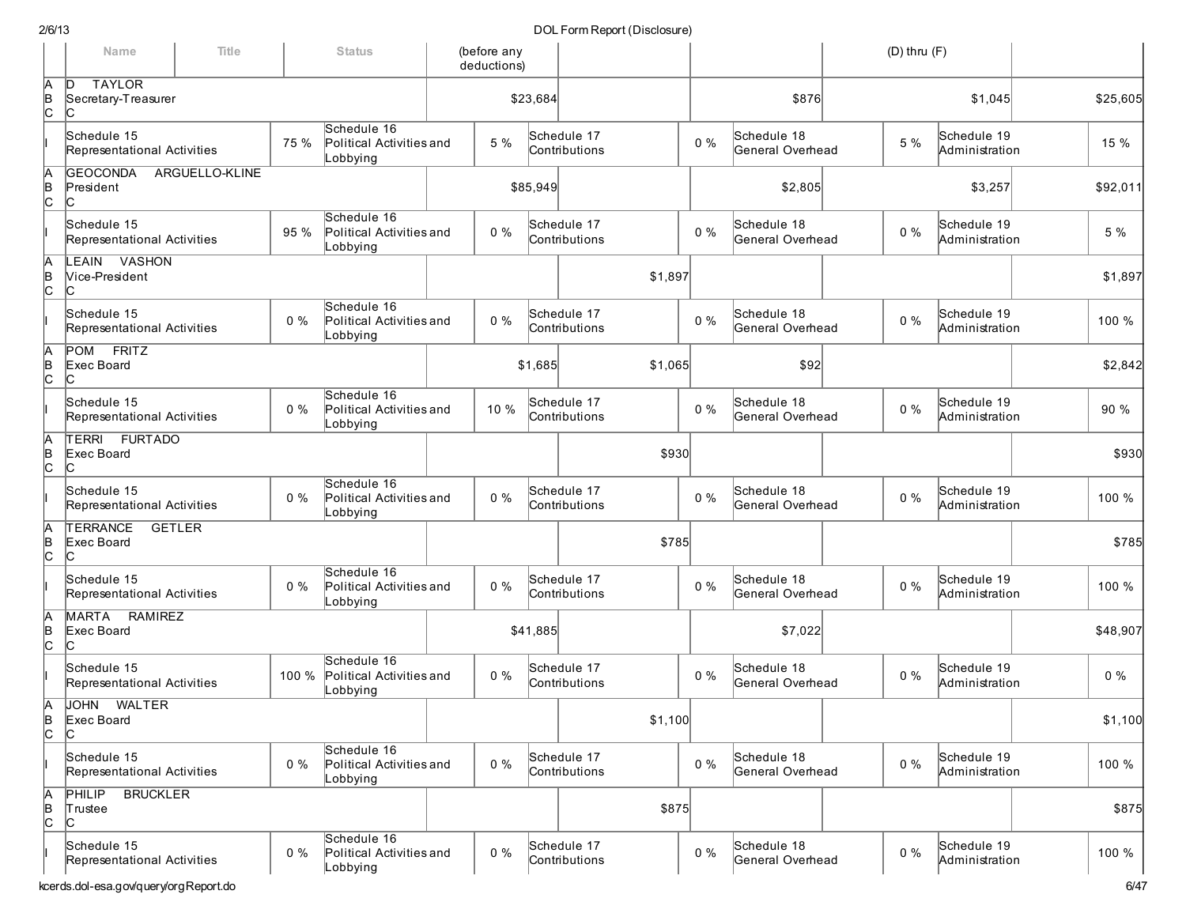| | Name | Title | Status | (before any deductions) | | | | | (D) thru (F) | |
|---|---|---|---|---|---|---|---|---|---|---|
| A B C | D TAYLOR Secretary-Treasurer C | | | $23,684 | | | $876 | | $1,045 | $25,605 |
| I | Schedule 15 Representational Activities | 75 % | Schedule 16 Political Activities and Lobbying | 5 % | Schedule 17 Contributions | 0 % | Schedule 18 General Overhead | 5 % | Schedule 19 Administration | 15 % |
| A B C | GEOCONDA ARGUELLO-KLINE President C | | | $85,949 | | | $2,805 | | $3,257 | $92,011 |
| I | Schedule 15 Representational Activities | 95 % | Schedule 16 Political Activities and Lobbying | 0 % | Schedule 17 Contributions | 0 % | Schedule 18 General Overhead | 0 % | Schedule 19 Administration | 5 % |
| A B C | LEAIN VASHON Vice-President C | | | | $1,897 | | | | | $1,897 |
| I | Schedule 15 Representational Activities | 0 % | Schedule 16 Political Activities and Lobbying | 0 % | Schedule 17 Contributions | 0 % | Schedule 18 General Overhead | 0 % | Schedule 19 Administration | 100 % |
| A B C | POM FRITZ Exec Board C | | | $1,685 | $1,065 | | $92 | | | $2,842 |
| I | Schedule 15 Representational Activities | 0 % | Schedule 16 Political Activities and Lobbying | 10 % | Schedule 17 Contributions | 0 % | Schedule 18 General Overhead | 0 % | Schedule 19 Administration | 90 % |
| A B C | TERRI FURTADO Exec Board C | | | | $930 | | | | | $930 |
| I | Schedule 15 Representational Activities | 0 % | Schedule 16 Political Activities and Lobbying | 0 % | Schedule 17 Contributions | 0 % | Schedule 18 General Overhead | 0 % | Schedule 19 Administration | 100 % |
| A B C | TERRANCE GETLER Exec Board C | | | | $785 | | | | | $785 |
| I | Schedule 15 Representational Activities | 0 % | Schedule 16 Political Activities and Lobbying | 0 % | Schedule 17 Contributions | 0 % | Schedule 18 General Overhead | 0 % | Schedule 19 Administration | 100 % |
| A B C | MARTA RAMIREZ Exec Board C | | | $41,885 | | | $7,022 | | | $48,907 |
| I | Schedule 15 Representational Activities | 100 % | Schedule 16 Political Activities and Lobbying | 0 % | Schedule 17 Contributions | 0 % | Schedule 18 General Overhead | 0 % | Schedule 19 Administration | 0 % |
| A B C | JOHN WALTER Exec Board C | | | | $1,100 | | | | | $1,100 |
| I | Schedule 15 Representational Activities | 0 % | Schedule 16 Political Activities and Lobbying | 0 % | Schedule 17 Contributions | 0 % | Schedule 18 General Overhead | 0 % | Schedule 19 Administration | 100 % |
| A B C | PHILIP BRUCKLER Trustee C | | | | $875 | | | | | $875 |
| I | Schedule 15 Representational Activities | 0 % | Schedule 16 Political Activities and Lobbying | 0 % | Schedule 17 Contributions | 0 % | Schedule 18 General Overhead | 0 % | Schedule 19 Administration | 100 % |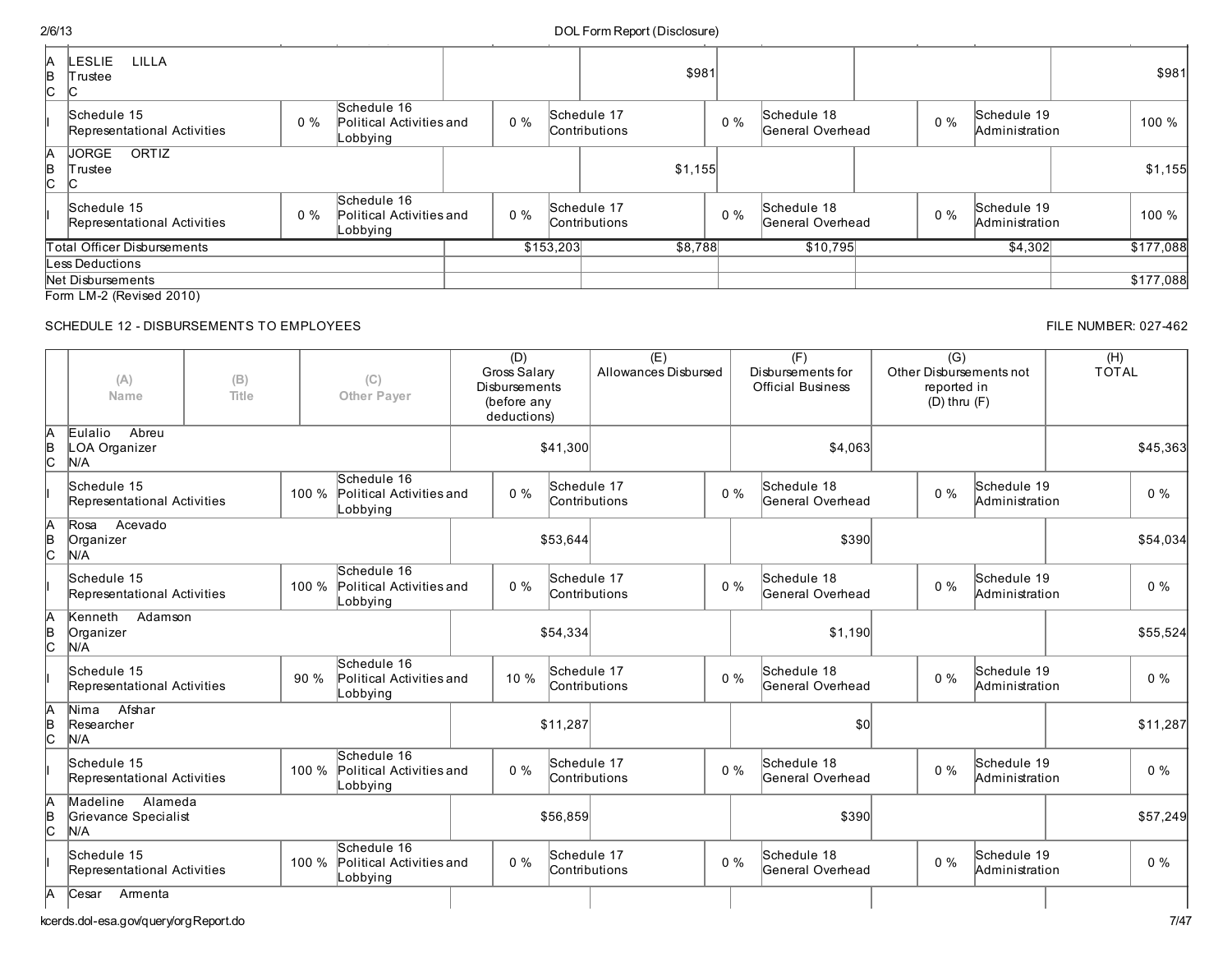| | Name / Title / Other Payer | (D) Gross Salary Disbursements | (E) Allowances Disbursed | (F) Disbursements for Official Business | (G) Other Disbursements not reported in (D) thru (F) | (H) TOTAL |
|---|---|---|---|---|---|---|
| A<br>B<br>C | LESLIE LILLA<br>Trustee<br>C | | $981 | | | $981 |
| I | Schedule 15 Representational Activities 0 % | Schedule 16 Political Activities and Lobbying 0 % | Schedule 17 Contributions 0 % | Schedule 18 General Overhead 0 % | Schedule 19 Administration | 100 % |
| A<br>B<br>C | JORGE ORTIZ<br>Trustee<br>C | | $1,155 | | | $1,155 |
| I | Schedule 15 Representational Activities 0 % | Schedule 16 Political Activities and Lobbying 0 % | Schedule 17 Contributions 0 % | Schedule 18 General Overhead 0 % | Schedule 19 Administration | 100 % |
| | Total Officer Disbursements | $153,203 | $8,788 | $10,795 | $4,302 | $177,088 |
| | Less Deductions | | | | | |
| | Net Disbursements | | | | | $177,088 |

Form LM-2 (Revised 2010)

SCHEDULE 12 - DISBURSEMENTS TO EMPLOYEES

FILE NUMBER: 027-462

| | (A) Name / (B) Title / (C) Other Payer | (D) Gross Salary Disbursements (before any deductions) | (E) Allowances Disbursed | (F) Disbursements for Official Business | (G) Other Disbursements not reported in (D) thru (F) | (H) TOTAL |
|---|---|---|---|---|---|---|
| A<br>B<br>C | Eulalio Abreu<br>LOA Organizer<br>N/A | $41,300 | | $4,063 | | $45,363 |
| I | Schedule 15 Representational Activities 100 % | Schedule 16 Political Activities and Lobbying 0 % | Schedule 17 Contributions 0 % | Schedule 18 General Overhead 0 % | Schedule 19 Administration | 0 % |
| A<br>B<br>C | Rosa Acevado<br>Organizer<br>N/A | $53,644 | | $390 | | $54,034 |
| I | Schedule 15 Representational Activities 100 % | Schedule 16 Political Activities and Lobbying 0 % | Schedule 17 Contributions 0 % | Schedule 18 General Overhead 0 % | Schedule 19 Administration | 0 % |
| A<br>B<br>C | Kenneth Adamson<br>Organizer<br>N/A | $54,334 | | $1,190 | | $55,524 |
| I | Schedule 15 Representational Activities 90 % | Schedule 16 Political Activities and Lobbying 10 % | Schedule 17 Contributions 0 % | Schedule 18 General Overhead 0 % | Schedule 19 Administration | 0 % |
| A<br>B<br>C | Nima Afshar<br>Researcher<br>N/A | $11,287 | | $0 | | $11,287 |
| I | Schedule 15 Representational Activities 100 % | Schedule 16 Political Activities and Lobbying 0 % | Schedule 17 Contributions 0 % | Schedule 18 General Overhead 0 % | Schedule 19 Administration | 0 % |
| A<br>B<br>C | Madeline Alameda<br>Grievance Specialist<br>N/A | $56,859 | | $390 | | $57,249 |
| I | Schedule 15 Representational Activities 100 % | Schedule 16 Political Activities and Lobbying 0 % | Schedule 17 Contributions 0 % | Schedule 18 General Overhead 0 % | Schedule 19 Administration | 0 % |
| A | Cesar Armenta | | | | | |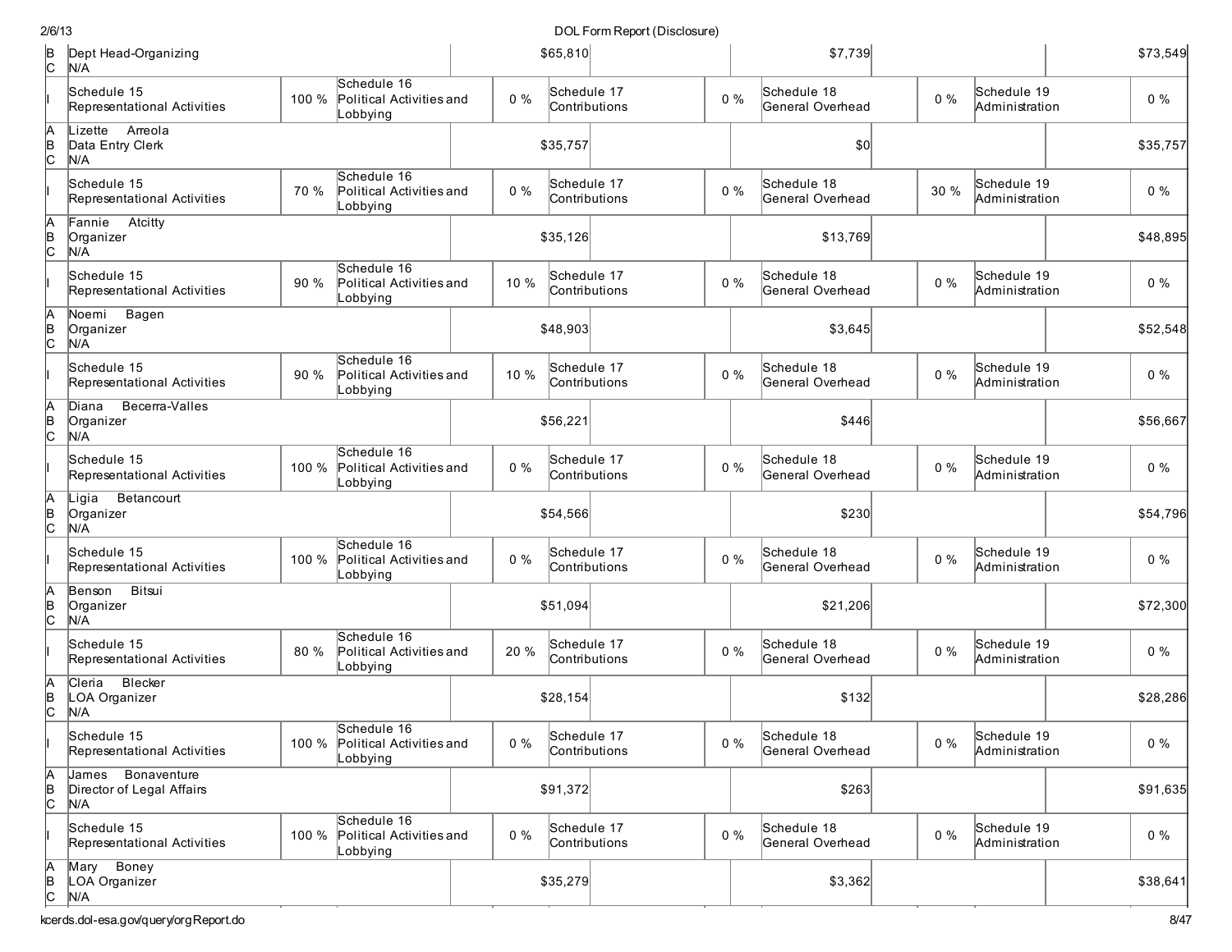| | | | | | | | | | |
|---|---|---|---|---|---|---|---|---|---|
| B<br>C | Dept Head-Organizing<br>N/A | | | $65,810 | | $7,739 | | | $73,549 |
| I | Schedule 15<br>Representational Activities | 100 % | Schedule 16<br>Political Activities and Lobbying | 0 % | Schedule 17<br>Contributions | 0 % | Schedule 18<br>General Overhead | 0 % | Schedule 19<br>Administration | 0 % |
| A<br>B<br>C | Lizette Arreola<br>Data Entry Clerk<br>N/A | | | $35,757 | | $0 | | | $35,757 |
| I | Schedule 15<br>Representational Activities | 70 % | Schedule 16<br>Political Activities and Lobbying | 0 % | Schedule 17<br>Contributions | 0 % | Schedule 18<br>General Overhead | 30 % | Schedule 19<br>Administration | 0 % |
| A<br>B<br>C | Fannie Atcitty<br>Organizer<br>N/A | | | $35,126 | | $13,769 | | | $48,895 |
| I | Schedule 15<br>Representational Activities | 90 % | Schedule 16<br>Political Activities and Lobbying | 10 % | Schedule 17<br>Contributions | 0 % | Schedule 18<br>General Overhead | 0 % | Schedule 19<br>Administration | 0 % |
| A<br>B<br>C | Noemi Bagen<br>Organizer<br>N/A | | | $48,903 | | $3,645 | | | $52,548 |
| I | Schedule 15<br>Representational Activities | 90 % | Schedule 16<br>Political Activities and Lobbying | 10 % | Schedule 17<br>Contributions | 0 % | Schedule 18<br>General Overhead | 0 % | Schedule 19<br>Administration | 0 % |
| A<br>B<br>C | Diana Becerra-Valles<br>Organizer<br>N/A | | | $56,221 | | $446 | | | $56,667 |
| I | Schedule 15<br>Representational Activities | 100 % | Schedule 16<br>Political Activities and Lobbying | 0 % | Schedule 17<br>Contributions | 0 % | Schedule 18<br>General Overhead | 0 % | Schedule 19<br>Administration | 0 % |
| A<br>B<br>C | Ligia Betancourt<br>Organizer<br>N/A | | | $54,566 | | $230 | | | $54,796 |
| I | Schedule 15<br>Representational Activities | 100 % | Schedule 16<br>Political Activities and Lobbying | 0 % | Schedule 17<br>Contributions | 0 % | Schedule 18<br>General Overhead | 0 % | Schedule 19<br>Administration | 0 % |
| A<br>B<br>C | Benson Bitsui<br>Organizer<br>N/A | | | $51,094 | | $21,206 | | | $72,300 |
| I | Schedule 15<br>Representational Activities | 80 % | Schedule 16<br>Political Activities and Lobbying | 20 % | Schedule 17<br>Contributions | 0 % | Schedule 18<br>General Overhead | 0 % | Schedule 19<br>Administration | 0 % |
| A<br>B<br>C | Cleria Blecker<br>LOA Organizer<br>N/A | | | $28,154 | | $132 | | | $28,286 |
| I | Schedule 15<br>Representational Activities | 100 % | Schedule 16<br>Political Activities and Lobbying | 0 % | Schedule 17<br>Contributions | 0 % | Schedule 18<br>General Overhead | 0 % | Schedule 19<br>Administration | 0 % |
| A<br>B<br>C | James Bonaventure<br>Director of Legal Affairs<br>N/A | | | $91,372 | | $263 | | | $91,635 |
| I | Schedule 15<br>Representational Activities | 100 % | Schedule 16<br>Political Activities and Lobbying | 0 % | Schedule 17<br>Contributions | 0 % | Schedule 18<br>General Overhead | 0 % | Schedule 19<br>Administration | 0 % |
| A<br>B<br>C | Mary Boney<br>LOA Organizer<br>N/A | | | $35,279 | | $3,362 | | | $38,641 |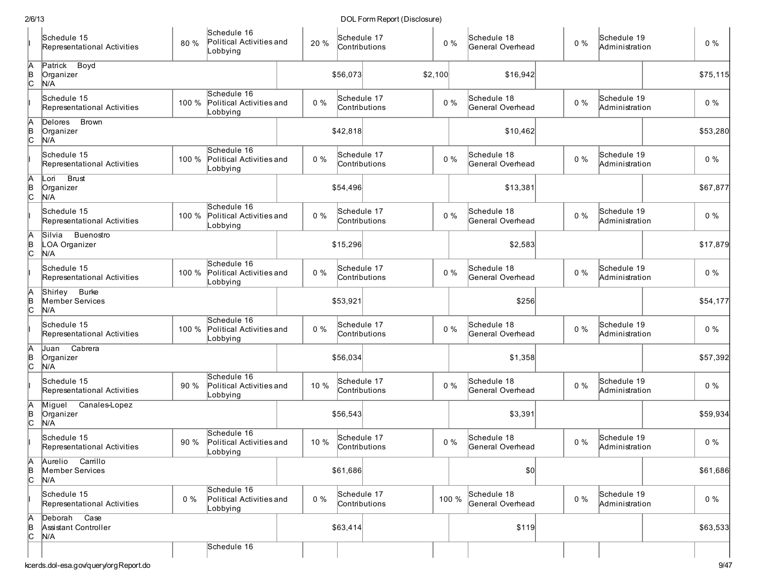| | | | | | | | | | | |
|---|---|---|---|---|---|---|---|---|---|---|
| I | Schedule 15 Representational Activities | 80 % | Schedule 16 Political Activities and Lobbying | 20 % | Schedule 17 Contributions | 0 % | Schedule 18 General Overhead | 0 % | Schedule 19 Administration | 0 % |
| A B C | Patrick Boyd Organizer N/A | | | $56,073 | | $2,100 | $16,942 | | | $75,115 |
| I | Schedule 15 Representational Activities | 100 % | Schedule 16 Political Activities and Lobbying | 0 % | Schedule 17 Contributions | 0 % | Schedule 18 General Overhead | 0 % | Schedule 19 Administration | 0 % |
| A B C | Delores Brown Organizer N/A | | | $42,818 | | | $10,462 | | | $53,280 |
| I | Schedule 15 Representational Activities | 100 % | Schedule 16 Political Activities and Lobbying | 0 % | Schedule 17 Contributions | 0 % | Schedule 18 General Overhead | 0 % | Schedule 19 Administration | 0 % |
| A B C | Lori Brust Organizer N/A | | | $54,496 | | | $13,381 | | | $67,877 |
| I | Schedule 15 Representational Activities | 100 % | Schedule 16 Political Activities and Lobbying | 0 % | Schedule 17 Contributions | 0 % | Schedule 18 General Overhead | 0 % | Schedule 19 Administration | 0 % |
| A B C | Silvia Buenostro LOA Organizer N/A | | | $15,296 | | | $2,583 | | | $17,879 |
| I | Schedule 15 Representational Activities | 100 % | Schedule 16 Political Activities and Lobbying | 0 % | Schedule 17 Contributions | 0 % | Schedule 18 General Overhead | 0 % | Schedule 19 Administration | 0 % |
| A B C | Shirley Burke Member Services N/A | | | $53,921 | | | $256 | | | $54,177 |
| I | Schedule 15 Representational Activities | 100 % | Schedule 16 Political Activities and Lobbying | 0 % | Schedule 17 Contributions | 0 % | Schedule 18 General Overhead | 0 % | Schedule 19 Administration | 0 % |
| A B C | Juan Cabrera Organizer N/A | | | $56,034 | | | $1,358 | | | $57,392 |
| I | Schedule 15 Representational Activities | 90 % | Schedule 16 Political Activities and Lobbying | 10 % | Schedule 17 Contributions | 0 % | Schedule 18 General Overhead | 0 % | Schedule 19 Administration | 0 % |
| A B C | Miguel Canales-Lopez Organizer N/A | | | $56,543 | | | $3,391 | | | $59,934 |
| I | Schedule 15 Representational Activities | 90 % | Schedule 16 Political Activities and Lobbying | 10 % | Schedule 17 Contributions | 0 % | Schedule 18 General Overhead | 0 % | Schedule 19 Administration | 0 % |
| A B C | Aurelio Carrillo Member Services N/A | | | $61,686 | | | $0 | | | $61,686 |
| I | Schedule 15 Representational Activities | 0 % | Schedule 16 Political Activities and Lobbying | 0 % | Schedule 17 Contributions | 100 % | Schedule 18 General Overhead | 0 % | Schedule 19 Administration | 0 % |
| A B C | Deborah Case Assistant Controller N/A | | | $63,414 | | | $119 | | | $63,533 |
| | | | Schedule 16 | | | | | | | |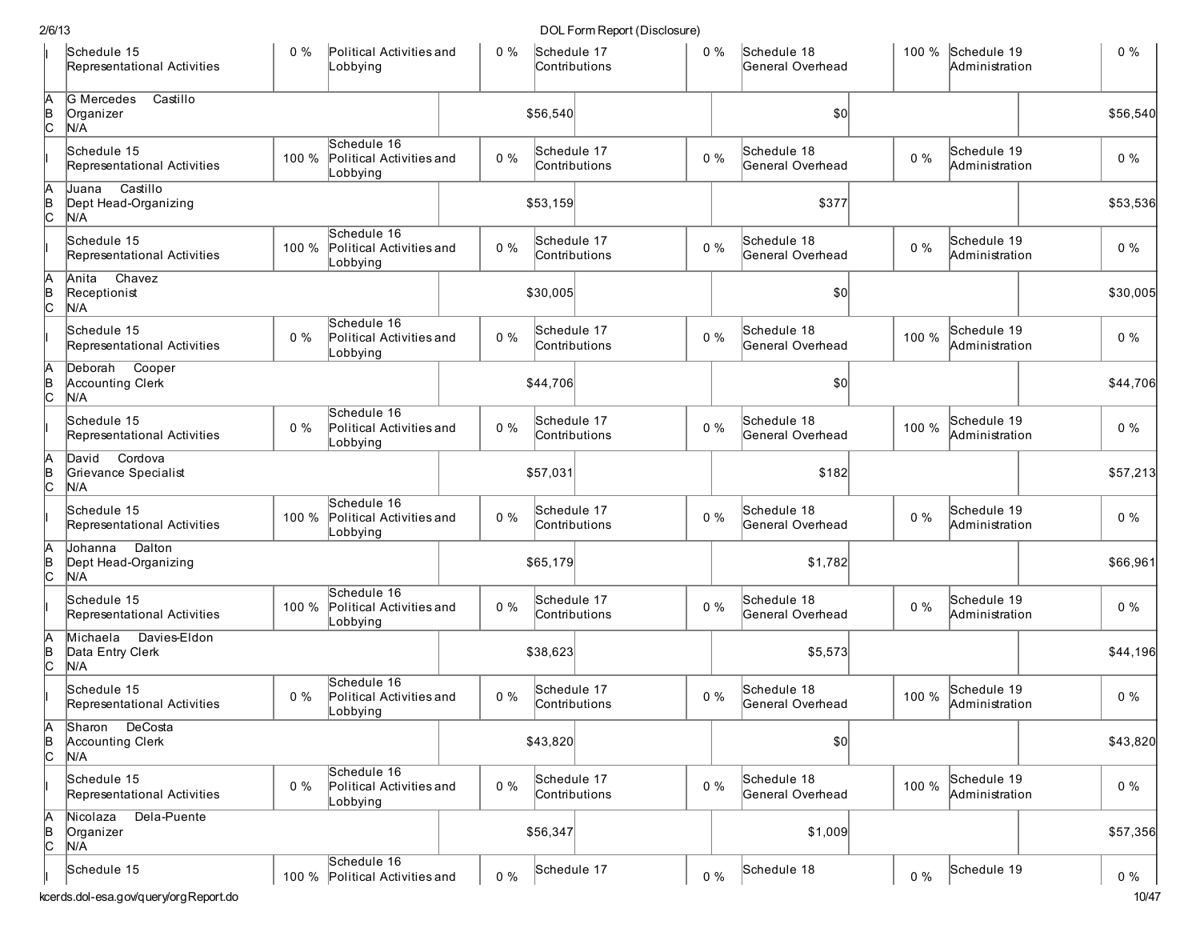| | | | | | | | | | | |
|---|---|---|---|---|---|---|---|---|---|---|
| I | Schedule 15 Representational Activities | 0 % | Political Activities and Lobbying | 0 % | Schedule 17 Contributions | 0 % | Schedule 18 General Overhead | 100 % | Schedule 19 Administration | 0 % |
| A B C | G Mercedes Castillo Organizer N/A | | | $56,540 | | | $0 | | | $56,540 |
| I | Schedule 15 Representational Activities | 100 % | Schedule 16 Political Activities and Lobbying | 0 % | Schedule 17 Contributions | 0 % | Schedule 18 General Overhead | 0 % | Schedule 19 Administration | 0 % |
| A B C | Juana Castillo Dept Head-Organizing N/A | | | $53,159 | | | $377 | | | $53,536 |
| I | Schedule 15 Representational Activities | 100 % | Schedule 16 Political Activities and Lobbying | 0 % | Schedule 17 Contributions | 0 % | Schedule 18 General Overhead | 0 % | Schedule 19 Administration | 0 % |
| A B C | Anita Chavez Receptionist N/A | | | $30,005 | | | $0 | | | $30,005 |
| I | Schedule 15 Representational Activities | 0 % | Schedule 16 Political Activities and Lobbying | 0 % | Schedule 17 Contributions | 0 % | Schedule 18 General Overhead | 100 % | Schedule 19 Administration | 0 % |
| A B C | Deborah Cooper Accounting Clerk N/A | | | $44,706 | | | $0 | | | $44,706 |
| I | Schedule 15 Representational Activities | 0 % | Schedule 16 Political Activities and Lobbying | 0 % | Schedule 17 Contributions | 0 % | Schedule 18 General Overhead | 100 % | Schedule 19 Administration | 0 % |
| A B C | David Cordova Grievance Specialist N/A | | | $57,031 | | | $182 | | | $57,213 |
| I | Schedule 15 Representational Activities | 100 % | Schedule 16 Political Activities and Lobbying | 0 % | Schedule 17 Contributions | 0 % | Schedule 18 General Overhead | 0 % | Schedule 19 Administration | 0 % |
| A B C | Johanna Dalton Dept Head-Organizing N/A | | | $65,179 | | | $1,782 | | | $66,961 |
| I | Schedule 15 Representational Activities | 100 % | Schedule 16 Political Activities and Lobbying | 0 % | Schedule 17 Contributions | 0 % | Schedule 18 General Overhead | 0 % | Schedule 19 Administration | 0 % |
| A B C | Michaela Davies-Eldon Data Entry Clerk N/A | | | $38,623 | | | $5,573 | | | $44,196 |
| I | Schedule 15 Representational Activities | 0 % | Schedule 16 Political Activities and Lobbying | 0 % | Schedule 17 Contributions | 0 % | Schedule 18 General Overhead | 100 % | Schedule 19 Administration | 0 % |
| A B C | Sharon DeCosta Accounting Clerk N/A | | | $43,820 | | | $0 | | | $43,820 |
| I | Schedule 15 Representational Activities | 0 % | Schedule 16 Political Activities and Lobbying | 0 % | Schedule 17 Contributions | 0 % | Schedule 18 General Overhead | 100 % | Schedule 19 Administration | 0 % |
| A B C | Nicolaza Dela-Puente Organizer N/A | | | $56,347 | | | $1,009 | | | $57,356 |
| I | Schedule 15 | 100 % | Schedule 16 Political Activities and | 0 % | Schedule 17 | 0 % | Schedule 18 | 0 % | Schedule 19 | 0 % |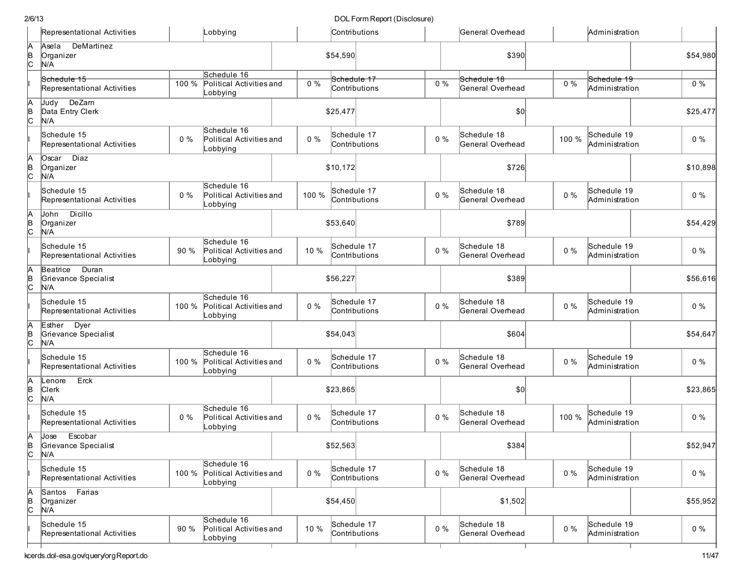| | Representational Activities | | Lobbying | | Contributions | | General Overhead | | Administration | |
|---|---|---|---|---|---|---|---|---|---|---|
| A<br>B<br>C | Asela DeMartinez<br>Organizer<br>N/A | | | | $54,590 | | $390 | | | $54,980 |
| I | Schedule 15<br>Representational Activities | 100 % | Schedule 16<br>Political Activities and Lobbying | 0 % | Schedule 17<br>Contributions | 0 % | Schedule 18<br>General Overhead | 0 % | Schedule 19<br>Administration | 0 % |
| A<br>B<br>C | Judy DeZarn<br>Data Entry Clerk<br>N/A | | | | $25,477 | | $0 | | | $25,477 |
| I | Schedule 15<br>Representational Activities | 0 % | Schedule 16<br>Political Activities and Lobbying | 0 % | Schedule 17<br>Contributions | 0 % | Schedule 18<br>General Overhead | 100 % | Schedule 19<br>Administration | 0 % |
| A<br>B<br>C | Oscar Diaz<br>Organizer<br>N/A | | | | $10,172 | | $726 | | | $10,898 |
| I | Schedule 15<br>Representational Activities | 0 % | Schedule 16<br>Political Activities and Lobbying | 100 % | Schedule 17<br>Contributions | 0 % | Schedule 18<br>General Overhead | 0 % | Schedule 19<br>Administration | 0 % |
| A<br>B<br>C | John Dicillo<br>Organizer<br>N/A | | | | $53,640 | | $789 | | | $54,429 |
| I | Schedule 15<br>Representational Activities | 90 % | Schedule 16<br>Political Activities and Lobbying | 10 % | Schedule 17<br>Contributions | 0 % | Schedule 18<br>General Overhead | 0 % | Schedule 19<br>Administration | 0 % |
| A<br>B<br>C | Beatrice Duran<br>Grievance Specialist<br>N/A | | | | $56,227 | | $389 | | | $56,616 |
| I | Schedule 15<br>Representational Activities | 100 % | Schedule 16<br>Political Activities and Lobbying | 0 % | Schedule 17<br>Contributions | 0 % | Schedule 18<br>General Overhead | 0 % | Schedule 19<br>Administration | 0 % |
| A<br>B<br>C | Esther Dyer<br>Grievance Specialist<br>N/A | | | | $54,043 | | $604 | | | $54,647 |
| I | Schedule 15<br>Representational Activities | 100 % | Schedule 16<br>Political Activities and Lobbying | 0 % | Schedule 17<br>Contributions | 0 % | Schedule 18<br>General Overhead | 0 % | Schedule 19<br>Administration | 0 % |
| A<br>B<br>C | Lenore Erck<br>Clerk<br>N/A | | | | $23,865 | | $0 | | | $23,865 |
| I | Schedule 15<br>Representational Activities | 0 % | Schedule 16<br>Political Activities and Lobbying | 0 % | Schedule 17<br>Contributions | 0 % | Schedule 18<br>General Overhead | 100 % | Schedule 19<br>Administration | 0 % |
| A<br>B<br>C | Jose Escobar<br>Grievance Specialist<br>N/A | | | | $52,563 | | $384 | | | $52,947 |
| I | Schedule 15<br>Representational Activities | 100 % | Schedule 16<br>Political Activities and Lobbying | 0 % | Schedule 17<br>Contributions | 0 % | Schedule 18<br>General Overhead | 0 % | Schedule 19<br>Administration | 0 % |
| A<br>B<br>C | Santos Farias<br>Organizer<br>N/A | | | | $54,450 | | $1,502 | | | $55,952 |
| I | Schedule 15<br>Representational Activities | 90 % | Schedule 16<br>Political Activities and Lobbying | 10 % | Schedule 17<br>Contributions | 0 % | Schedule 18<br>General Overhead | 0 % | Schedule 19<br>Administration | 0 % |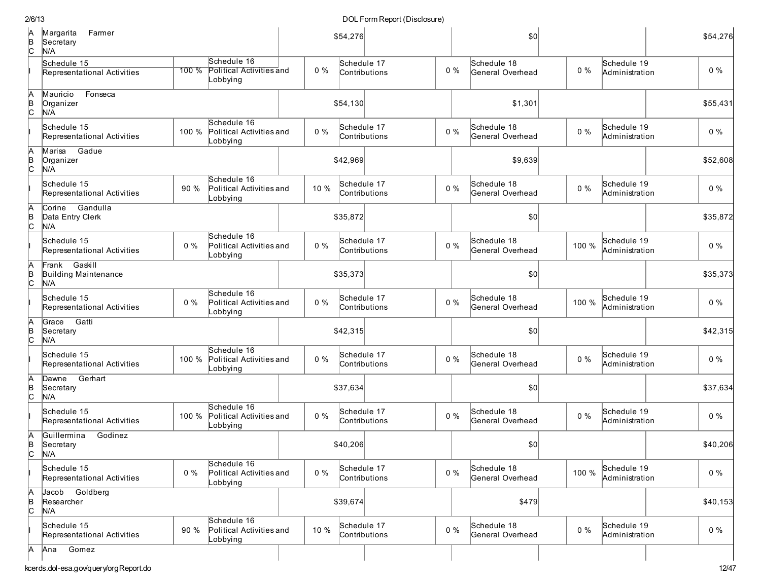| | | | | | | | | | |
|---|---|---|---|---|---|---|---|---|---|
| A B C | Margarita Farmer<br>Secretary<br>N/A | | | $54,276 | | $0 | | | $54,276 |
| I | Schedule 15<br>Representational Activities | 100 % | Schedule 16<br>Political Activities and Lobbying | 0 % | Schedule 17<br>Contributions | 0 % | Schedule 18<br>General Overhead | 0 % | Schedule 19<br>Administration | 0 % |
| A B C | Mauricio Fonseca<br>Organizer<br>N/A | | | $54,130 | | $1,301 | | | $55,431 |
| I | Schedule 15<br>Representational Activities | 100 % | Schedule 16<br>Political Activities and Lobbying | 0 % | Schedule 17<br>Contributions | 0 % | Schedule 18<br>General Overhead | 0 % | Schedule 19<br>Administration | 0 % |
| A B C | Marisa Gadue<br>Organizer<br>N/A | | | $42,969 | | $9,639 | | | $52,608 |
| I | Schedule 15<br>Representational Activities | 90 % | Schedule 16<br>Political Activities and Lobbying | 10 % | Schedule 17<br>Contributions | 0 % | Schedule 18<br>General Overhead | 0 % | Schedule 19<br>Administration | 0 % |
| A B C | Corine Gandulla<br>Data Entry Clerk<br>N/A | | | $35,872 | | $0 | | | $35,872 |
| I | Schedule 15<br>Representational Activities | 0 % | Schedule 16<br>Political Activities and Lobbying | 0 % | Schedule 17<br>Contributions | 0 % | Schedule 18<br>General Overhead | 100 % | Schedule 19<br>Administration | 0 % |
| A B C | Frank Gaskill<br>Building Maintenance<br>N/A | | | $35,373 | | $0 | | | $35,373 |
| I | Schedule 15<br>Representational Activities | 0 % | Schedule 16<br>Political Activities and Lobbying | 0 % | Schedule 17<br>Contributions | 0 % | Schedule 18<br>General Overhead | 100 % | Schedule 19<br>Administration | 0 % |
| A B C | Grace Gatti<br>Secretary<br>N/A | | | $42,315 | | $0 | | | $42,315 |
| I | Schedule 15<br>Representational Activities | 100 % | Schedule 16<br>Political Activities and Lobbying | 0 % | Schedule 17<br>Contributions | 0 % | Schedule 18<br>General Overhead | 0 % | Schedule 19<br>Administration | 0 % |
| A B C | Dawne Gerhart<br>Secretary<br>N/A | | | $37,634 | | $0 | | | $37,634 |
| I | Schedule 15<br>Representational Activities | 100 % | Schedule 16<br>Political Activities and Lobbying | 0 % | Schedule 17<br>Contributions | 0 % | Schedule 18<br>General Overhead | 0 % | Schedule 19<br>Administration | 0 % |
| A B C | Guillermina Godinez<br>Secretary<br>N/A | | | $40,206 | | $0 | | | $40,206 |
| I | Schedule 15<br>Representational Activities | 0 % | Schedule 16<br>Political Activities and Lobbying | 0 % | Schedule 17<br>Contributions | 0 % | Schedule 18<br>General Overhead | 100 % | Schedule 19<br>Administration | 0 % |
| A B C | Jacob Goldberg<br>Researcher<br>N/A | | | $39,674 | | $479 | | | $40,153 |
| I | Schedule 15<br>Representational Activities | 90 % | Schedule 16<br>Political Activities and Lobbying | 10 % | Schedule 17<br>Contributions | 0 % | Schedule 18<br>General Overhead | 0 % | Schedule 19<br>Administration | 0 % |
| A | Ana Gomez | | | | | | | | |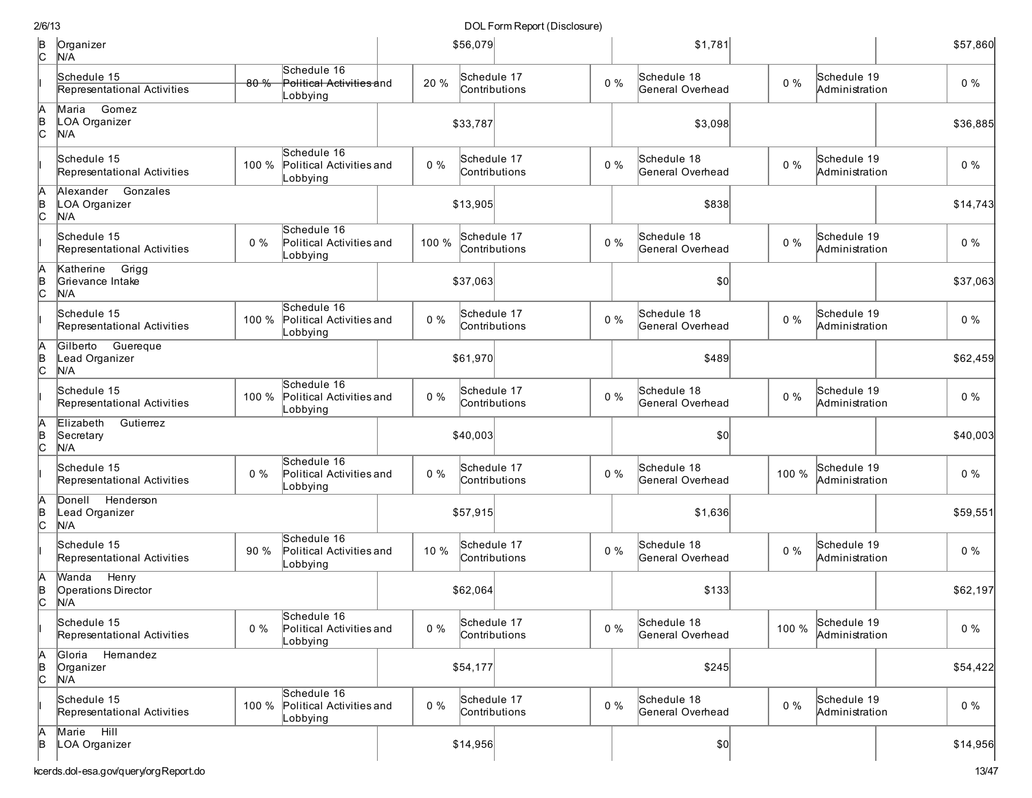| | | | | | | | | | | |
|---|---|---|---|---|---|---|---|---|---|---|
| B<br>C | Organizer<br>N/A | | | $56,079 | | $1,781 | | | | $57,860 |
| I | Schedule 15<br>Representational Activities | 80 % | Schedule 16<br>Political Activities and Lobbying | 20 % | Schedule 17<br>Contributions | 0 % | Schedule 18<br>General Overhead | 0 % | Schedule 19<br>Administration | 0 % |
| A<br>B<br>C | Maria Gomez<br>LOA Organizer<br>N/A | | | $33,787 | | $3,098 | | | | $36,885 |
| I | Schedule 15<br>Representational Activities | 100 % | Schedule 16<br>Political Activities and Lobbying | 0 % | Schedule 17<br>Contributions | 0 % | Schedule 18<br>General Overhead | 0 % | Schedule 19<br>Administration | 0 % |
| A<br>B<br>C | Alexander Gonzales<br>LOA Organizer<br>N/A | | | $13,905 | | $838 | | | | $14,743 |
| I | Schedule 15<br>Representational Activities | 0 % | Schedule 16<br>Political Activities and Lobbying | 100 % | Schedule 17<br>Contributions | 0 % | Schedule 18<br>General Overhead | 0 % | Schedule 19<br>Administration | 0 % |
| A<br>B<br>C | Katherine Grigg<br>Grievance Intake<br>N/A | | | $37,063 | | $0 | | | | $37,063 |
| I | Schedule 15<br>Representational Activities | 100 % | Schedule 16<br>Political Activities and Lobbying | 0 % | Schedule 17<br>Contributions | 0 % | Schedule 18<br>General Overhead | 0 % | Schedule 19<br>Administration | 0 % |
| A<br>B<br>C | Gilberto Guereque<br>Lead Organizer<br>N/A | | | $61,970 | | $489 | | | | $62,459 |
| I | Schedule 15<br>Representational Activities | 100 % | Schedule 16<br>Political Activities and Lobbying | 0 % | Schedule 17<br>Contributions | 0 % | Schedule 18<br>General Overhead | 0 % | Schedule 19<br>Administration | 0 % |
| A<br>B<br>C | Elizabeth Gutierrez<br>Secretary<br>N/A | | | $40,003 | | $0 | | | | $40,003 |
| I | Schedule 15<br>Representational Activities | 0 % | Schedule 16<br>Political Activities and Lobbying | 0 % | Schedule 17<br>Contributions | 0 % | Schedule 18<br>General Overhead | 100 % | Schedule 19<br>Administration | 0 % |
| A<br>B<br>C | Donell Henderson<br>Lead Organizer<br>N/A | | | $57,915 | | $1,636 | | | | $59,551 |
| I | Schedule 15<br>Representational Activities | 90 % | Schedule 16<br>Political Activities and Lobbying | 10 % | Schedule 17<br>Contributions | 0 % | Schedule 18<br>General Overhead | 0 % | Schedule 19<br>Administration | 0 % |
| A<br>B<br>C | Wanda Henry<br>Operations Director<br>N/A | | | $62,064 | | $133 | | | | $62,197 |
| I | Schedule 15<br>Representational Activities | 0 % | Schedule 16<br>Political Activities and Lobbying | 0 % | Schedule 17<br>Contributions | 0 % | Schedule 18<br>General Overhead | 100 % | Schedule 19<br>Administration | 0 % |
| A<br>B<br>C | Gloria Hernandez<br>Organizer<br>N/A | | | $54,177 | | $245 | | | | $54,422 |
| I | Schedule 15<br>Representational Activities | 100 % | Schedule 16<br>Political Activities and Lobbying | 0 % | Schedule 17<br>Contributions | 0 % | Schedule 18<br>General Overhead | 0 % | Schedule 19<br>Administration | 0 % |
| A<br>B | Marie Hill<br>LOA Organizer | | | $14,956 | | $0 | | | | $14,956 |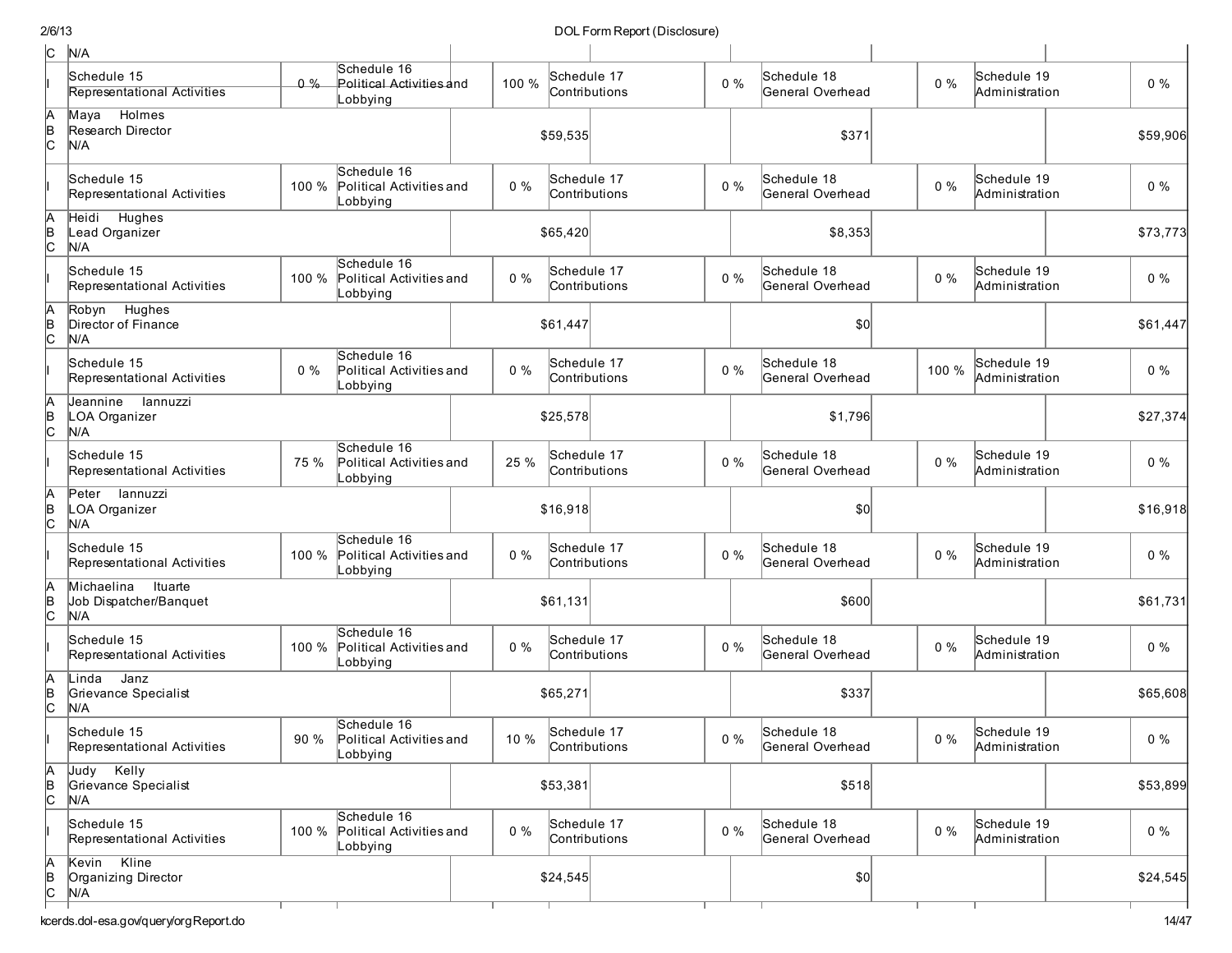| | | | | | | | | | | |
|---|---|---|---|---|---|---|---|---|---|---|
| C | N/A | | | | | | | | | |
| I | Schedule 15 Representational Activities | 0 % | Schedule 16 Political Activities and Lobbying | 100 % | Schedule 17 Contributions | 0 % | Schedule 18 General Overhead | 0 % | Schedule 19 Administration | 0 % |
| A B C | Maya Holmes Research Director N/A | | | | $59,535 | | $371 | | | $59,906 |
| I | Schedule 15 Representational Activities | 100 % | Schedule 16 Political Activities and Lobbying | 0 % | Schedule 17 Contributions | 0 % | Schedule 18 General Overhead | 0 % | Schedule 19 Administration | 0 % |
| A B C | Heidi Hughes Lead Organizer N/A | | | | $65,420 | | $8,353 | | | $73,773 |
| I | Schedule 15 Representational Activities | 100 % | Schedule 16 Political Activities and Lobbying | 0 % | Schedule 17 Contributions | 0 % | Schedule 18 General Overhead | 0 % | Schedule 19 Administration | 0 % |
| A B C | Robyn Hughes Director of Finance N/A | | | | $61,447 | | $0 | | | $61,447 |
| I | Schedule 15 Representational Activities | 0 % | Schedule 16 Political Activities and Lobbying | 0 % | Schedule 17 Contributions | 0 % | Schedule 18 General Overhead | 100 % | Schedule 19 Administration | 0 % |
| A B C | Jeannine Iannuzzi LOA Organizer N/A | | | | $25,578 | | $1,796 | | | $27,374 |
| I | Schedule 15 Representational Activities | 75 % | Schedule 16 Political Activities and Lobbying | 25 % | Schedule 17 Contributions | 0 % | Schedule 18 General Overhead | 0 % | Schedule 19 Administration | 0 % |
| A B C | Peter Iannuzzi LOA Organizer N/A | | | | $16,918 | | $0 | | | $16,918 |
| I | Schedule 15 Representational Activities | 100 % | Schedule 16 Political Activities and Lobbying | 0 % | Schedule 17 Contributions | 0 % | Schedule 18 General Overhead | 0 % | Schedule 19 Administration | 0 % |
| A B C | Michaelina Ituarte Job Dispatcher/Banquet N/A | | | | $61,131 | | $600 | | | $61,731 |
| I | Schedule 15 Representational Activities | 100 % | Schedule 16 Political Activities and Lobbying | 0 % | Schedule 17 Contributions | 0 % | Schedule 18 General Overhead | 0 % | Schedule 19 Administration | 0 % |
| A B C | Linda Janz Grievance Specialist N/A | | | | $65,271 | | $337 | | | $65,608 |
| I | Schedule 15 Representational Activities | 90 % | Schedule 16 Political Activities and Lobbying | 10 % | Schedule 17 Contributions | 0 % | Schedule 18 General Overhead | 0 % | Schedule 19 Administration | 0 % |
| A B C | Judy Kelly Grievance Specialist N/A | | | | $53,381 | | $518 | | | $53,899 |
| I | Schedule 15 Representational Activities | 100 % | Schedule 16 Political Activities and Lobbying | 0 % | Schedule 17 Contributions | 0 % | Schedule 18 General Overhead | 0 % | Schedule 19 Administration | 0 % |
| A B C | Kevin Kline Organizing Director N/A | | | | $24,545 | | $0 | | | $24,545 |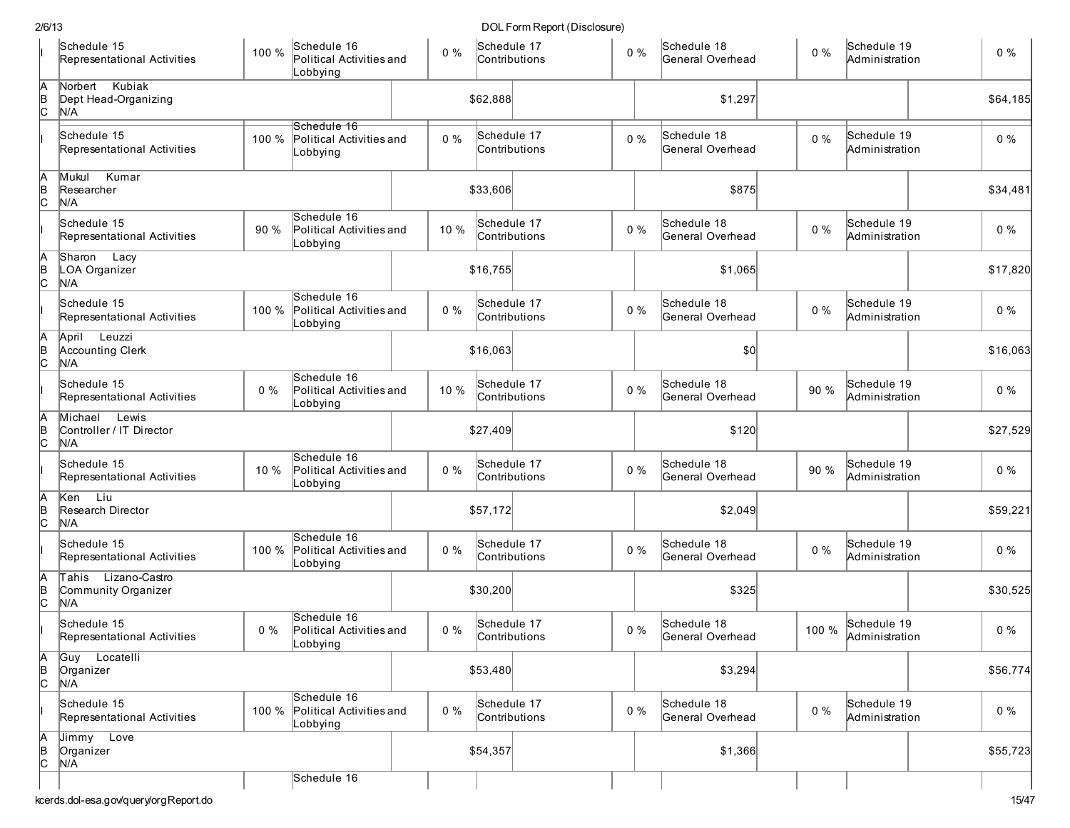| | | | | | | | | | | |
|---|---|---|---|---|---|---|---|---|---|---|
| I | Schedule 15 Representational Activities | 100 % | Schedule 16 Political Activities and Lobbying | 0 % | Schedule 17 Contributions | 0 % | Schedule 18 General Overhead | 0 % | Schedule 19 Administration | 0 % |
| A B C | Norbert Kubiak Dept Head-Organizing N/A | | | | $62,888 | | $1,297 | | | $64,185 |
| I | Schedule 15 Representational Activities | 100 % | Schedule 16 Political Activities and Lobbying | 0 % | Schedule 17 Contributions | 0 % | Schedule 18 General Overhead | 0 % | Schedule 19 Administration | 0 % |
| A B C | Mukul Kumar Researcher N/A | | | | $33,606 | | $875 | | | $34,481 |
| I | Schedule 15 Representational Activities | 90 % | Schedule 16 Political Activities and Lobbying | 10 % | Schedule 17 Contributions | 0 % | Schedule 18 General Overhead | 0 % | Schedule 19 Administration | 0 % |
| A B C | Sharon Lacy LOA Organizer N/A | | | | $16,755 | | $1,065 | | | $17,820 |
| I | Schedule 15 Representational Activities | 100 % | Schedule 16 Political Activities and Lobbying | 0 % | Schedule 17 Contributions | 0 % | Schedule 18 General Overhead | 0 % | Schedule 19 Administration | 0 % |
| A B C | April Leuzzi Accounting Clerk N/A | | | | $16,063 | | $0 | | | $16,063 |
| I | Schedule 15 Representational Activities | 0 % | Schedule 16 Political Activities and Lobbying | 10 % | Schedule 17 Contributions | 0 % | Schedule 18 General Overhead | 90 % | Schedule 19 Administration | 0 % |
| A B C | Michael Lewis Controller / IT Director N/A | | | | $27,409 | | $120 | | | $27,529 |
| I | Schedule 15 Representational Activities | 10 % | Schedule 16 Political Activities and Lobbying | 0 % | Schedule 17 Contributions | 0 % | Schedule 18 General Overhead | 90 % | Schedule 19 Administration | 0 % |
| A B C | Ken Liu Research Director N/A | | | | $57,172 | | $2,049 | | | $59,221 |
| I | Schedule 15 Representational Activities | 100 % | Schedule 16 Political Activities and Lobbying | 0 % | Schedule 17 Contributions | 0 % | Schedule 18 General Overhead | 0 % | Schedule 19 Administration | 0 % |
| A B C | Tahis Lizano-Castro Community Organizer N/A | | | | $30,200 | | $325 | | | $30,525 |
| I | Schedule 15 Representational Activities | 0 % | Schedule 16 Political Activities and Lobbying | 0 % | Schedule 17 Contributions | 0 % | Schedule 18 General Overhead | 100 % | Schedule 19 Administration | 0 % |
| A B C | Guy Locatelli Organizer N/A | | | | $53,480 | | $3,294 | | | $56,774 |
| I | Schedule 15 Representational Activities | 100 % | Schedule 16 Political Activities and Lobbying | 0 % | Schedule 17 Contributions | 0 % | Schedule 18 General Overhead | 0 % | Schedule 19 Administration | 0 % |
| A B C | Jimmy Love Organizer N/A | | | | $54,357 | | $1,366 | | | $55,723 |
| | | | Schedule 16 | | | | | | | |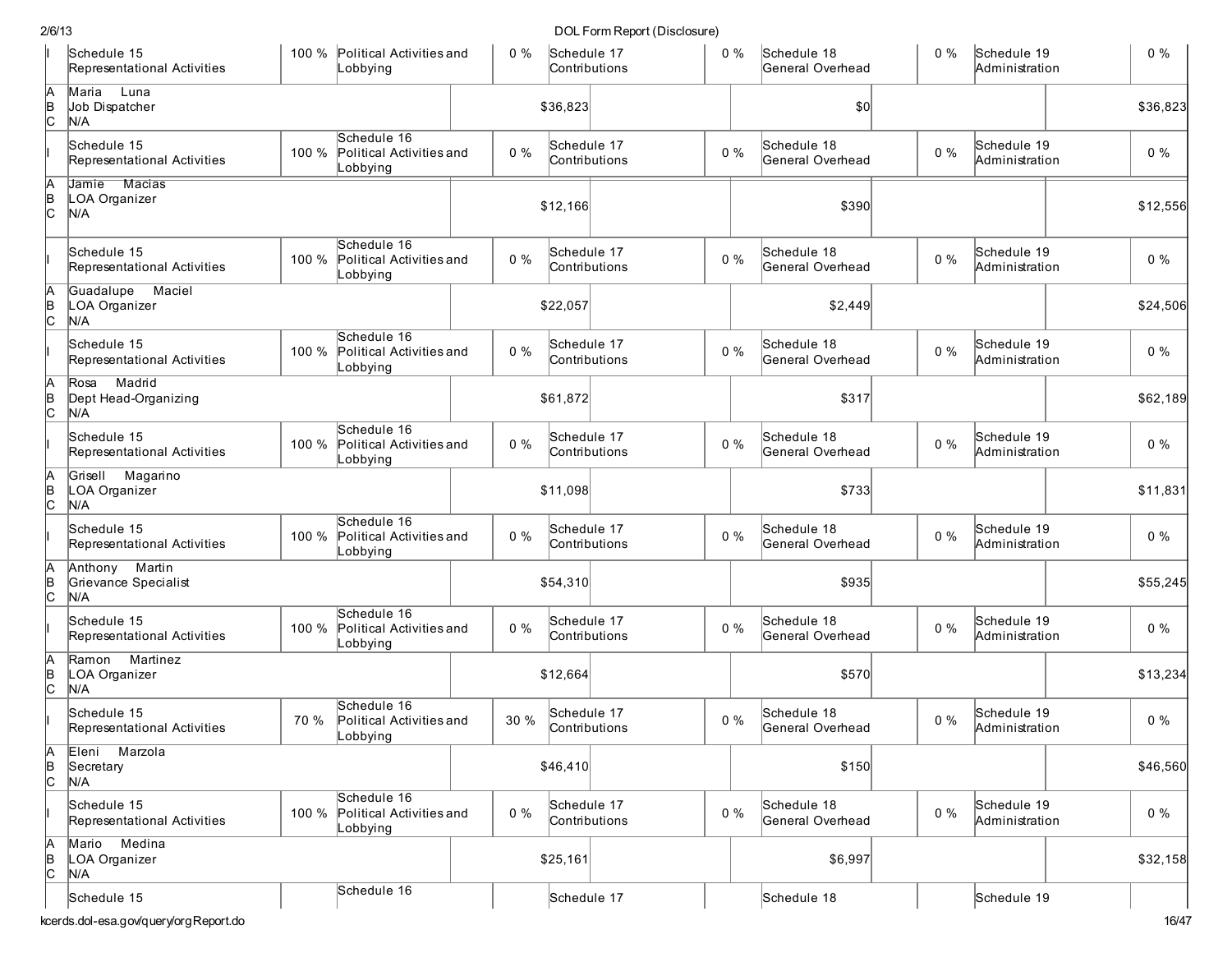| | | | | | | | | | | |
|---|---|---|---|---|---|---|---|---|---|---|
| I | Schedule 15 Representational Activities | 100 % | Political Activities and Lobbying | 0 % | Schedule 17 Contributions | 0 % | Schedule 18 General Overhead | 0 % | Schedule 19 Administration | 0 % |
| A B C | Maria Luna Job Dispatcher N/A | | | $36,823 | | | $0 | | | $36,823 |
| I | Schedule 15 Representational Activities | 100 % | Schedule 16 Political Activities and Lobbying | 0 % | Schedule 17 Contributions | 0 % | Schedule 18 General Overhead | 0 % | Schedule 19 Administration | 0 % |
| A B C | Jamie Macias LOA Organizer N/A | | | $12,166 | | | $390 | | | $12,556 |
| I | Schedule 15 Representational Activities | 100 % | Schedule 16 Political Activities and Lobbying | 0 % | Schedule 17 Contributions | 0 % | Schedule 18 General Overhead | 0 % | Schedule 19 Administration | 0 % |
| A B C | Guadalupe Maciel LOA Organizer N/A | | | $22,057 | | | $2,449 | | | $24,506 |
| I | Schedule 15 Representational Activities | 100 % | Schedule 16 Political Activities and Lobbying | 0 % | Schedule 17 Contributions | 0 % | Schedule 18 General Overhead | 0 % | Schedule 19 Administration | 0 % |
| A B C | Rosa Madrid Dept Head-Organizing N/A | | | $61,872 | | | $317 | | | $62,189 |
| I | Schedule 15 Representational Activities | 100 % | Schedule 16 Political Activities and Lobbying | 0 % | Schedule 17 Contributions | 0 % | Schedule 18 General Overhead | 0 % | Schedule 19 Administration | 0 % |
| A B C | Grisell Magarino LOA Organizer N/A | | | $11,098 | | | $733 | | | $11,831 |
| I | Schedule 15 Representational Activities | 100 % | Schedule 16 Political Activities and Lobbying | 0 % | Schedule 17 Contributions | 0 % | Schedule 18 General Overhead | 0 % | Schedule 19 Administration | 0 % |
| A B C | Anthony Martin Grievance Specialist N/A | | | $54,310 | | | $935 | | | $55,245 |
| I | Schedule 15 Representational Activities | 100 % | Schedule 16 Political Activities and Lobbying | 0 % | Schedule 17 Contributions | 0 % | Schedule 18 General Overhead | 0 % | Schedule 19 Administration | 0 % |
| A B C | Ramon Martinez LOA Organizer N/A | | | $12,664 | | | $570 | | | $13,234 |
| I | Schedule 15 Representational Activities | 70 % | Schedule 16 Political Activities and Lobbying | 30 % | Schedule 17 Contributions | 0 % | Schedule 18 General Overhead | 0 % | Schedule 19 Administration | 0 % |
| A B C | Eleni Marzola Secretary N/A | | | $46,410 | | | $150 | | | $46,560 |
| I | Schedule 15 Representational Activities | 100 % | Schedule 16 Political Activities and Lobbying | 0 % | Schedule 17 Contributions | 0 % | Schedule 18 General Overhead | 0 % | Schedule 19 Administration | 0 % |
| A B C | Mario Medina LOA Organizer N/A | | | $25,161 | | | $6,997 | | | $32,158 |
| | Schedule 15 | | Schedule 16 | | Schedule 17 | | Schedule 18 | | Schedule 19 | |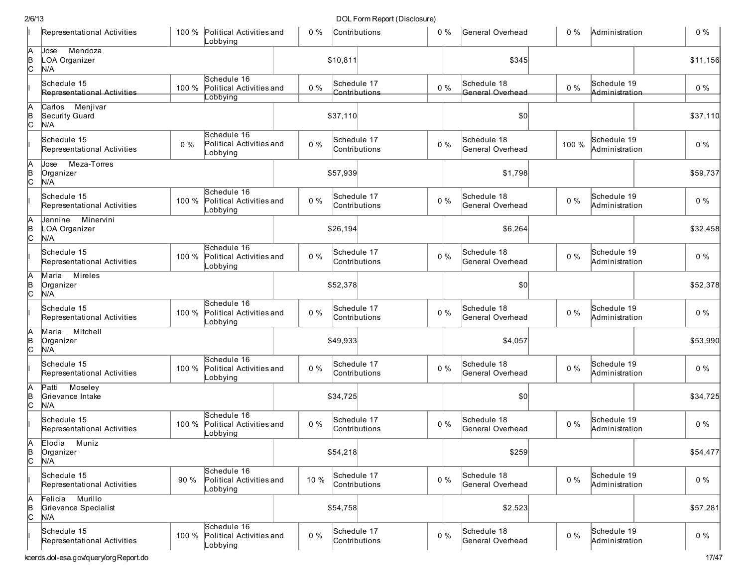| | | | | | | | | | | |
|---|---|---|---|---|---|---|---|---|---|---|
| I | Representational Activities | 100 % | Political Activities and Lobbying | 0 % | Contributions | 0 % | General Overhead | 0 % | Administration | 0 % |
| A B C | Jose Mendoza<br>LOA Organizer<br>N/A | | | | $10,811 | | $345 | | | $11,156 |
| I | Schedule 15<br>Representational Activities | 100 % | Schedule 16<br>Political Activities and Lobbying | 0 % | Schedule 17<br>Contributions | 0 % | Schedule 18<br>General Overhead | 0 % | Schedule 19<br>Administration | 0 % |
| A B C | Carlos Menjivar<br>Security Guard<br>N/A | | | | $37,110 | | $0 | | | $37,110 |
| I | Schedule 15<br>Representational Activities | 0 % | Schedule 16<br>Political Activities and Lobbying | 0 % | Schedule 17<br>Contributions | 0 % | Schedule 18<br>General Overhead | 100 % | Schedule 19<br>Administration | 0 % |
| A B C | Jose Meza-Torres<br>Organizer<br>N/A | | | | $57,939 | | $1,798 | | | $59,737 |
| I | Schedule 15<br>Representational Activities | 100 % | Schedule 16<br>Political Activities and Lobbying | 0 % | Schedule 17<br>Contributions | 0 % | Schedule 18<br>General Overhead | 0 % | Schedule 19<br>Administration | 0 % |
| A B C | Jennine Minervini<br>LOA Organizer<br>N/A | | | | $26,194 | | $6,264 | | | $32,458 |
| I | Schedule 15<br>Representational Activities | 100 % | Schedule 16<br>Political Activities and Lobbying | 0 % | Schedule 17<br>Contributions | 0 % | Schedule 18<br>General Overhead | 0 % | Schedule 19<br>Administration | 0 % |
| A B C | Maria Mireles<br>Organizer<br>N/A | | | | $52,378 | | $0 | | | $52,378 |
| I | Schedule 15<br>Representational Activities | 100 % | Schedule 16<br>Political Activities and Lobbying | 0 % | Schedule 17<br>Contributions | 0 % | Schedule 18<br>General Overhead | 0 % | Schedule 19<br>Administration | 0 % |
| A B C | Maria Mitchell<br>Organizer<br>N/A | | | | $49,933 | | $4,057 | | | $53,990 |
| I | Schedule 15<br>Representational Activities | 100 % | Schedule 16<br>Political Activities and Lobbying | 0 % | Schedule 17<br>Contributions | 0 % | Schedule 18<br>General Overhead | 0 % | Schedule 19<br>Administration | 0 % |
| A B C | Patti Moseley<br>Grievance Intake<br>N/A | | | | $34,725 | | $0 | | | $34,725 |
| I | Schedule 15<br>Representational Activities | 100 % | Schedule 16<br>Political Activities and Lobbying | 0 % | Schedule 17<br>Contributions | 0 % | Schedule 18<br>General Overhead | 0 % | Schedule 19<br>Administration | 0 % |
| A B C | Elodia Muniz<br>Organizer<br>N/A | | | | $54,218 | | $259 | | | $54,477 |
| I | Schedule 15<br>Representational Activities | 90 % | Schedule 16<br>Political Activities and Lobbying | 10 % | Schedule 17<br>Contributions | 0 % | Schedule 18<br>General Overhead | 0 % | Schedule 19<br>Administration | 0 % |
| A B C | Felicia Murillo<br>Grievance Specialist<br>N/A | | | | $54,758 | | $2,523 | | | $57,281 |
| I | Schedule 15<br>Representational Activities | 100 % | Schedule 16<br>Political Activities and Lobbying | 0 % | Schedule 17<br>Contributions | 0 % | Schedule 18<br>General Overhead | 0 % | Schedule 19<br>Administration | 0 % |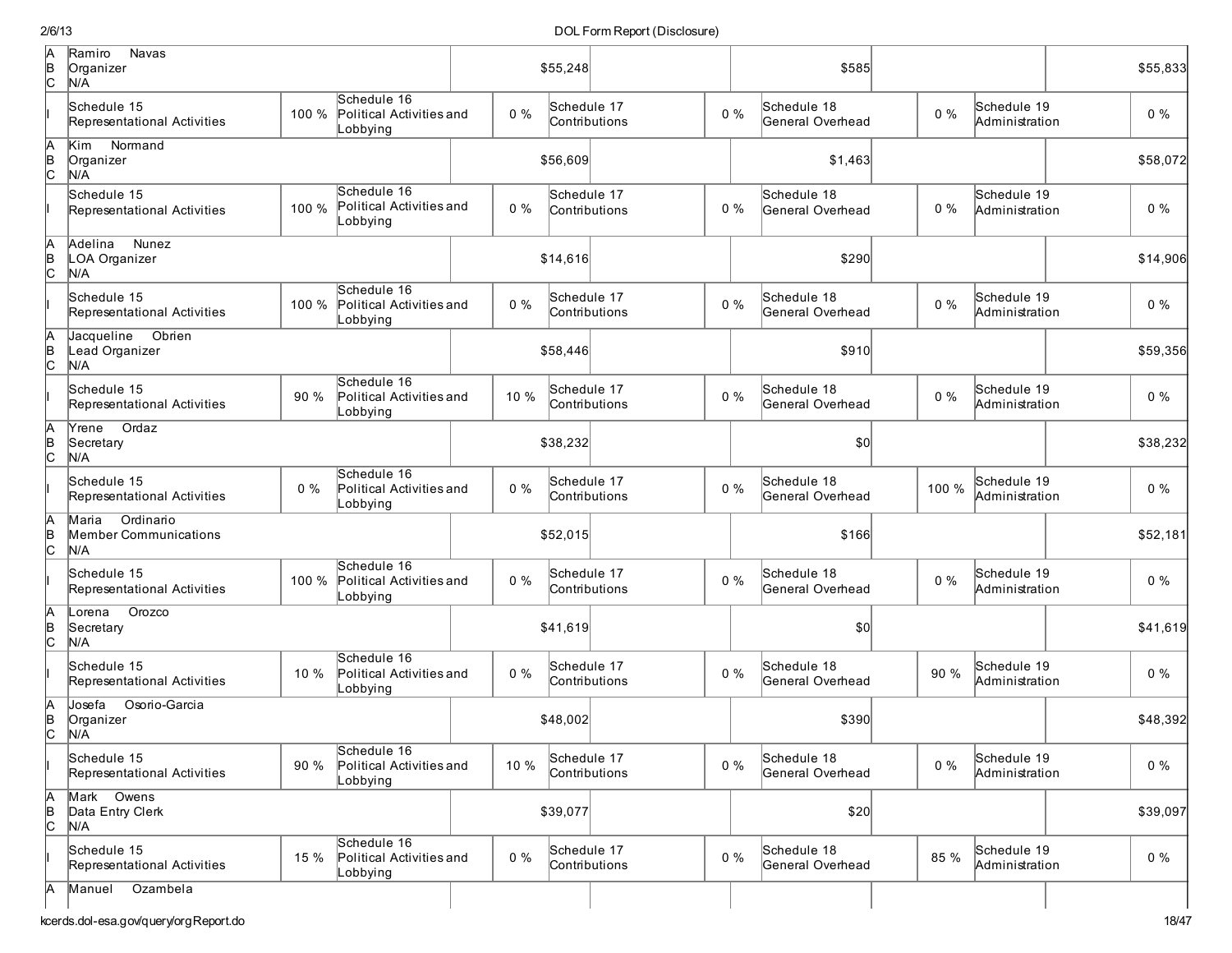| | | | | | | | | | |
|---|---|---|---|---|---|---|---|---|---|
| A<br>B<br>C | Ramiro Navas<br>Organizer<br>N/A | | | $55,248 | | | $585 | | $55,833 |
| I | Schedule 15<br>Representational Activities | 100 % | Schedule 16<br>Political Activities and Lobbying | 0 % | Schedule 17<br>Contributions | 0 % | Schedule 18<br>General Overhead | 0 % | Schedule 19<br>Administration | 0 % |
| A<br>B<br>C | Kim Normand<br>Organizer<br>N/A | | | $56,609 | | | $1,463 | | $58,072 |
| I | Schedule 15<br>Representational Activities | 100 % | Schedule 16<br>Political Activities and Lobbying | 0 % | Schedule 17<br>Contributions | 0 % | Schedule 18<br>General Overhead | 0 % | Schedule 19<br>Administration | 0 % |
| A<br>B<br>C | Adelina Nunez<br>LOA Organizer<br>N/A | | | $14,616 | | | $290 | | $14,906 |
| I | Schedule 15<br>Representational Activities | 100 % | Schedule 16<br>Political Activities and Lobbying | 0 % | Schedule 17<br>Contributions | 0 % | Schedule 18<br>General Overhead | 0 % | Schedule 19<br>Administration | 0 % |
| A<br>B<br>C | Jacqueline Obrien<br>Lead Organizer<br>N/A | | | $58,446 | | | $910 | | $59,356 |
| I | Schedule 15<br>Representational Activities | 90 % | Schedule 16<br>Political Activities and Lobbying | 10 % | Schedule 17<br>Contributions | 0 % | Schedule 18<br>General Overhead | 0 % | Schedule 19<br>Administration | 0 % |
| A<br>B<br>C | Yrene Ordaz<br>Secretary<br>N/A | | | $38,232 | | | $0 | | $38,232 |
| I | Schedule 15<br>Representational Activities | 0 % | Schedule 16<br>Political Activities and Lobbying | 0 % | Schedule 17<br>Contributions | 0 % | Schedule 18<br>General Overhead | 100 % | Schedule 19<br>Administration | 0 % |
| A<br>B<br>C | Maria Ordinario<br>Member Communications<br>N/A | | | $52,015 | | | $166 | | $52,181 |
| I | Schedule 15<br>Representational Activities | 100 % | Schedule 16<br>Political Activities and Lobbying | 0 % | Schedule 17<br>Contributions | 0 % | Schedule 18<br>General Overhead | 0 % | Schedule 19<br>Administration | 0 % |
| A<br>B<br>C | Lorena Orozco<br>Secretary<br>N/A | | | $41,619 | | | $0 | | $41,619 |
| I | Schedule 15<br>Representational Activities | 10 % | Schedule 16<br>Political Activities and Lobbying | 0 % | Schedule 17<br>Contributions | 0 % | Schedule 18<br>General Overhead | 90 % | Schedule 19<br>Administration | 0 % |
| A<br>B<br>C | Josefa Osorio-Garcia<br>Organizer<br>N/A | | | $48,002 | | | $390 | | $48,392 |
| I | Schedule 15<br>Representational Activities | 90 % | Schedule 16<br>Political Activities and Lobbying | 10 % | Schedule 17<br>Contributions | 0 % | Schedule 18<br>General Overhead | 0 % | Schedule 19<br>Administration | 0 % |
| A<br>B<br>C | Mark Owens<br>Data Entry Clerk<br>N/A | | | $39,077 | | | $20 | | $39,097 |
| I | Schedule 15<br>Representational Activities | 15 % | Schedule 16<br>Political Activities and Lobbying | 0 % | Schedule 17<br>Contributions | 0 % | Schedule 18<br>General Overhead | 85 % | Schedule 19<br>Administration | 0 % |
| A | Manuel Ozambela | | | | | | | | |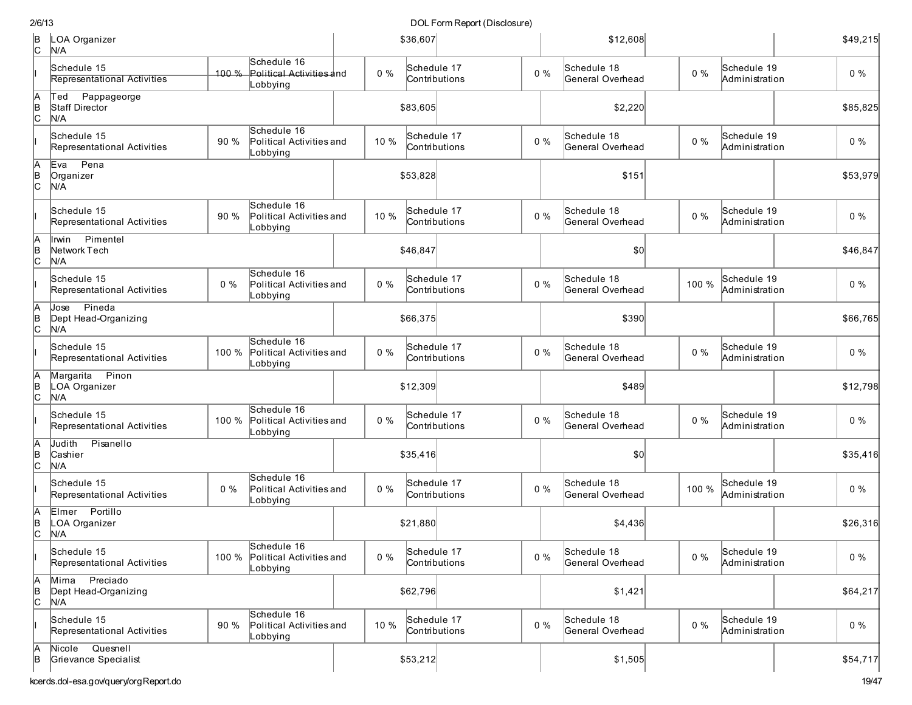| | | | | | | | | | | |
|---|---|---|---|---|---|---|---|---|---|---|
| B<br>C | LOA Organizer<br>N/A | | | $36,607 | | | $12,608 | | | $49,215 |
| I | Schedule 15<br>Representational Activities | 100 % | Schedule 16<br>Political Activities and Lobbying | 0 % | Schedule 17<br>Contributions | 0 % | Schedule 18<br>General Overhead | 0 % | Schedule 19<br>Administration | 0 % |
| A<br>B<br>C | Ted Pappageorge<br>Staff Director<br>N/A | | | $83,605 | | | $2,220 | | | $85,825 |
| I | Schedule 15<br>Representational Activities | 90 % | Schedule 16<br>Political Activities and Lobbying | 10 % | Schedule 17<br>Contributions | 0 % | Schedule 18<br>General Overhead | 0 % | Schedule 19<br>Administration | 0 % |
| A<br>B<br>C | Eva Pena<br>Organizer<br>N/A | | | $53,828 | | | $151 | | | $53,979 |
| I | Schedule 15<br>Representational Activities | 90 % | Schedule 16<br>Political Activities and Lobbying | 10 % | Schedule 17<br>Contributions | 0 % | Schedule 18<br>General Overhead | 0 % | Schedule 19<br>Administration | 0 % |
| A<br>B<br>C | Irwin Pimentel<br>Network Tech<br>N/A | | | $46,847 | | | $0 | | | $46,847 |
| I | Schedule 15<br>Representational Activities | 0 % | Schedule 16<br>Political Activities and Lobbying | 0 % | Schedule 17<br>Contributions | 0 % | Schedule 18<br>General Overhead | 100 % | Schedule 19<br>Administration | 0 % |
| A<br>B<br>C | Jose Pineda<br>Dept Head-Organizing<br>N/A | | | $66,375 | | | $390 | | | $66,765 |
| I | Schedule 15<br>Representational Activities | 100 % | Schedule 16<br>Political Activities and Lobbying | 0 % | Schedule 17<br>Contributions | 0 % | Schedule 18<br>General Overhead | 0 % | Schedule 19<br>Administration | 0 % |
| A<br>B<br>C | Margarita Pinon<br>LOA Organizer<br>N/A | | | $12,309 | | | $489 | | | $12,798 |
| I | Schedule 15<br>Representational Activities | 100 % | Schedule 16<br>Political Activities and Lobbying | 0 % | Schedule 17<br>Contributions | 0 % | Schedule 18<br>General Overhead | 0 % | Schedule 19<br>Administration | 0 % |
| A<br>B<br>C | Judith Pisanello<br>Cashier<br>N/A | | | $35,416 | | | $0 | | | $35,416 |
| I | Schedule 15<br>Representational Activities | 0 % | Schedule 16<br>Political Activities and Lobbying | 0 % | Schedule 17<br>Contributions | 0 % | Schedule 18<br>General Overhead | 100 % | Schedule 19<br>Administration | 0 % |
| A<br>B<br>C | Elmer Portillo<br>LOA Organizer<br>N/A | | | $21,880 | | | $4,436 | | | $26,316 |
| I | Schedule 15<br>Representational Activities | 100 % | Schedule 16<br>Political Activities and Lobbying | 0 % | Schedule 17<br>Contributions | 0 % | Schedule 18<br>General Overhead | 0 % | Schedule 19<br>Administration | 0 % |
| A<br>B<br>C | Mirna Preciado<br>Dept Head-Organizing<br>N/A | | | $62,796 | | | $1,421 | | | $64,217 |
| I | Schedule 15<br>Representational Activities | 90 % | Schedule 16<br>Political Activities and Lobbying | 10 % | Schedule 17<br>Contributions | 0 % | Schedule 18<br>General Overhead | 0 % | Schedule 19<br>Administration | 0 % |
| A<br>B | Nicole Quesnell<br>Grievance Specialist | | | $53,212 | | | $1,505 | | | $54,717 |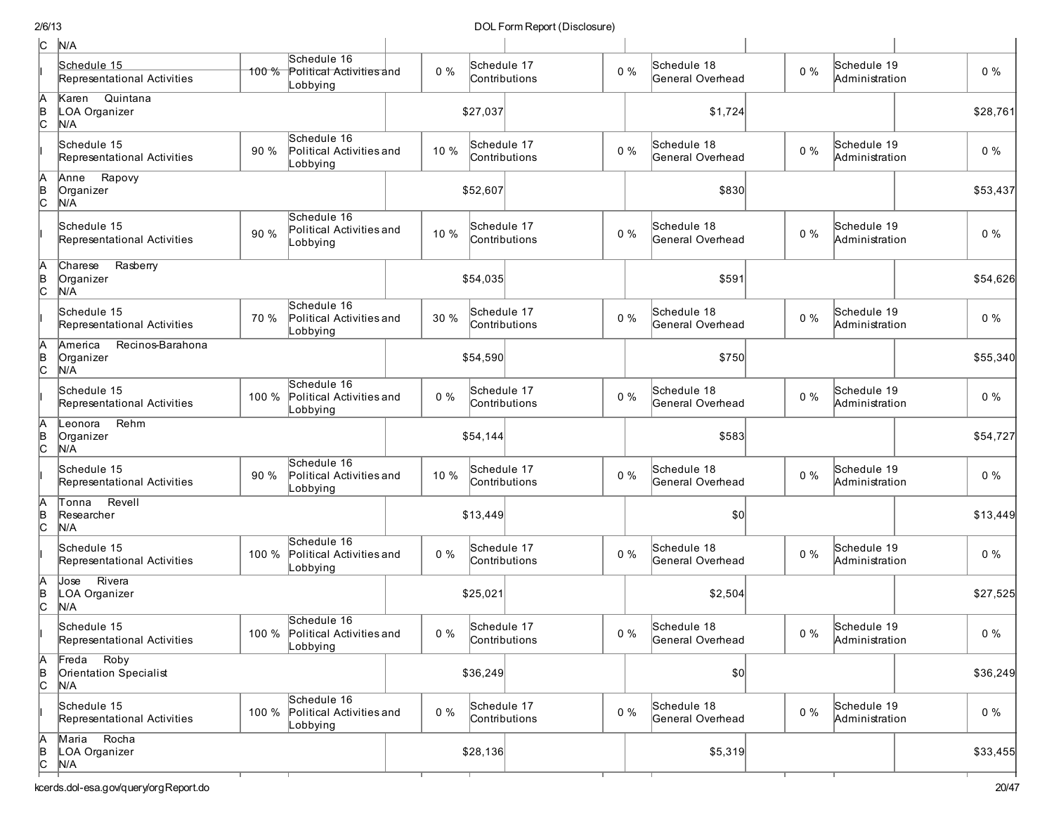| | | | | | | | | | | |
|---|---|---|---|---|---|---|---|---|---|---|
| C | N/A | | | | | | | | | |
| I | Schedule 15 Representational Activities | 100 % | Schedule 16 Political Activities and Lobbying | 0 % | Schedule 17 Contributions | 0 % | Schedule 18 General Overhead | 0 % | Schedule 19 Administration | 0 % |
| A B C | Karen Quintana<br>LOA Organizer<br>N/A | | | $27,037 | | | $1,724 | | | $28,761 |
| I | Schedule 15 Representational Activities | 90 % | Schedule 16 Political Activities and Lobbying | 10 % | Schedule 17 Contributions | 0 % | Schedule 18 General Overhead | 0 % | Schedule 19 Administration | 0 % |
| A B C | Anne Rapovy<br>Organizer<br>N/A | | | $52,607 | | | $830 | | | $53,437 |
| I | Schedule 15 Representational Activities | 90 % | Schedule 16 Political Activities and Lobbying | 10 % | Schedule 17 Contributions | 0 % | Schedule 18 General Overhead | 0 % | Schedule 19 Administration | 0 % |
| A B C | Charese Rasberry<br>Organizer<br>N/A | | | $54,035 | | | $591 | | | $54,626 |
| I | Schedule 15 Representational Activities | 70 % | Schedule 16 Political Activities and Lobbying | 30 % | Schedule 17 Contributions | 0 % | Schedule 18 General Overhead | 0 % | Schedule 19 Administration | 0 % |
| A B C | America Recinos-Barahona<br>Organizer<br>N/A | | | $54,590 | | | $750 | | | $55,340 |
| I | Schedule 15 Representational Activities | 100 % | Schedule 16 Political Activities and Lobbying | 0 % | Schedule 17 Contributions | 0 % | Schedule 18 General Overhead | 0 % | Schedule 19 Administration | 0 % |
| A B C | Leonora Rehm<br>Organizer<br>N/A | | | $54,144 | | | $583 | | | $54,727 |
| I | Schedule 15 Representational Activities | 90 % | Schedule 16 Political Activities and Lobbying | 10 % | Schedule 17 Contributions | 0 % | Schedule 18 General Overhead | 0 % | Schedule 19 Administration | 0 % |
| A B C | Tonna Revell<br>Researcher<br>N/A | | | $13,449 | | | $0 | | | $13,449 |
| I | Schedule 15 Representational Activities | 100 % | Schedule 16 Political Activities and Lobbying | 0 % | Schedule 17 Contributions | 0 % | Schedule 18 General Overhead | 0 % | Schedule 19 Administration | 0 % |
| A B C | Jose Rivera<br>LOA Organizer<br>N/A | | | $25,021 | | | $2,504 | | | $27,525 |
| I | Schedule 15 Representational Activities | 100 % | Schedule 16 Political Activities and Lobbying | 0 % | Schedule 17 Contributions | 0 % | Schedule 18 General Overhead | 0 % | Schedule 19 Administration | 0 % |
| A B C | Freda Roby<br>Orientation Specialist<br>N/A | | | $36,249 | | | $0 | | | $36,249 |
| I | Schedule 15 Representational Activities | 100 % | Schedule 16 Political Activities and Lobbying | 0 % | Schedule 17 Contributions | 0 % | Schedule 18 General Overhead | 0 % | Schedule 19 Administration | 0 % |
| A B C | Maria Rocha<br>LOA Organizer<br>N/A | | | $28,136 | | | $5,319 | | | $33,455 |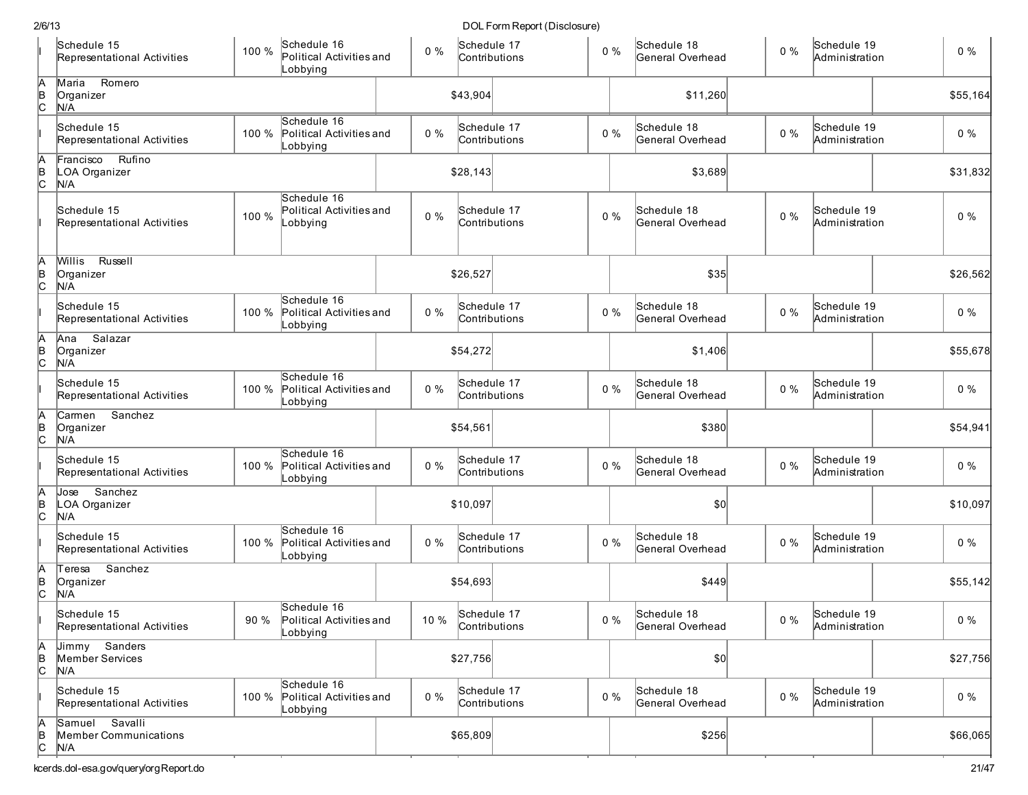| | | | | | | | | | | |
|---|---|---|---|---|---|---|---|---|---|---|
| I | Schedule 15 Representational Activities | 100 % | Schedule 16 Political Activities and Lobbying | 0 % | Schedule 17 Contributions | 0 % | Schedule 18 General Overhead | 0 % | Schedule 19 Administration | 0 % |
| A B C | Maria Romero Organizer N/A | | | $43,904 | | | $11,260 | | | $55,164 |
| I | Schedule 15 Representational Activities | 100 % | Schedule 16 Political Activities and Lobbying | 0 % | Schedule 17 Contributions | 0 % | Schedule 18 General Overhead | 0 % | Schedule 19 Administration | 0 % |
| A B C | Francisco Rufino LOA Organizer N/A | | | $28,143 | | | $3,689 | | | $31,832 |
| I | Schedule 15 Representational Activities | 100 % | Schedule 16 Political Activities and Lobbying | 0 % | Schedule 17 Contributions | 0 % | Schedule 18 General Overhead | 0 % | Schedule 19 Administration | 0 % |
| A B C | Willis Russell Organizer N/A | | | $26,527 | | | $35 | | | $26,562 |
| I | Schedule 15 Representational Activities | 100 % | Schedule 16 Political Activities and Lobbying | 0 % | Schedule 17 Contributions | 0 % | Schedule 18 General Overhead | 0 % | Schedule 19 Administration | 0 % |
| A B C | Ana Salazar Organizer N/A | | | $54,272 | | | $1,406 | | | $55,678 |
| I | Schedule 15 Representational Activities | 100 % | Schedule 16 Political Activities and Lobbying | 0 % | Schedule 17 Contributions | 0 % | Schedule 18 General Overhead | 0 % | Schedule 19 Administration | 0 % |
| A B C | Carmen Sanchez Organizer N/A | | | $54,561 | | | $380 | | | $54,941 |
| I | Schedule 15 Representational Activities | 100 % | Schedule 16 Political Activities and Lobbying | 0 % | Schedule 17 Contributions | 0 % | Schedule 18 General Overhead | 0 % | Schedule 19 Administration | 0 % |
| A B C | Jose Sanchez LOA Organizer N/A | | | $10,097 | | | $0 | | | $10,097 |
| I | Schedule 15 Representational Activities | 100 % | Schedule 16 Political Activities and Lobbying | 0 % | Schedule 17 Contributions | 0 % | Schedule 18 General Overhead | 0 % | Schedule 19 Administration | 0 % |
| A B C | Teresa Sanchez Organizer N/A | | | $54,693 | | | $449 | | | $55,142 |
| I | Schedule 15 Representational Activities | 90 % | Schedule 16 Political Activities and Lobbying | 10 % | Schedule 17 Contributions | 0 % | Schedule 18 General Overhead | 0 % | Schedule 19 Administration | 0 % |
| A B C | Jimmy Sanders Member Services N/A | | | $27,756 | | | $0 | | | $27,756 |
| I | Schedule 15 Representational Activities | 100 % | Schedule 16 Political Activities and Lobbying | 0 % | Schedule 17 Contributions | 0 % | Schedule 18 General Overhead | 0 % | Schedule 19 Administration | 0 % |
| A B C | Samuel Savalli Member Communications N/A | | | $65,809 | | | $256 | | | $66,065 |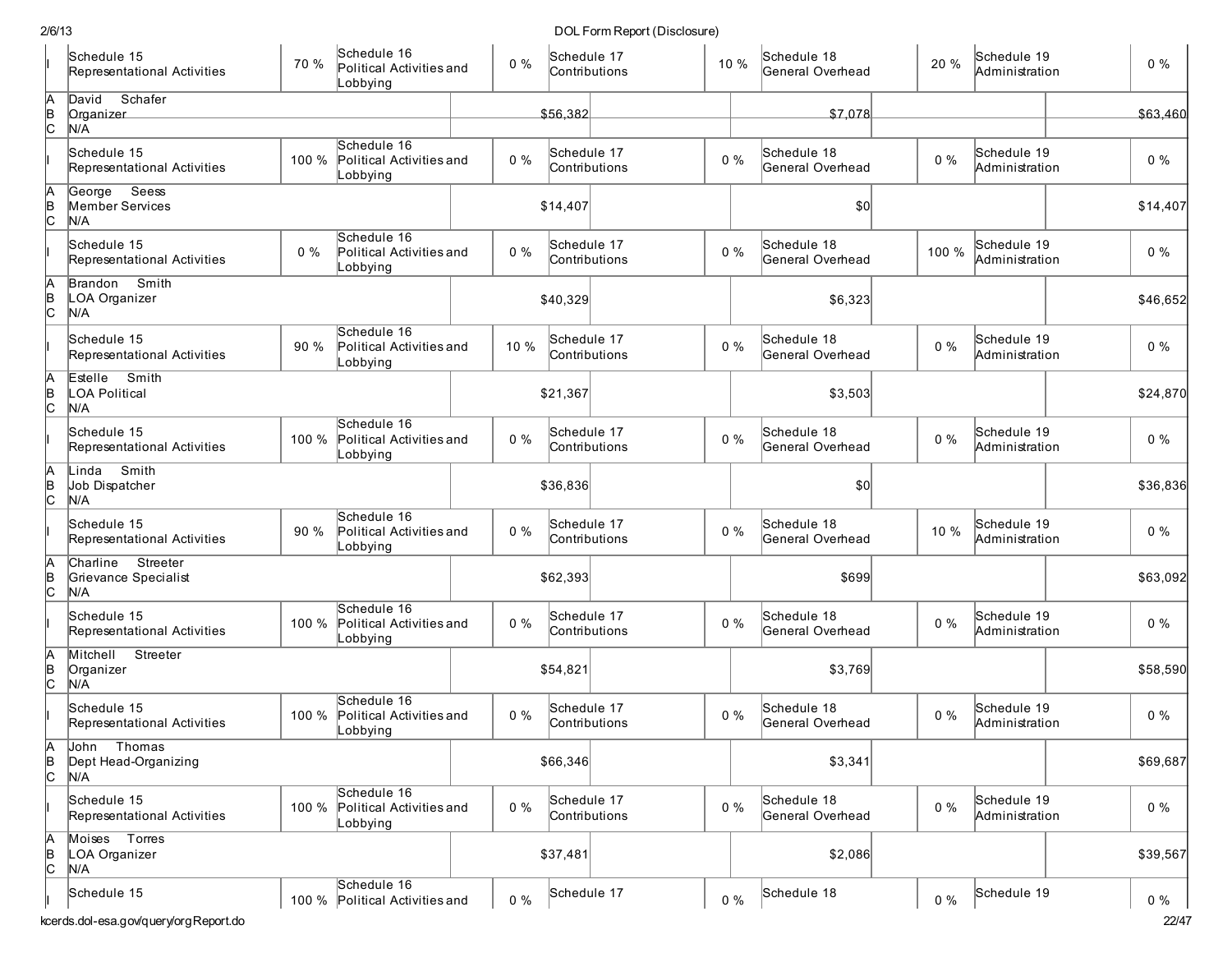| | | | | | | | | | | |
|---|---|---|---|---|---|---|---|---|---|---|
| I | Schedule 15 Representational Activities | 70 % | Schedule 16 Political Activities and Lobbying | 0 % | Schedule 17 Contributions | 10 % | Schedule 18 General Overhead | 20 % | Schedule 19 Administration | 0 % |
| A B C | David Schafer Organizer N/A | | | $56,382 | | | $7,078 | | | $63,460 |
| I | Schedule 15 Representational Activities | 100 % | Schedule 16 Political Activities and Lobbying | 0 % | Schedule 17 Contributions | 0 % | Schedule 18 General Overhead | 0 % | Schedule 19 Administration | 0 % |
| A B C | George Seess Member Services N/A | | | $14,407 | | | $0 | | | $14,407 |
| I | Schedule 15 Representational Activities | 0 % | Schedule 16 Political Activities and Lobbying | 0 % | Schedule 17 Contributions | 0 % | Schedule 18 General Overhead | 100 % | Schedule 19 Administration | 0 % |
| A B C | Brandon Smith LOA Organizer N/A | | | $40,329 | | | $6,323 | | | $46,652 |
| I | Schedule 15 Representational Activities | 90 % | Schedule 16 Political Activities and Lobbying | 10 % | Schedule 17 Contributions | 0 % | Schedule 18 General Overhead | 0 % | Schedule 19 Administration | 0 % |
| A B C | Estelle Smith LOA Political N/A | | | $21,367 | | | $3,503 | | | $24,870 |
| I | Schedule 15 Representational Activities | 100 % | Schedule 16 Political Activities and Lobbying | 0 % | Schedule 17 Contributions | 0 % | Schedule 18 General Overhead | 0 % | Schedule 19 Administration | 0 % |
| A B C | Linda Smith Job Dispatcher N/A | | | $36,836 | | | $0 | | | $36,836 |
| I | Schedule 15 Representational Activities | 90 % | Schedule 16 Political Activities and Lobbying | 0 % | Schedule 17 Contributions | 0 % | Schedule 18 General Overhead | 10 % | Schedule 19 Administration | 0 % |
| A B C | Charline Streeter Grievance Specialist N/A | | | $62,393 | | | $699 | | | $63,092 |
| I | Schedule 15 Representational Activities | 100 % | Schedule 16 Political Activities and Lobbying | 0 % | Schedule 17 Contributions | 0 % | Schedule 18 General Overhead | 0 % | Schedule 19 Administration | 0 % |
| A B C | Mitchell Streeter Organizer N/A | | | $54,821 | | | $3,769 | | | $58,590 |
| I | Schedule 15 Representational Activities | 100 % | Schedule 16 Political Activities and Lobbying | 0 % | Schedule 17 Contributions | 0 % | Schedule 18 General Overhead | 0 % | Schedule 19 Administration | 0 % |
| A B C | John Thomas Dept Head-Organizing N/A | | | $66,346 | | | $3,341 | | | $69,687 |
| I | Schedule 15 Representational Activities | 100 % | Schedule 16 Political Activities and Lobbying | 0 % | Schedule 17 Contributions | 0 % | Schedule 18 General Overhead | 0 % | Schedule 19 Administration | 0 % |
| A B C | Moises Torres LOA Organizer N/A | | | $37,481 | | | $2,086 | | | $39,567 |
| I | Schedule 15 | 100 % | Schedule 16 Political Activities and | 0 % | Schedule 17 | 0 % | Schedule 18 | 0 % | Schedule 19 | 0 % |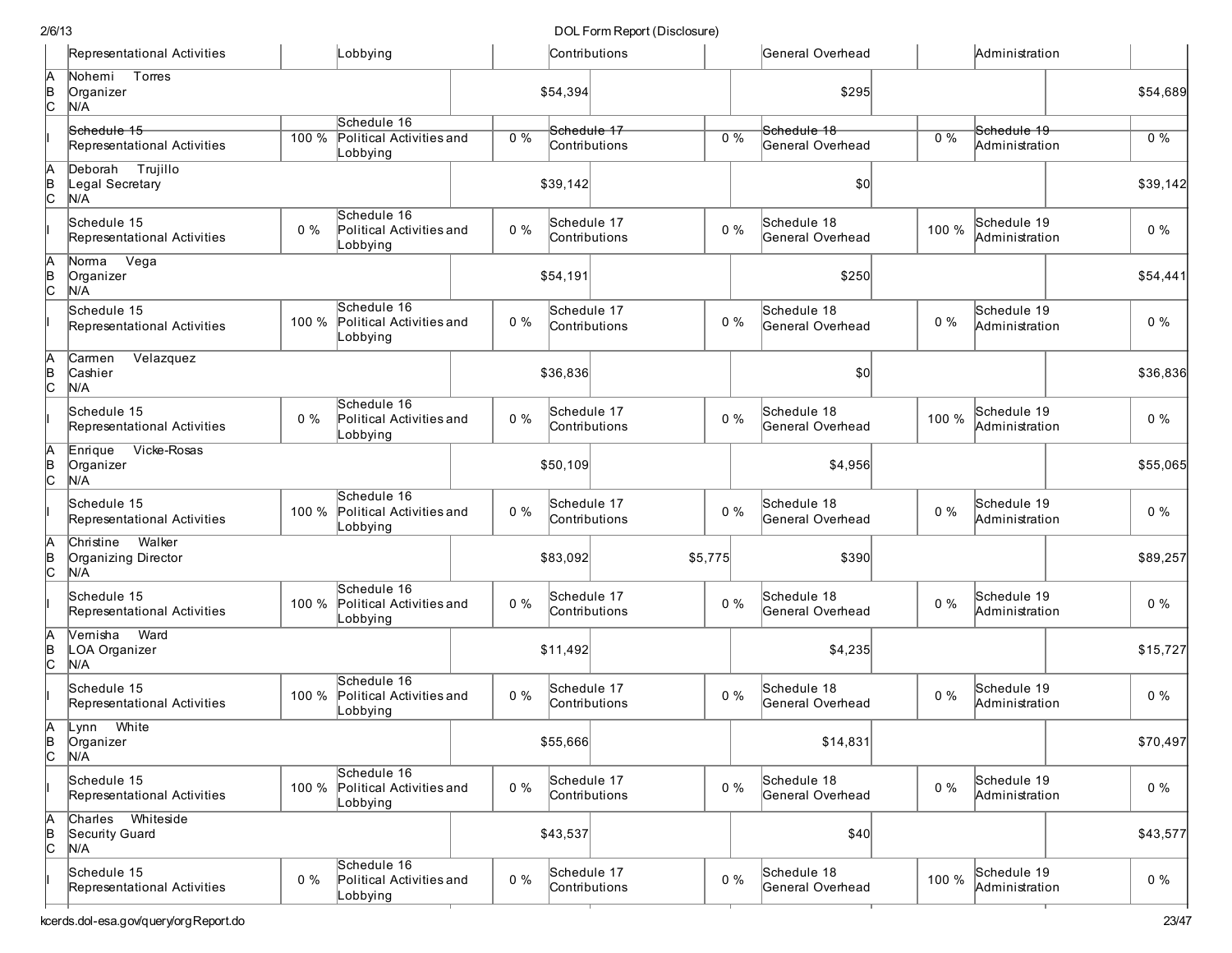| | | | | | | | | | | |
|---|---|---|---|---|---|---|---|---|---|---|
| | Representational Activities | | Lobbying | | Contributions | | General Overhead | | Administration | |
| A<br>B<br>C | Nohemi Torres<br>Organizer<br>N/A | | | | $54,394 | | $295 | | | $54,689 |
| I | Schedule 15<br>Representational Activities | 100 % | Schedule 16<br>Political Activities and Lobbying | 0 % | Schedule 17<br>Contributions | 0 % | Schedule 18<br>General Overhead | 0 % | Schedule 19<br>Administration | 0 % |
| A<br>B<br>C | Deborah Trujillo<br>Legal Secretary<br>N/A | | | | $39,142 | | $0 | | | $39,142 |
| I | Schedule 15<br>Representational Activities | 0 % | Schedule 16<br>Political Activities and Lobbying | 0 % | Schedule 17<br>Contributions | 0 % | Schedule 18<br>General Overhead | 100 % | Schedule 19<br>Administration | 0 % |
| A<br>B<br>C | Norma Vega<br>Organizer<br>N/A | | | | $54,191 | | $250 | | | $54,441 |
| I | Schedule 15<br>Representational Activities | 100 % | Schedule 16<br>Political Activities and Lobbying | 0 % | Schedule 17<br>Contributions | 0 % | Schedule 18<br>General Overhead | 0 % | Schedule 19<br>Administration | 0 % |
| A<br>B<br>C | Carmen Velazquez<br>Cashier<br>N/A | | | | $36,836 | | $0 | | | $36,836 |
| I | Schedule 15<br>Representational Activities | 0 % | Schedule 16<br>Political Activities and Lobbying | 0 % | Schedule 17<br>Contributions | 0 % | Schedule 18<br>General Overhead | 100 % | Schedule 19<br>Administration | 0 % |
| A<br>B<br>C | Enrique Vicke-Rosas<br>Organizer<br>N/A | | | | $50,109 | | $4,956 | | | $55,065 |
| I | Schedule 15<br>Representational Activities | 100 % | Schedule 16<br>Political Activities and Lobbying | 0 % | Schedule 17<br>Contributions | 0 % | Schedule 18<br>General Overhead | 0 % | Schedule 19<br>Administration | 0 % |
| A<br>B<br>C | Christine Walker<br>Organizing Director<br>N/A | | | | $83,092 | $5,775 | $390 | | | $89,257 |
| I | Schedule 15<br>Representational Activities | 100 % | Schedule 16<br>Political Activities and Lobbying | 0 % | Schedule 17<br>Contributions | 0 % | Schedule 18<br>General Overhead | 0 % | Schedule 19<br>Administration | 0 % |
| A<br>B<br>C | Vernisha Ward<br>LOA Organizer<br>N/A | | | | $11,492 | | $4,235 | | | $15,727 |
| I | Schedule 15<br>Representational Activities | 100 % | Schedule 16<br>Political Activities and Lobbying | 0 % | Schedule 17<br>Contributions | 0 % | Schedule 18<br>General Overhead | 0 % | Schedule 19<br>Administration | 0 % |
| A<br>B<br>C | Lynn White<br>Organizer<br>N/A | | | | $55,666 | | $14,831 | | | $70,497 |
| I | Schedule 15<br>Representational Activities | 100 % | Schedule 16<br>Political Activities and Lobbying | 0 % | Schedule 17<br>Contributions | 0 % | Schedule 18<br>General Overhead | 0 % | Schedule 19<br>Administration | 0 % |
| A<br>B<br>C | Charles Whiteside<br>Security Guard<br>N/A | | | | $43,537 | | $40 | | | $43,577 |
| I | Schedule 15<br>Representational Activities | 0 % | Schedule 16<br>Political Activities and Lobbying | 0 % | Schedule 17<br>Contributions | 0 % | Schedule 18<br>General Overhead | 100 % | Schedule 19<br>Administration | 0 % |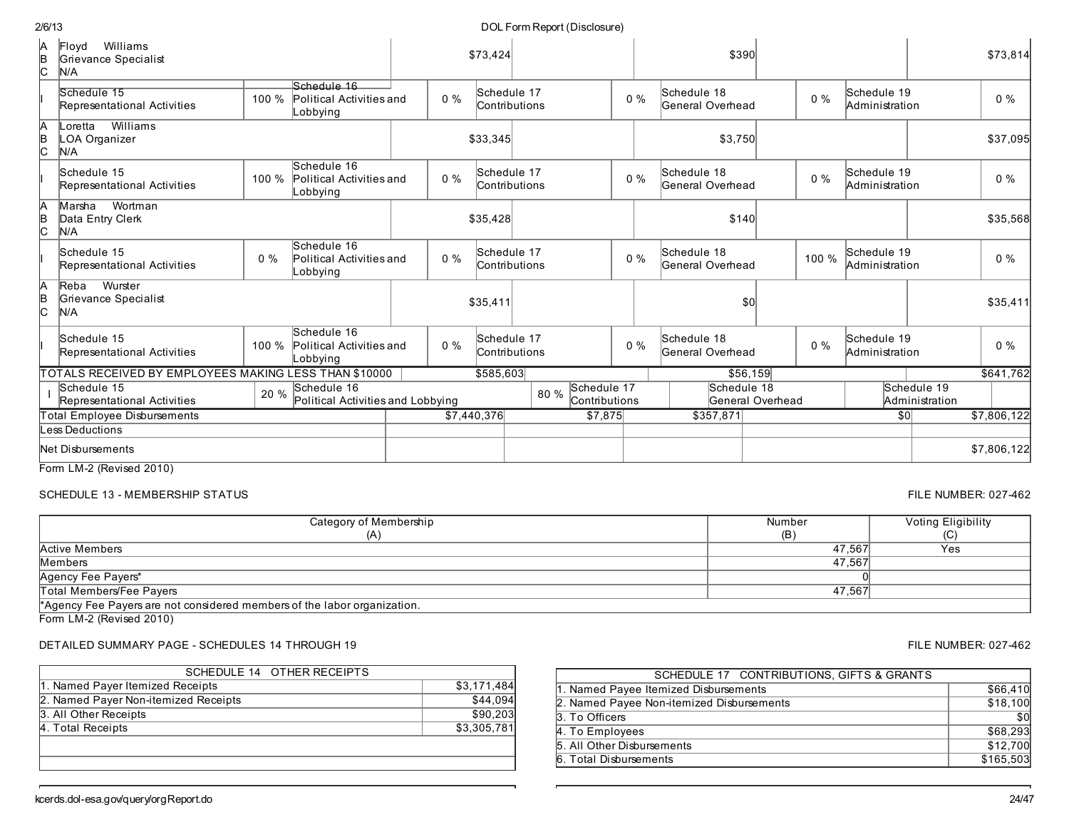| | | | | | | | | | | |
|---|---|---|---|---|---|---|---|---|---|---|
| A<br>B<br>C | Floyd Williams<br>Grievance Specialist<br>N/A | | | $73,424 | | | $390 | | | $73,814 |
| I | Schedule 15<br>Representational Activities | 100 % | Schedule 16<br>Political Activities and Lobbying | 0 % | Schedule 17<br>Contributions | 0 % | Schedule 18<br>General Overhead | 0 % | Schedule 19<br>Administration | 0 % |
| A<br>B<br>C | Loretta Williams<br>LOA Organizer<br>N/A | | | $33,345 | | | $3,750 | | | $37,095 |
| I | Schedule 15<br>Representational Activities | 100 % | Schedule 16<br>Political Activities and Lobbying | 0 % | Schedule 17<br>Contributions | 0 % | Schedule 18<br>General Overhead | 0 % | Schedule 19<br>Administration | 0 % |
| A<br>B<br>C | Marsha Wortman<br>Data Entry Clerk<br>N/A | | | $35,428 | | | $140 | | | $35,568 |
| I | Schedule 15<br>Representational Activities | 0 % | Schedule 16<br>Political Activities and Lobbying | 0 % | Schedule 17<br>Contributions | 0 % | Schedule 18<br>General Overhead | 100 % | Schedule 19<br>Administration | 0 % |
| A<br>B<br>C | Reba Wurster<br>Grievance Specialist<br>N/A | | | $35,411 | | | $0 | | | $35,411 |
| I | Schedule 15<br>Representational Activities | 100 % | Schedule 16<br>Political Activities and Lobbying | 0 % | Schedule 17<br>Contributions | 0 % | Schedule 18<br>General Overhead | 0 % | Schedule 19<br>Administration | 0 % |
| TOTALS RECEIVED BY EMPLOYEES MAKING LESS THAN $10000 | | | | $585,603 | | | $56,159 | | | $641,762 |
| I | Schedule 15<br>Representational Activities | 20 % | Schedule 16<br>Political Activities and Lobbying | 80 % | Schedule 17<br>Contributions | | Schedule 18<br>General Overhead | | Schedule 19<br>Administration | |

| | | | | | |
|---|---|---|---|---|---|
| Total Employee Disbursements | $7,440,376 | $7,875 | $357,871 | $0 | $7,806,122 |
| Less Deductions | | | | | |
| Net Disbursements | | | | | $7,806,122 |

Form LM-2 (Revised 2010)

SCHEDULE 13 - MEMBERSHIP STATUS

FILE NUMBER: 027-462

| Category of Membership<br>(A) | Number<br>(B) | Voting Eligibility<br>(C) |
|---|---|---|
| Active Members | 47,567 | Yes |
| Members | 47,567 | |
| Agency Fee Payers* | 0 | |
| Total Members/Fee Payers | 47,567 | |
| *Agency Fee Payers are not considered members of the labor organization. | | |

Form LM-2 (Revised 2010)

DETAILED SUMMARY PAGE - SCHEDULES 14 THROUGH 19

FILE NUMBER: 027-462

| SCHEDULE 14 OTHER RECEIPTS | |
|---|---|
| 1. Named Payer Itemized Receipts | $3,171,484 |
| 2. Named Payer Non-itemized Receipts | $44,094 |
| 3. All Other Receipts | $90,203 |
| 4. Total Receipts | $3,305,781 |

| SCHEDULE 17 CONTRIBUTIONS, GIFTS & GRANTS | |
|---|---|
| 1. Named Payee Itemized Disbursements | $66,410 |
| 2. Named Payee Non-itemized Disbursements | $18,100 |
| 3. To Officers | $0 |
| 4. To Employees | $68,293 |
| 5. All Other Disbursements | $12,700 |
| 6. Total Disbursements | $165,503 |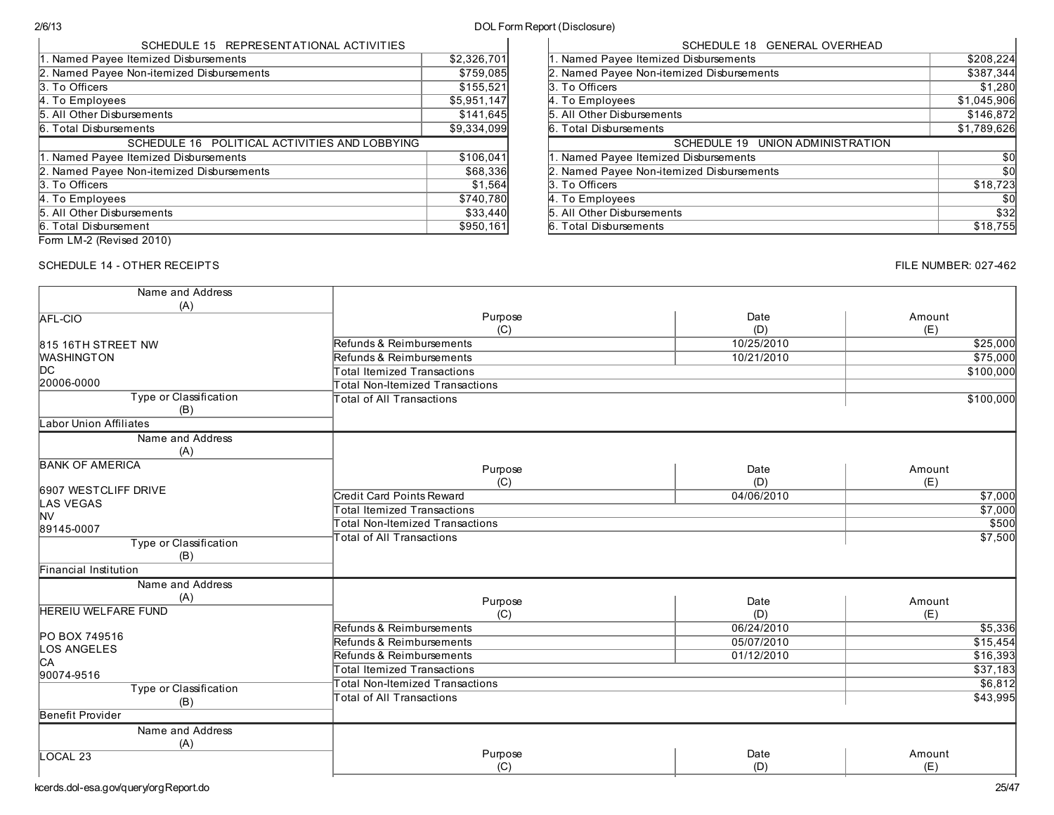| SCHEDULE 15 REPRESENTATIONAL ACTIVITIES | |
|---|---|
| 1. Named Payee Itemized Disbursements | $2,326,701 |
| 2. Named Payee Non-itemized Disbursements | $759,085 |
| 3. To Officers | $155,521 |
| 4. To Employees | $5,951,147 |
| 5. All Other Disbursements | $141,645 |
| 6. Total Disbursements | $9,334,099 |

| SCHEDULE 16 POLITICAL ACTIVITIES AND LOBBYING | |
|---|---|
| 1. Named Payee Itemized Disbursements | $106,041 |
| 2. Named Payee Non-itemized Disbursements | $68,336 |
| 3. To Officers | $1,564 |
| 4. To Employees | $740,780 |
| 5. All Other Disbursements | $33,440 |
| 6. Total Disbursement | $950,161 |

| SCHEDULE 18 GENERAL OVERHEAD | |
|---|---|
| 1. Named Payee Itemized Disbursements | $208,224 |
| 2. Named Payee Non-itemized Disbursements | $387,344 |
| 3. To Officers | $1,280 |
| 4. To Employees | $1,045,906 |
| 5. All Other Disbursements | $146,872 |
| 6. Total Disbursements | $1,789,626 |

| SCHEDULE 19 UNION ADMINISTRATION | |
|---|---|
| 1. Named Payee Itemized Disbursements | $0 |
| 2. Named Payee Non-itemized Disbursements | $0 |
| 3. To Officers | $18,723 |
| 4. To Employees | $0 |
| 5. All Other Disbursements | $32 |
| 6. Total Disbursements | $18,755 |

Form LM-2 (Revised 2010)

SCHEDULE 14 - OTHER RECEIPTS

FILE NUMBER: 027-462

| Name and Address (A) | Purpose (C) | Date (D) | Amount (E) |
|---|---|---|---|
| AFL-CIO<br>815 16TH STREET NW<br>WASHINGTON<br>DC<br>20006-0000 | Refunds & Reimbursements | 10/25/2010 | $25,000 |
| | Refunds & Reimbursements | 10/21/2010 | $75,000 |
| | Total Itemized Transactions | | $100,000 |
| | Total Non-Itemized Transactions | | |
| **Type or Classification (B)**: Labor Union Affiliates | Total of All Transactions | | $100,000 |

| Name and Address (A) | Purpose (C) | Date (D) | Amount (E) |
|---|---|---|---|
| BANK OF AMERICA<br>6907 WESTCLIFF DRIVE<br>LAS VEGAS<br>NV<br>89145-0007 | Credit Card Points Reward | 04/06/2010 | $7,000 |
| | Total Itemized Transactions | | $7,000 |
| | Total Non-Itemized Transactions | | $500 |
| **Type or Classification (B)**: Financial Institution | Total of All Transactions | | $7,500 |

| Name and Address (A) | Purpose (C) | Date (D) | Amount (E) |
|---|---|---|---|
| HEREIU WELFARE FUND<br>PO BOX 749516<br>LOS ANGELES<br>CA<br>90074-9516 | Refunds & Reimbursements | 06/24/2010 | $5,336 |
| | Refunds & Reimbursements | 05/07/2010 | $15,454 |
| | Refunds & Reimbursements | 01/12/2010 | $16,393 |
| | Total Itemized Transactions | | $37,183 |
| | Total Non-Itemized Transactions | | $6,812 |
| **Type or Classification (B)**: Benefit Provider | Total of All Transactions | | $43,995 |

| Name and Address (A) | Purpose (C) | Date (D) | Amount (E) |
|---|---|---|---|
| LOCAL 23 | | | |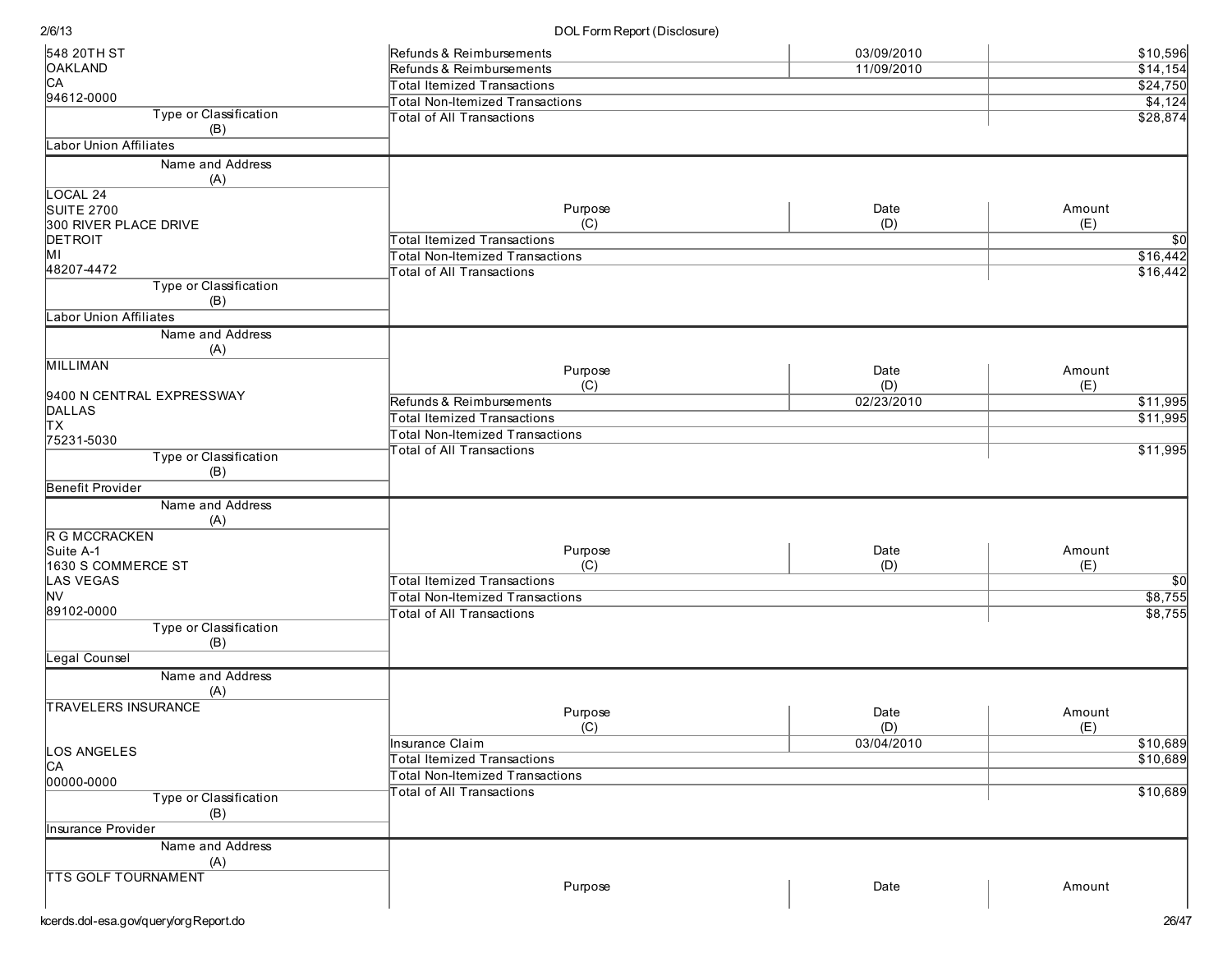| Name and Address (A) | Purpose (C) | Date (D) | Amount (E) |
|---|---|---|---|
| 548 20TH ST<br>OAKLAND<br>CA<br>94612-0000 | Refunds & Reimbursements | 03/09/2010 | $10,596 |
| | Refunds & Reimbursements | 11/09/2010 | $14,154 |
| | Total Itemized Transactions | | $24,750 |
| | Total Non-Itemized Transactions | | $4,124 |
| | Total of All Transactions | | $28,874 |
| **Type or Classification (B)**<br>Labor Union Affiliates | | | |

| Name and Address (A) | Purpose (C) | Date (D) | Amount (E) |
|---|---|---|---|
| LOCAL 24<br>SUITE 2700<br>300 RIVER PLACE DRIVE<br>DETROIT<br>MI<br>48207-4472 | Total Itemized Transactions | | $0 |
| | Total Non-Itemized Transactions | | $16,442 |
| | Total of All Transactions | | $16,442 |
| **Type or Classification (B)**<br>Labor Union Affiliates | | | |

| Name and Address (A) | Purpose (C) | Date (D) | Amount (E) |
|---|---|---|---|
| MILLIMAN<br><br>9400 N CENTRAL EXPRESSWAY<br>DALLAS<br>TX<br>75231-5030 | Refunds & Reimbursements | 02/23/2010 | $11,995 |
| | Total Itemized Transactions | | $11,995 |
| | Total Non-Itemized Transactions | | |
| | Total of All Transactions | | $11,995 |
| **Type or Classification (B)**<br>Benefit Provider | | | |

| Name and Address (A) | Purpose (C) | Date (D) | Amount (E) |
|---|---|---|---|
| R G MCCRACKEN<br>Suite A-1<br>1630 S COMMERCE ST<br>LAS VEGAS<br>NV<br>89102-0000 | Total Itemized Transactions | | $0 |
| | Total Non-Itemized Transactions | | $8,755 |
| | Total of All Transactions | | $8,755 |
| **Type or Classification (B)**<br>Legal Counsel | | | |

| Name and Address (A) | Purpose (C) | Date (D) | Amount (E) |
|---|---|---|---|
| TRAVELERS INSURANCE<br><br>LOS ANGELES<br>CA<br>00000-0000 | Insurance Claim | 03/04/2010 | $10,689 |
| | Total Itemized Transactions | | $10,689 |
| | Total Non-Itemized Transactions | | |
| | Total of All Transactions | | $10,689 |
| **Type or Classification (B)**<br>Insurance Provider | | | |

| Name and Address (A) | Purpose | Date | Amount |
|---|---|---|---|
| TTS GOLF TOURNAMENT | | | |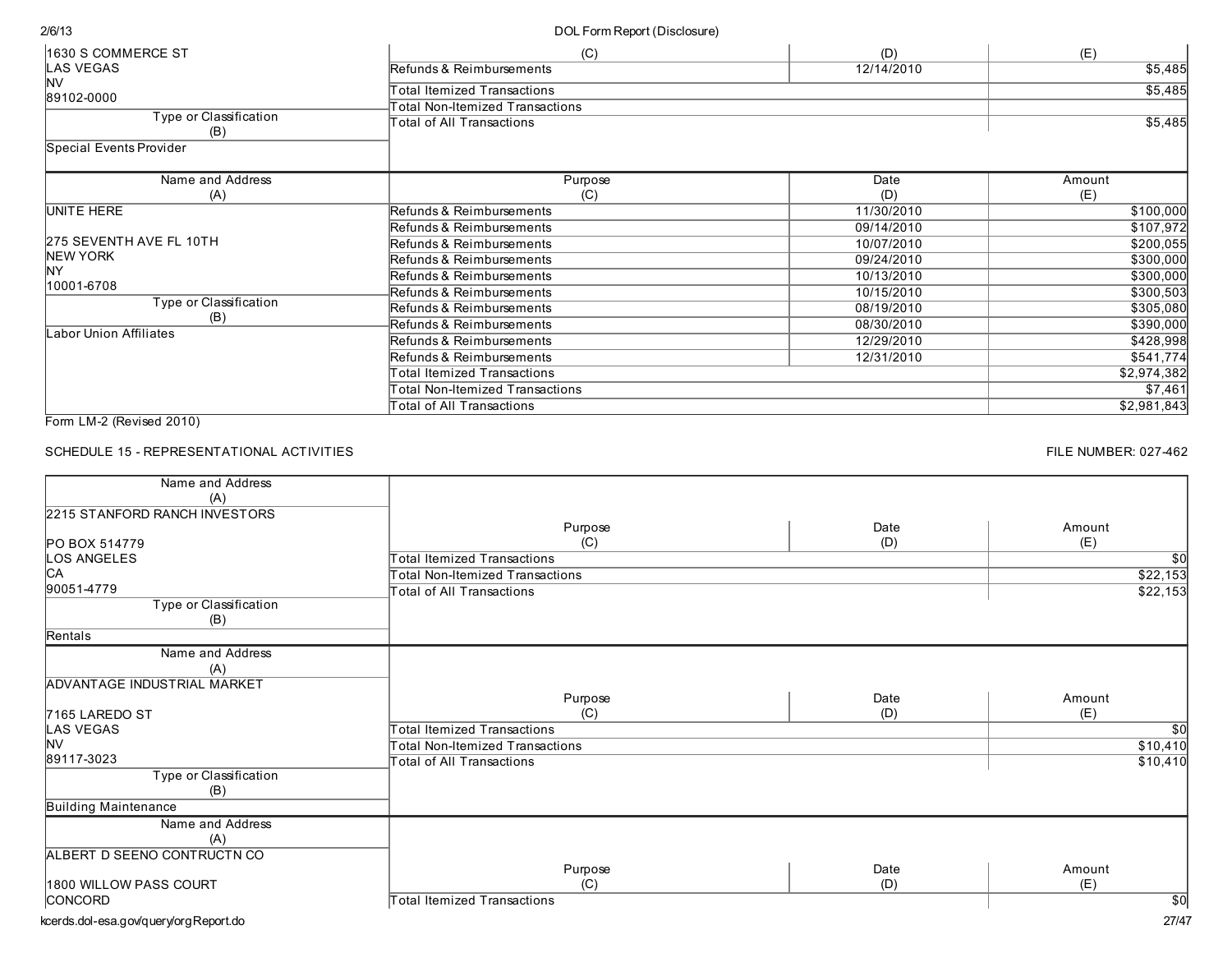| Name and Address (A) | Purpose (C) | Date (D) | Amount (E) |
|---|---|---|---|
| 1630 S COMMERCE ST<br>LAS VEGAS<br>NV<br>89102-0000 | Refunds & Reimbursements | 12/14/2010 | $5,485 |
| | Total Itemized Transactions | | $5,485 |
| | Total Non-Itemized Transactions | | |
| | Total of All Transactions | | $5,485 |
| **Type or Classification (B)** | | | |
| Special Events Provider | | | |

| Name and Address (A) | Purpose (C) | Date (D) | Amount (E) |
|---|---|---|---|
| UNITE HERE<br><br>275 SEVENTH AVE FL 10TH<br>NEW YORK<br>NY<br>10001-6708 | Refunds & Reimbursements | 11/30/2010 | $100,000 |
| | Refunds & Reimbursements | 09/14/2010 | $107,972 |
| | Refunds & Reimbursements | 10/07/2010 | $200,055 |
| | Refunds & Reimbursements | 09/24/2010 | $300,000 |
| | Refunds & Reimbursements | 10/13/2010 | $300,000 |
| | Refunds & Reimbursements | 10/15/2010 | $300,503 |
| **Type or Classification (B)** | Refunds & Reimbursements | 08/19/2010 | $305,080 |
| Labor Union Affiliates | Refunds & Reimbursements | 08/30/2010 | $390,000 |
| | Refunds & Reimbursements | 12/29/2010 | $428,998 |
| | Refunds & Reimbursements | 12/31/2010 | $541,774 |
| | Total Itemized Transactions | | $2,974,382 |
| | Total Non-Itemized Transactions | | $7,461 |
| | Total of All Transactions | | $2,981,843 |

Form LM-2 (Revised 2010)

SCHEDULE 15 - REPRESENTATIONAL ACTIVITIES

FILE NUMBER: 027-462

| Name and Address (A) | Purpose (C) | Date (D) | Amount (E) |
|---|---|---|---|
| 2215 STANFORD RANCH INVESTORS<br><br>PO BOX 514779<br>LOS ANGELES<br>CA<br>90051-4779 | Total Itemized Transactions | | $0 |
| | Total Non-Itemized Transactions | | $22,153 |
| | Total of All Transactions | | $22,153 |
| **Type or Classification (B)** | | | |
| Rentals | | | |

| Name and Address (A) | Purpose (C) | Date (D) | Amount (E) |
|---|---|---|---|
| ADVANTAGE INDUSTRIAL MARKET<br><br>7165 LAREDO ST<br>LAS VEGAS<br>NV<br>89117-3023 | Total Itemized Transactions | | $0 |
| | Total Non-Itemized Transactions | | $10,410 |
| | Total of All Transactions | | $10,410 |
| **Type or Classification (B)** | | | |
| Building Maintenance | | | |

| Name and Address (A) | Purpose (C) | Date (D) | Amount (E) |
|---|---|---|---|
| ALBERT D SEENO CONTRUCTN CO<br><br>1800 WILLOW PASS COURT<br>CONCORD | Total Itemized Transactions | | $0 |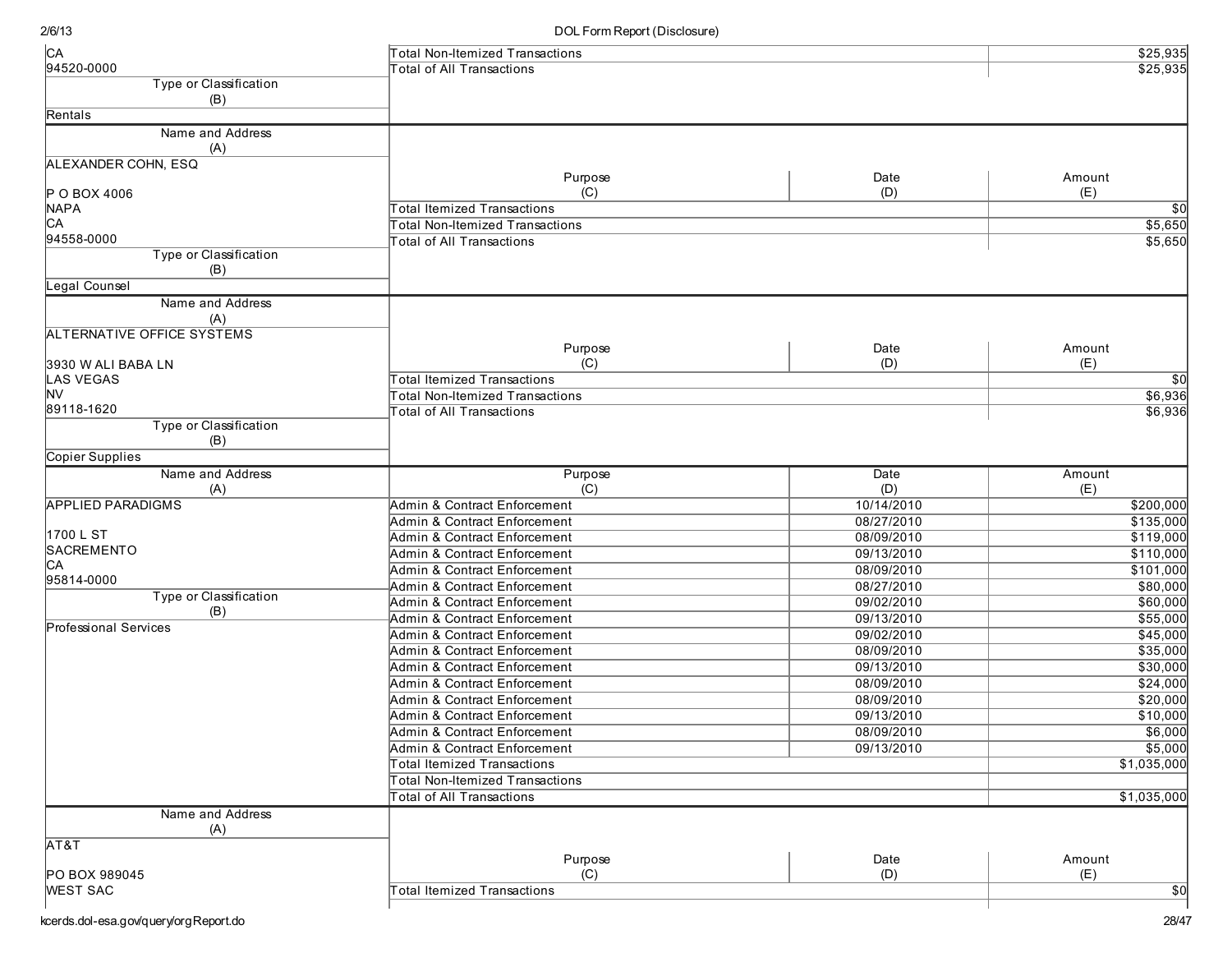| Name and Address (A) | Purpose (C) | Date (D) | Amount (E) |
|---|---|---|---|
| CA | Total Non-Itemized Transactions | | $25,935 |
| 94520-0000 | Total of All Transactions | | $25,935 |
| **Type or Classification (B)** | | | |
| Rentals | | | |

| Name and Address (A) | Purpose (C) | Date (D) | Amount (E) |
|---|---|---|---|
| ALEXANDER COHN, ESQ | | | |
| P O BOX 4006 | | | |
| NAPA | Total Itemized Transactions | | $0 |
| CA | Total Non-Itemized Transactions | | $5,650 |
| 94558-0000 | Total of All Transactions | | $5,650 |
| **Type or Classification (B)** | | | |
| Legal Counsel | | | |

| Name and Address (A) | Purpose (C) | Date (D) | Amount (E) |
|---|---|---|---|
| ALTERNATIVE OFFICE SYSTEMS | | | |
| 3930 W ALI BABA LN | | | |
| LAS VEGAS | Total Itemized Transactions | | $0 |
| NV | Total Non-Itemized Transactions | | $6,936 |
| 89118-1620 | Total of All Transactions | | $6,936 |
| **Type or Classification (B)** | | | |
| Copier Supplies | | | |

| Name and Address (A) | Purpose (C) | Date (D) | Amount (E) |
|---|---|---|---|
| APPLIED PARADIGMS | Admin & Contract Enforcement | 10/14/2010 | $200,000 |
| | Admin & Contract Enforcement | 08/27/2010 | $135,000 |
| 1700 L ST | Admin & Contract Enforcement | 08/09/2010 | $119,000 |
| SACREMENTO | Admin & Contract Enforcement | 09/13/2010 | $110,000 |
| CA | Admin & Contract Enforcement | 08/09/2010 | $101,000 |
| 95814-0000 | Admin & Contract Enforcement | 08/27/2010 | $80,000 |
| **Type or Classification (B)** | Admin & Contract Enforcement | 09/02/2010 | $60,000 |
| | Admin & Contract Enforcement | 09/13/2010 | $55,000 |
| Professional Services | Admin & Contract Enforcement | 09/02/2010 | $45,000 |
| | Admin & Contract Enforcement | 08/09/2010 | $35,000 |
| | Admin & Contract Enforcement | 09/13/2010 | $30,000 |
| | Admin & Contract Enforcement | 08/09/2010 | $24,000 |
| | Admin & Contract Enforcement | 08/09/2010 | $20,000 |
| | Admin & Contract Enforcement | 09/13/2010 | $10,000 |
| | Admin & Contract Enforcement | 08/09/2010 | $6,000 |
| | Admin & Contract Enforcement | 09/13/2010 | $5,000 |
| | Total Itemized Transactions | | $1,035,000 |
| | Total Non-Itemized Transactions | | |
| | Total of All Transactions | | $1,035,000 |

| Name and Address (A) | Purpose (C) | Date (D) | Amount (E) |
|---|---|---|---|
| AT&T | | | |
| PO BOX 989045 | | | |
| WEST SAC | Total Itemized Transactions | | $0 |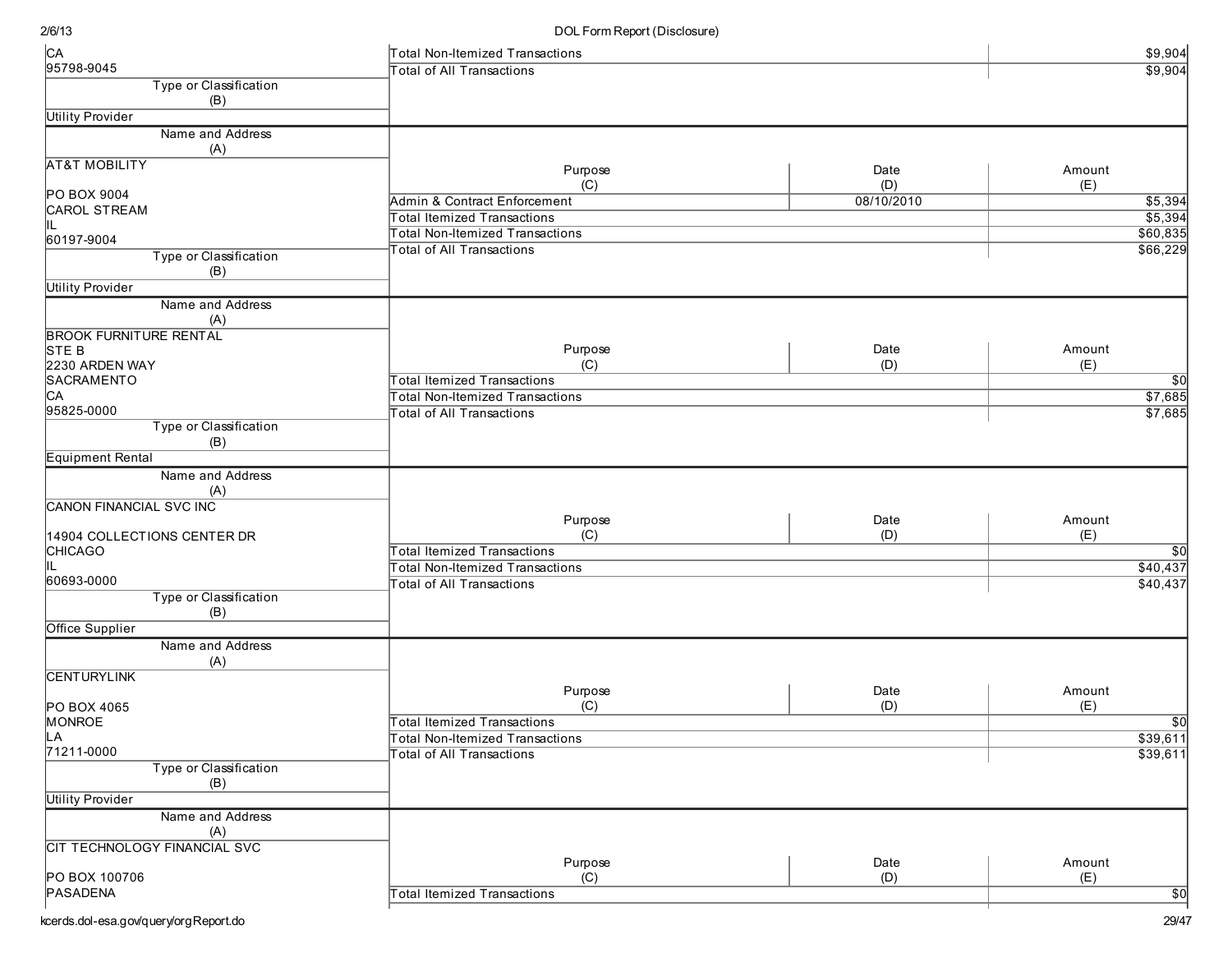| Name and Address (A) | Purpose (C) | Date (D) | Amount (E) |
|---|---|---|---|
| CA<br>95798-9045 | Total Non-Itemized Transactions | | $9,904 |
| | Total of All Transactions | | $9,904 |
| **Type or Classification (B):** Utility Provider | | | |

| Name and Address (A) | Purpose (C) | Date (D) | Amount (E) |
|---|---|---|---|
| AT&T MOBILITY<br><br>PO BOX 9004<br>CAROL STREAM<br>IL<br>60197-9004 | Admin & Contract Enforcement | 08/10/2010 | $5,394 |
| | Total Itemized Transactions | | $5,394 |
| | Total Non-Itemized Transactions | | $60,835 |
| | Total of All Transactions | | $66,229 |
| **Type or Classification (B):** Utility Provider | | | |

| Name and Address (A) | Purpose (C) | Date (D) | Amount (E) |
|---|---|---|---|
| BROOK FURNITURE RENTAL<br>STE B<br>2230 ARDEN WAY<br>SACRAMENTO<br>CA<br>95825-0000 | Total Itemized Transactions | | $0 |
| | Total Non-Itemized Transactions | | $7,685 |
| | Total of All Transactions | | $7,685 |
| **Type or Classification (B):** Equipment Rental | | | |

| Name and Address (A) | Purpose (C) | Date (D) | Amount (E) |
|---|---|---|---|
| CANON FINANCIAL SVC INC<br><br>14904 COLLECTIONS CENTER DR<br>CHICAGO<br>IL<br>60693-0000 | Total Itemized Transactions | | $0 |
| | Total Non-Itemized Transactions | | $40,437 |
| | Total of All Transactions | | $40,437 |
| **Type or Classification (B):** Office Supplier | | | |

| Name and Address (A) | Purpose (C) | Date (D) | Amount (E) |
|---|---|---|---|
| CENTURYLINK<br><br>PO BOX 4065<br>MONROE<br>LA<br>71211-0000 | Total Itemized Transactions | | $0 |
| | Total Non-Itemized Transactions | | $39,611 |
| | Total of All Transactions | | $39,611 |
| **Type or Classification (B):** Utility Provider | | | |

| Name and Address (A) | Purpose (C) | Date (D) | Amount (E) |
|---|---|---|---|
| CIT TECHNOLOGY FINANCIAL SVC<br><br>PO BOX 100706<br>PASADENA | Total Itemized Transactions | | $0 |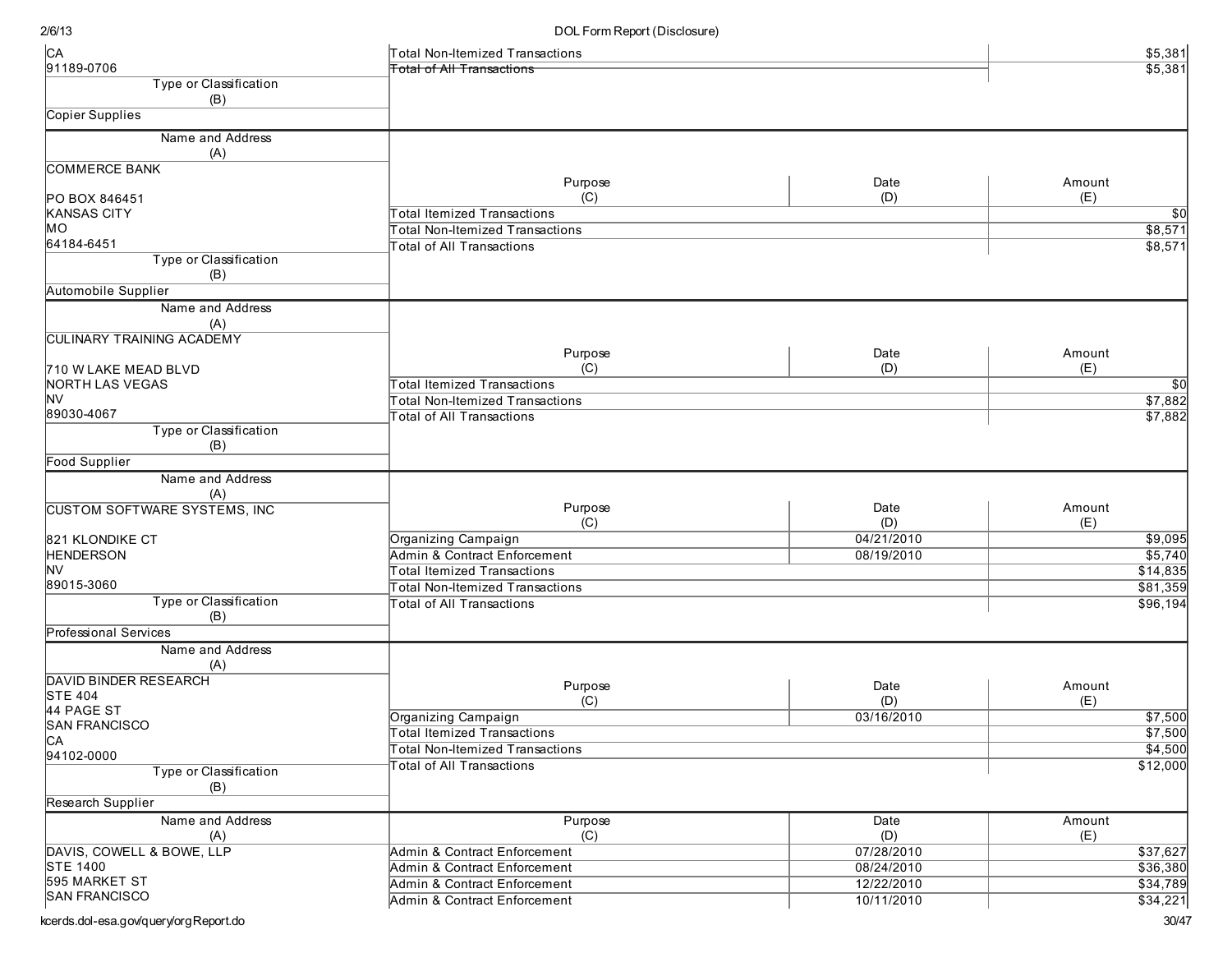| Name and Address (A) | Purpose (C) | Date (D) | Amount (E) |
|---|---|---|---|
| CA<br>91189-0706 | Total Non-Itemized Transactions | | $5,381 |
| | Total of All Transactions | | $5,381 |
| **Type or Classification (B):** Copier Supplies | | | |

| Name and Address (A) | Purpose (C) | Date (D) | Amount (E) |
|---|---|---|---|
| COMMERCE BANK<br><br>PO BOX 846451<br>KANSAS CITY<br>MO<br>64184-6451 | Total Itemized Transactions | | $0 |
| | Total Non-Itemized Transactions | | $8,571 |
| | Total of All Transactions | | $8,571 |
| **Type or Classification (B):** Automobile Supplier | | | |

| Name and Address (A) | Purpose (C) | Date (D) | Amount (E) |
|---|---|---|---|
| CULINARY TRAINING ACADEMY<br><br>710 W LAKE MEAD BLVD<br>NORTH LAS VEGAS<br>NV<br>89030-4067 | Total Itemized Transactions | | $0 |
| | Total Non-Itemized Transactions | | $7,882 |
| | Total of All Transactions | | $7,882 |
| **Type or Classification (B):** Food Supplier | | | |

| Name and Address (A) | Purpose (C) | Date (D) | Amount (E) |
|---|---|---|---|
| CUSTOM SOFTWARE SYSTEMS, INC<br><br>821 KLONDIKE CT<br>HENDERSON<br>NV<br>89015-3060 | Organizing Campaign | 04/21/2010 | $9,095 |
| | Admin & Contract Enforcement | 08/19/2010 | $5,740 |
| | Total Itemized Transactions | | $14,835 |
| | Total Non-Itemized Transactions | | $81,359 |
| | Total of All Transactions | | $96,194 |
| **Type or Classification (B):** Professional Services | | | |

| Name and Address (A) | Purpose (C) | Date (D) | Amount (E) |
|---|---|---|---|
| DAVID BINDER RESEARCH<br>STE 404<br>44 PAGE ST<br>SAN FRANCISCO<br>CA<br>94102-0000 | Organizing Campaign | 03/16/2010 | $7,500 |
| | Total Itemized Transactions | | $7,500 |
| | Total Non-Itemized Transactions | | $4,500 |
| | Total of All Transactions | | $12,000 |
| **Type or Classification (B):** Research Supplier | | | |

| Name and Address (A) | Purpose (C) | Date (D) | Amount (E) |
|---|---|---|---|
| DAVIS, COWELL & BOWE, LLP<br>STE 1400<br>595 MARKET ST<br>SAN FRANCISCO | Admin & Contract Enforcement | 07/28/2010 | $37,627 |
| | Admin & Contract Enforcement | 08/24/2010 | $36,380 |
| | Admin & Contract Enforcement | 12/22/2010 | $34,789 |
| | Admin & Contract Enforcement | 10/11/2010 | $34,221 |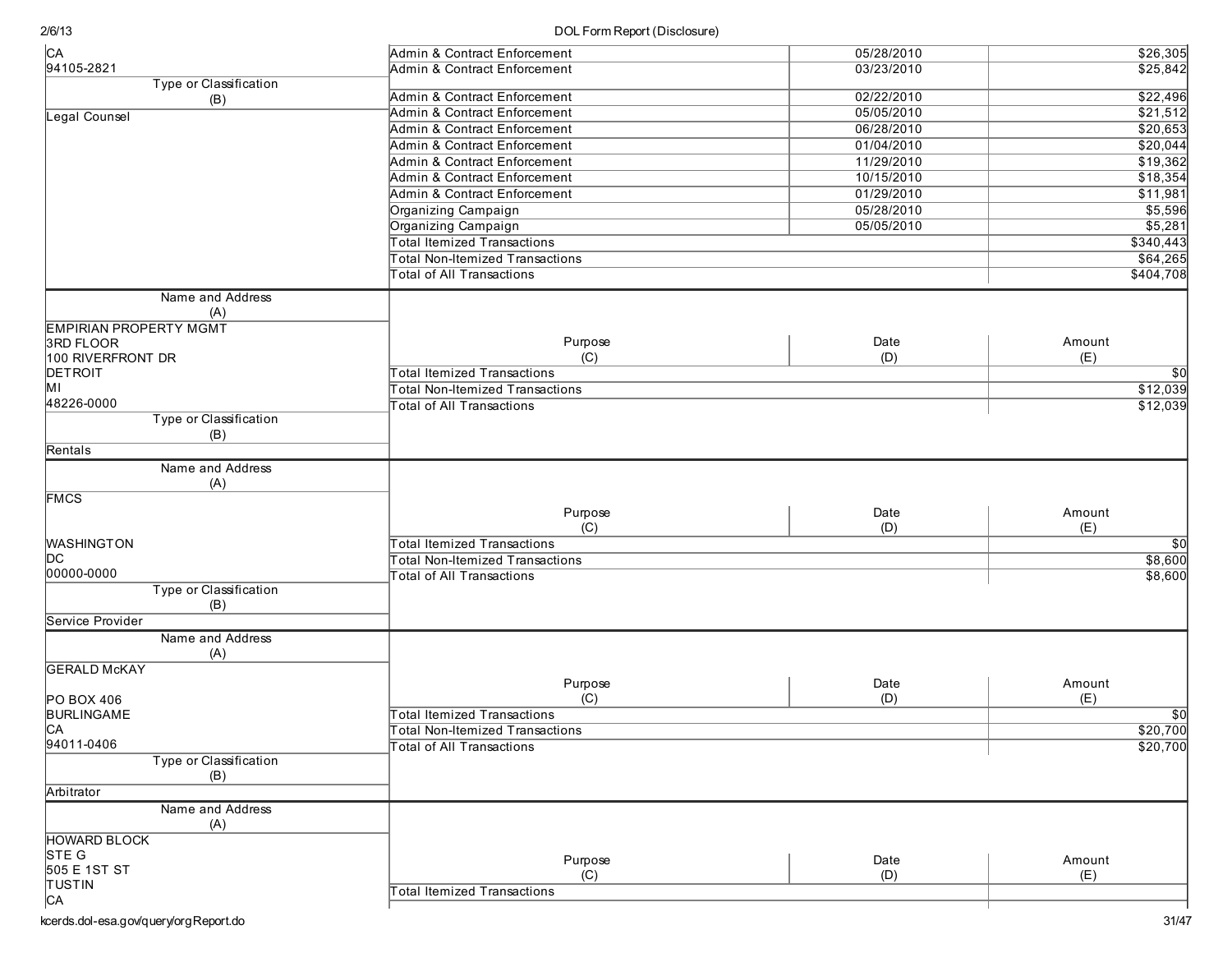| Name and Address (A) | Purpose (C) | Date (D) | Amount (E) |
|---|---|---|---|
| CA | Admin & Contract Enforcement | 05/28/2010 | $26,305 |
| 94105-2821 | Admin & Contract Enforcement | 03/23/2010 | $25,842 |
| **Type or Classification (B)** | Admin & Contract Enforcement | 02/22/2010 | $22,496 |
| Legal Counsel | Admin & Contract Enforcement | 05/05/2010 | $21,512 |
| | Admin & Contract Enforcement | 06/28/2010 | $20,653 |
| | Admin & Contract Enforcement | 01/04/2010 | $20,044 |
| | Admin & Contract Enforcement | 11/29/2010 | $19,362 |
| | Admin & Contract Enforcement | 10/15/2010 | $18,354 |
| | Admin & Contract Enforcement | 01/29/2010 | $11,981 |
| | Organizing Campaign | 05/28/2010 | $5,596 |
| | Organizing Campaign | 05/05/2010 | $5,281 |
| | Total Itemized Transactions | | $340,443 |
| | Total Non-Itemized Transactions | | $64,265 |
| | Total of All Transactions | | $404,708 |

| Name and Address (A) | Purpose (C) | Date (D) | Amount (E) |
|---|---|---|---|
| EMPIRIAN PROPERTY MGMT<br>3RD FLOOR<br>100 RIVERFRONT DR<br>DETROIT<br>MI<br>48226-0000 | Total Itemized Transactions | | $0 |
| | Total Non-Itemized Transactions | | $12,039 |
| | Total of All Transactions | | $12,039 |
| **Type or Classification (B)** | | | |
| Rentals | | | |

| Name and Address (A) | Purpose (C) | Date (D) | Amount (E) |
|---|---|---|---|
| FMCS<br><br>WASHINGTON<br>DC<br>00000-0000 | Total Itemized Transactions | | $0 |
| | Total Non-Itemized Transactions | | $8,600 |
| | Total of All Transactions | | $8,600 |
| **Type or Classification (B)** | | | |
| Service Provider | | | |

| Name and Address (A) | Purpose (C) | Date (D) | Amount (E) |
|---|---|---|---|
| GERALD McKAY<br><br>PO BOX 406<br>BURLINGAME<br>CA<br>94011-0406 | Total Itemized Transactions | | $0 |
| | Total Non-Itemized Transactions | | $20,700 |
| | Total of All Transactions | | $20,700 |
| **Type or Classification (B)** | | | |
| Arbitrator | | | |

| Name and Address (A) | Purpose (C) | Date (D) | Amount (E) |
|---|---|---|---|
| HOWARD BLOCK<br>STE G<br>505 E 1ST ST<br>TUSTIN<br>CA | Total Itemized Transactions | | |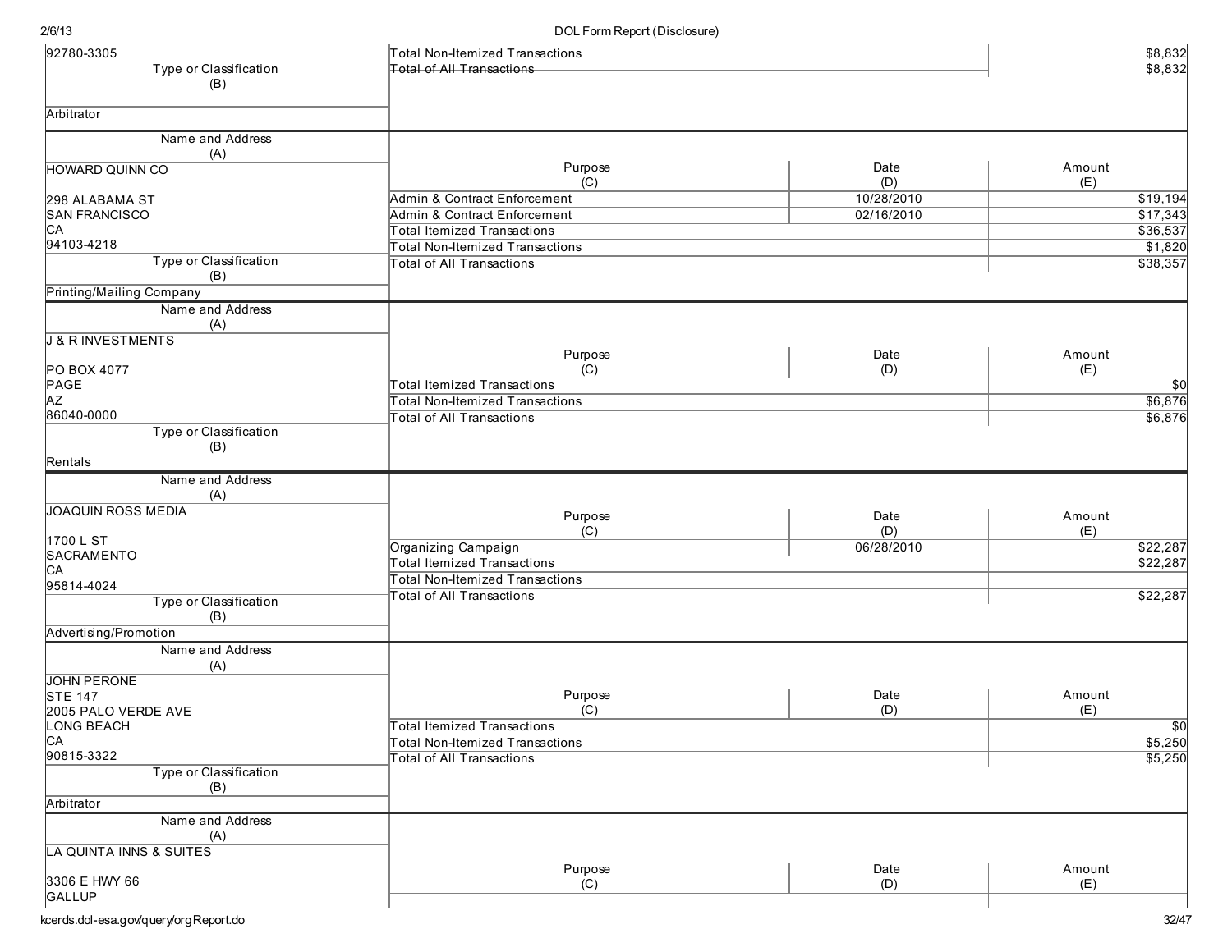| Name and Address (A) | Purpose (C) | Date (D) | Amount (E) |
|---|---|---|---|
| 92780-3305 | Total Non-Itemized Transactions | | $8,832 |
| | Total of All Transactions | | $8,832 |

**Type or Classification (B):** Arbitrator

| Name and Address (A) | Purpose (C) | Date (D) | Amount (E) |
|---|---|---|---|
| HOWARD QUINN CO<br>298 ALABAMA ST<br>SAN FRANCISCO<br>CA<br>94103-4218 | Admin & Contract Enforcement | 10/28/2010 | $19,194 |
| | Admin & Contract Enforcement | 02/16/2010 | $17,343 |
| | Total Itemized Transactions | | $36,537 |
| | Total Non-Itemized Transactions | | $1,820 |
| | Total of All Transactions | | $38,357 |

**Type or Classification (B):** Printing/Mailing Company

| Name and Address (A) | Purpose (C) | Date (D) | Amount (E) |
|---|---|---|---|
| J & R INVESTMENTS<br>PO BOX 4077<br>PAGE<br>AZ<br>86040-0000 | Total Itemized Transactions | | $0 |
| | Total Non-Itemized Transactions | | $6,876 |
| | Total of All Transactions | | $6,876 |

**Type or Classification (B):** Rentals

| Name and Address (A) | Purpose (C) | Date (D) | Amount (E) |
|---|---|---|---|
| JOAQUIN ROSS MEDIA<br>1700 L ST<br>SACRAMENTO<br>CA<br>95814-4024 | Organizing Campaign | 06/28/2010 | $22,287 |
| | Total Itemized Transactions | | $22,287 |
| | Total Non-Itemized Transactions | | |
| | Total of All Transactions | | $22,287 |

**Type or Classification (B):** Advertising/Promotion

| Name and Address (A) | Purpose (C) | Date (D) | Amount (E) |
|---|---|---|---|
| JOHN PERONE<br>STE 147<br>2005 PALO VERDE AVE<br>LONG BEACH<br>CA<br>90815-3322 | Total Itemized Transactions | | $0 |
| | Total Non-Itemized Transactions | | $5,250 |
| | Total of All Transactions | | $5,250 |

**Type or Classification (B):** Arbitrator

| Name and Address (A) | Purpose (C) | Date (D) | Amount (E) |
|---|---|---|---|
| LA QUINTA INNS & SUITES<br>3306 E HWY 66<br>GALLUP | | | |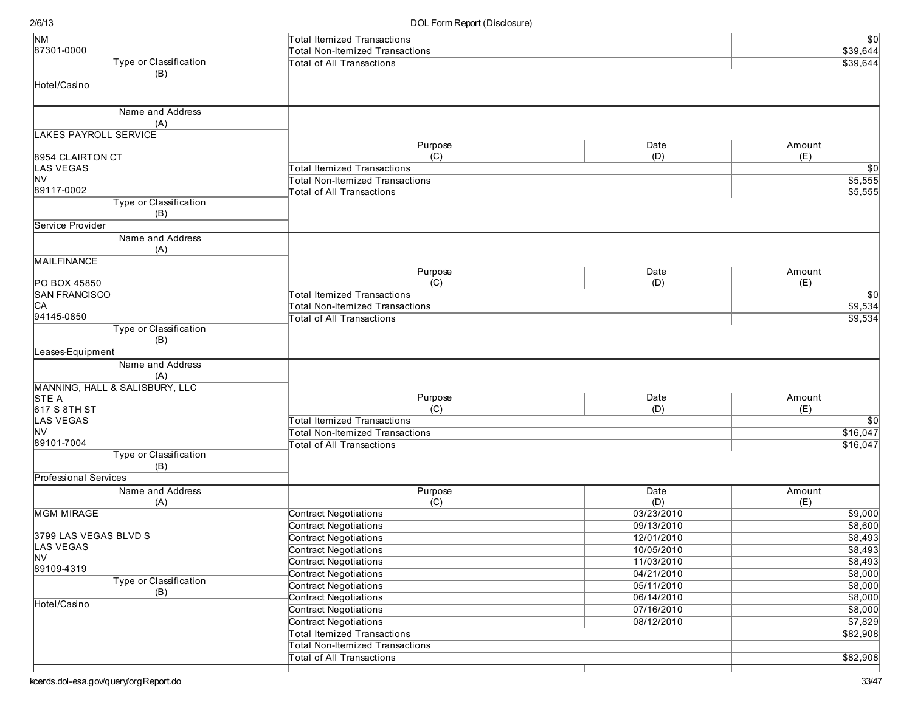| Name and Address (A) | Purpose (C) | Date (D) | Amount (E) |
|---|---|---|---|
| NM<br>87301-0000 | Total Itemized Transactions | | $0 |
| | Total Non-Itemized Transactions | | $39,644 |
| Type or Classification (B): Hotel/Casino | Total of All Transactions | | $39,644 |

| Name and Address (A) | Purpose (C) | Date (D) | Amount (E) |
|---|---|---|---|
| LAKES PAYROLL SERVICE<br><br>8954 CLAIRTON CT<br>LAS VEGAS<br>NV<br>89117-0002 | Total Itemized Transactions | | $0 |
| | Total Non-Itemized Transactions | | $5,555 |
| Type or Classification (B): Service Provider | Total of All Transactions | | $5,555 |

| Name and Address (A) | Purpose (C) | Date (D) | Amount (E) |
|---|---|---|---|
| MAILFINANCE<br><br>PO BOX 45850<br>SAN FRANCISCO<br>CA<br>94145-0850 | Total Itemized Transactions | | $0 |
| | Total Non-Itemized Transactions | | $9,534 |
| Type or Classification (B): Leases-Equipment | Total of All Transactions | | $9,534 |

| Name and Address (A) | Purpose (C) | Date (D) | Amount (E) |
|---|---|---|---|
| MANNING, HALL & SALISBURY, LLC<br>STE A<br>617 S 8TH ST<br>LAS VEGAS<br>NV<br>89101-7004 | Total Itemized Transactions | | $0 |
| | Total Non-Itemized Transactions | | $16,047 |
| Type or Classification (B): Professional Services | Total of All Transactions | | $16,047 |

| Name and Address (A) | Purpose (C) | Date (D) | Amount (E) |
|---|---|---|---|
| MGM MIRAGE<br><br>3799 LAS VEGAS BLVD S<br>LAS VEGAS<br>NV<br>89109-4319 | Contract Negotiations | 03/23/2010 | $9,000 |
| | Contract Negotiations | 09/13/2010 | $8,600 |
| | Contract Negotiations | 12/01/2010 | $8,493 |
| | Contract Negotiations | 10/05/2010 | $8,493 |
| | Contract Negotiations | 11/03/2010 | $8,493 |
| | Contract Negotiations | 04/21/2010 | $8,000 |
| Type or Classification (B): Hotel/Casino | Contract Negotiations | 05/11/2010 | $8,000 |
| | Contract Negotiations | 06/14/2010 | $8,000 |
| | Contract Negotiations | 07/16/2010 | $8,000 |
| | Contract Negotiations | 08/12/2010 | $7,829 |
| | Total Itemized Transactions | | $82,908 |
| | Total Non-Itemized Transactions | | |
| | Total of All Transactions | | $82,908 |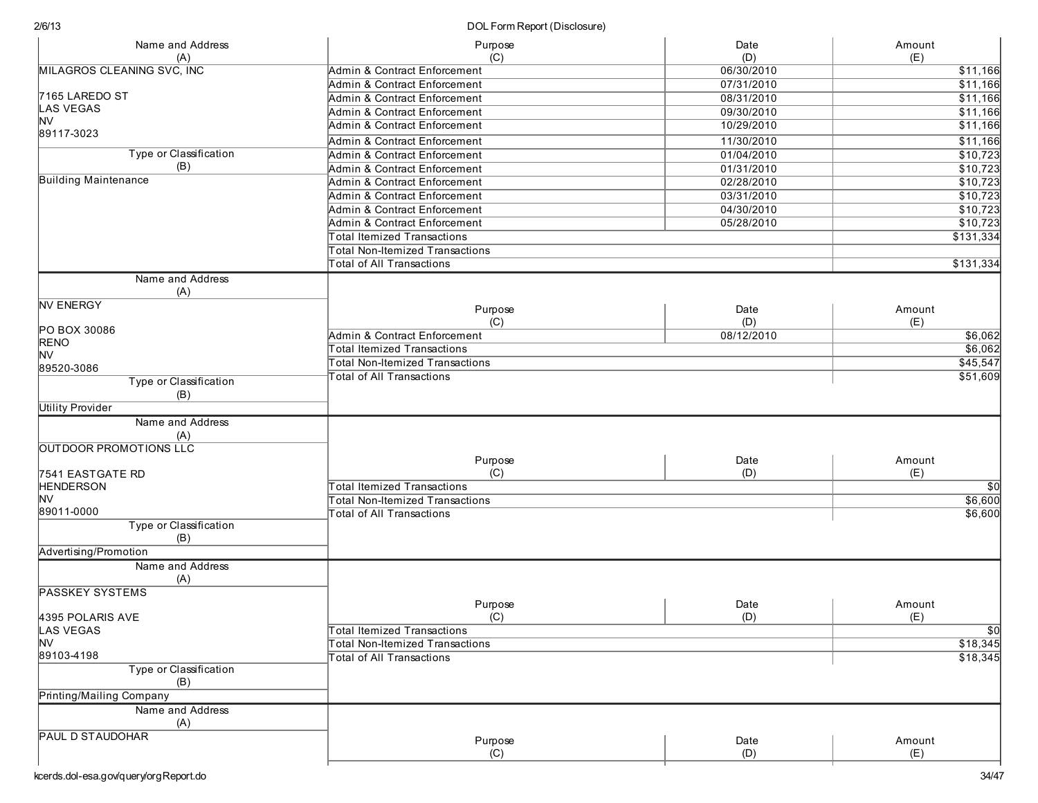| Name and Address (A) | Purpose (C) | Date (D) | Amount (E) |
|---|---|---|---|
| MILAGROS CLEANING SVC, INC | Admin & Contract Enforcement | 06/30/2010 | $11,166 |
| | Admin & Contract Enforcement | 07/31/2010 | $11,166 |
| 7165 LAREDO ST | Admin & Contract Enforcement | 08/31/2010 | $11,166 |
| LAS VEGAS | Admin & Contract Enforcement | 09/30/2010 | $11,166 |
| NV | Admin & Contract Enforcement | 10/29/2010 | $11,166 |
| 89117-3023 | Admin & Contract Enforcement | 11/30/2010 | $11,166 |
| **Type or Classification (B)** | Admin & Contract Enforcement | 01/04/2010 | $10,723 |
| | Admin & Contract Enforcement | 01/31/2010 | $10,723 |
| Building Maintenance | Admin & Contract Enforcement | 02/28/2010 | $10,723 |
| | Admin & Contract Enforcement | 03/31/2010 | $10,723 |
| | Admin & Contract Enforcement | 04/30/2010 | $10,723 |
| | Admin & Contract Enforcement | 05/28/2010 | $10,723 |
| | Total Itemized Transactions | | $131,334 |
| | Total Non-Itemized Transactions | | |
| | Total of All Transactions | | $131,334 |

| Name and Address (A) | Purpose (C) | Date (D) | Amount (E) |
|---|---|---|---|
| NV ENERGY | Admin & Contract Enforcement | 08/12/2010 | $6,062 |
| PO BOX 30086 | Total Itemized Transactions | | $6,062 |
| RENO | Total Non-Itemized Transactions | | $45,547 |
| NV | Total of All Transactions | | $51,609 |
| 89520-3086 | | | |
| **Type or Classification (B)** | | | |
| Utility Provider | | | |

| Name and Address (A) | Purpose (C) | Date (D) | Amount (E) |
|---|---|---|---|
| OUTDOOR PROMOTIONS LLC | | | |
| 7541 EASTGATE RD | | | |
| HENDERSON | Total Itemized Transactions | | $0 |
| NV | Total Non-Itemized Transactions | | $6,600 |
| 89011-0000 | Total of All Transactions | | $6,600 |
| **Type or Classification (B)** | | | |
| Advertising/Promotion | | | |

| Name and Address (A) | Purpose (C) | Date (D) | Amount (E) |
|---|---|---|---|
| PASSKEY SYSTEMS | | | |
| 4395 POLARIS AVE | | | |
| LAS VEGAS | Total Itemized Transactions | | $0 |
| NV | Total Non-Itemized Transactions | | $18,345 |
| 89103-4198 | Total of All Transactions | | $18,345 |
| **Type or Classification (B)** | | | |
| Printing/Mailing Company | | | |

| Name and Address (A) | Purpose (C) | Date (D) | Amount (E) |
|---|---|---|---|
| PAUL D STAUDOHAR | | | |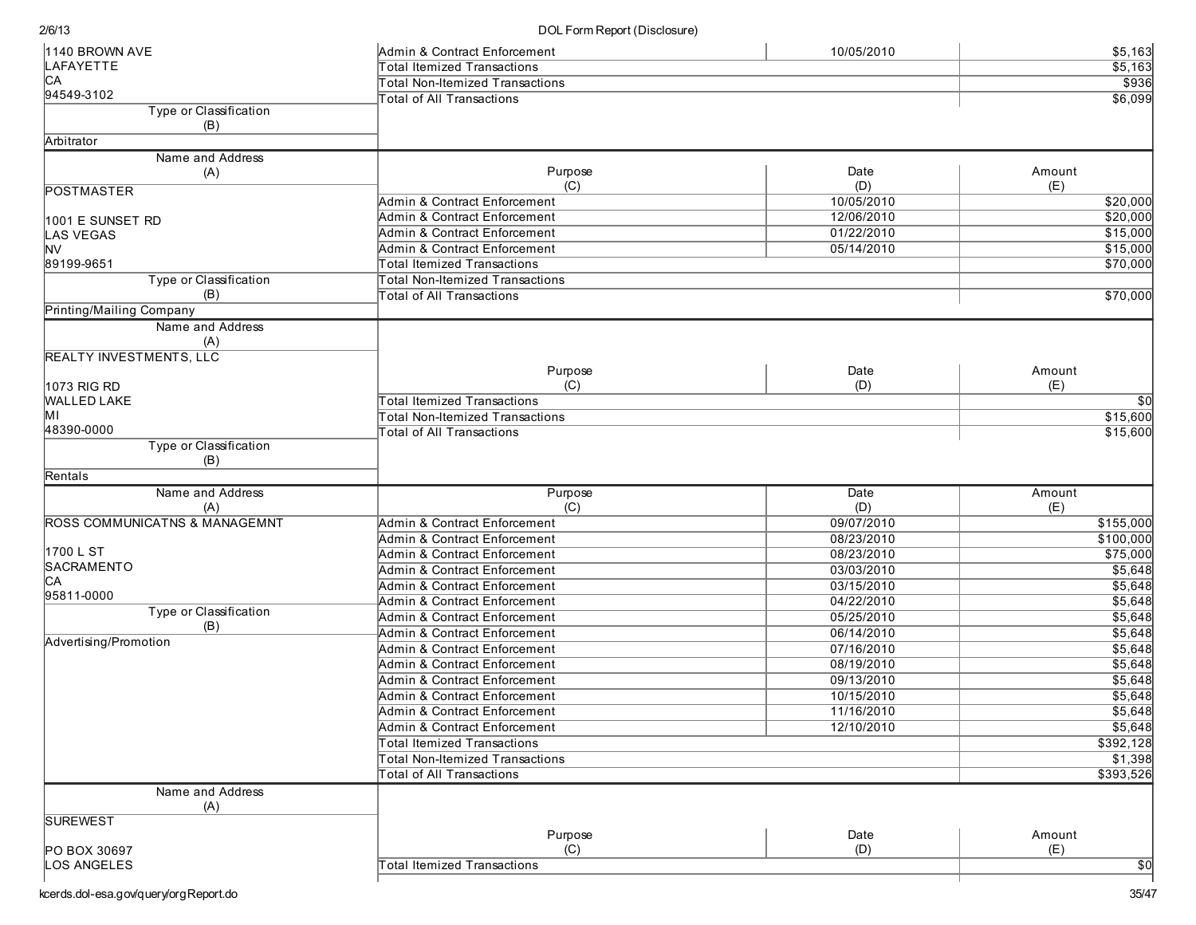| Name and Address (A) | Purpose (C) | Date (D) | Amount (E) |
| --- | --- | --- | --- |
| 1140 BROWN AVE<br>LAFAYETTE<br>CA<br>94549-3102 | Admin & Contract Enforcement | 10/05/2010 | $5,163 |
| | Total Itemized Transactions | | $5,163 |
| | Total Non-Itemized Transactions | | $936 |
| | Total of All Transactions | | $6,099 |
| **Type or Classification (B)**<br>Arbitrator | | | |

| Name and Address (A) | Purpose (C) | Date (D) | Amount (E) |
| --- | --- | --- | --- |
| POSTMASTER<br><br>1001 E SUNSET RD<br>LAS VEGAS<br>NV<br>89199-9651 | Admin & Contract Enforcement | 10/05/2010 | $20,000 |
| | Admin & Contract Enforcement | 12/06/2010 | $20,000 |
| | Admin & Contract Enforcement | 01/22/2010 | $15,000 |
| | Admin & Contract Enforcement | 05/14/2010 | $15,000 |
| | Total Itemized Transactions | | $70,000 |
| | Total Non-Itemized Transactions | | |
| | Total of All Transactions | | $70,000 |
| **Type or Classification (B)**<br>Printing/Mailing Company | | | |

| Name and Address (A) | Purpose (C) | Date (D) | Amount (E) |
| --- | --- | --- | --- |
| REALTY INVESTMENTS, LLC<br><br>1073 RIG RD<br>WALLED LAKE<br>MI<br>48390-0000 | Total Itemized Transactions | | $0 |
| | Total Non-Itemized Transactions | | $15,600 |
| | Total of All Transactions | | $15,600 |
| **Type or Classification (B)**<br>Rentals | | | |

| Name and Address (A) | Purpose (C) | Date (D) | Amount (E) |
| --- | --- | --- | --- |
| ROSS COMMUNICATNS & MANAGEMNT<br><br>1700 L ST<br>SACRAMENTO<br>CA<br>95811-0000 | Admin & Contract Enforcement | 09/07/2010 | $155,000 |
| | Admin & Contract Enforcement | 08/23/2010 | $100,000 |
| | Admin & Contract Enforcement | 08/23/2010 | $75,000 |
| | Admin & Contract Enforcement | 03/03/2010 | $5,648 |
| | Admin & Contract Enforcement | 03/15/2010 | $5,648 |
| | Admin & Contract Enforcement | 04/22/2010 | $5,648 |
| **Type or Classification (B)**<br>Advertising/Promotion | Admin & Contract Enforcement | 05/25/2010 | $5,648 |
| | Admin & Contract Enforcement | 06/14/2010 | $5,648 |
| | Admin & Contract Enforcement | 07/16/2010 | $5,648 |
| | Admin & Contract Enforcement | 08/19/2010 | $5,648 |
| | Admin & Contract Enforcement | 09/13/2010 | $5,648 |
| | Admin & Contract Enforcement | 10/15/2010 | $5,648 |
| | Admin & Contract Enforcement | 11/16/2010 | $5,648 |
| | Admin & Contract Enforcement | 12/10/2010 | $5,648 |
| | Total Itemized Transactions | | $392,128 |
| | Total Non-Itemized Transactions | | $1,398 |
| | Total of All Transactions | | $393,526 |

| Name and Address (A) | Purpose (C) | Date (D) | Amount (E) |
| --- | --- | --- | --- |
| SUREWEST<br><br>PO BOX 30697<br>LOS ANGELES | Total Itemized Transactions | | $0 |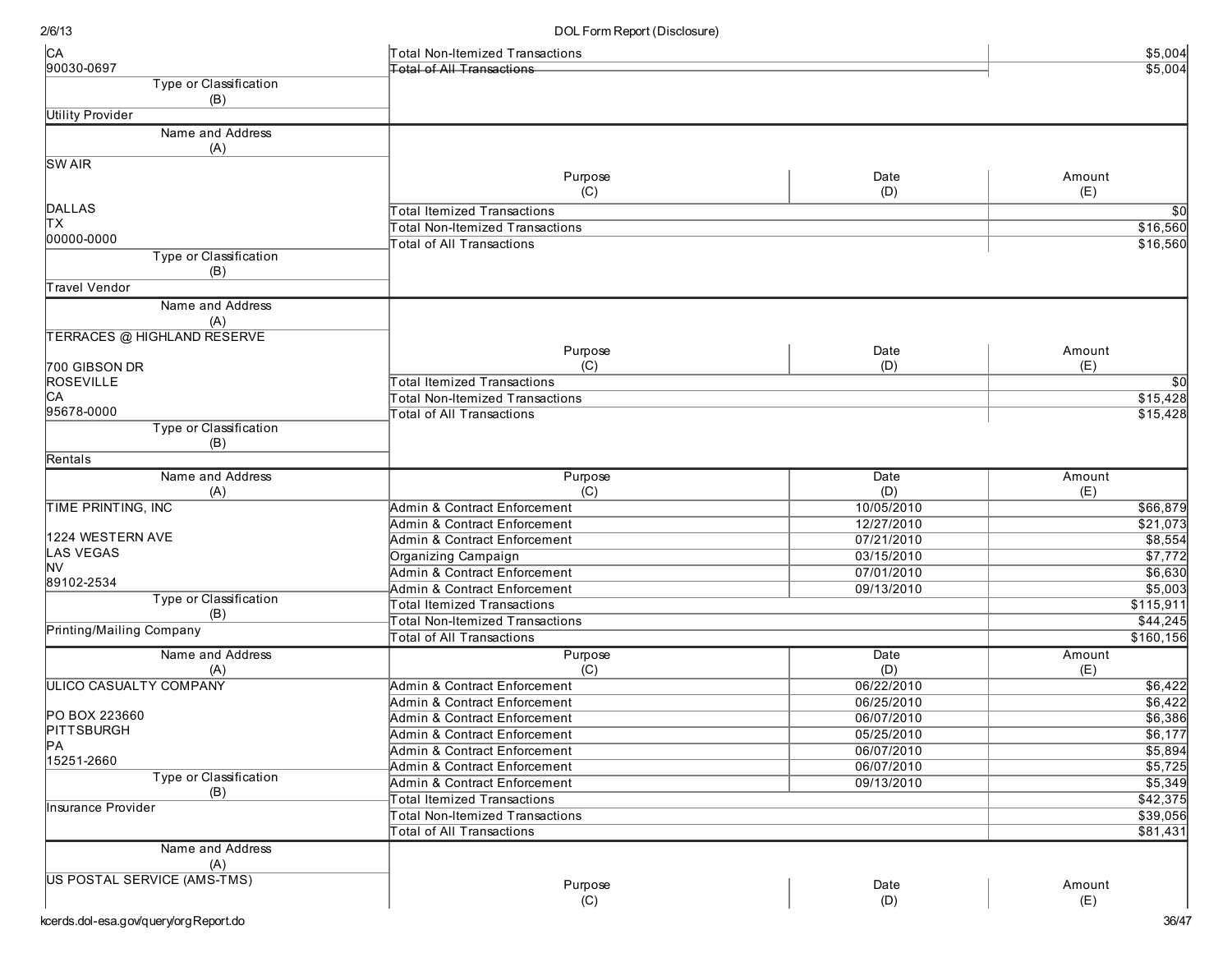| Name and Address (A) | Purpose (C) | Date (D) | Amount (E) |
|---|---|---|---|
| CA 90030-0697 | Total Non-Itemized Transactions | | $5,004 |
| | Total of All Transactions | | $5,004 |
| **Type or Classification (B)** | | | |
| Utility Provider | | | |

| Name and Address (A) | Purpose (C) | Date (D) | Amount (E) |
|---|---|---|---|
| SW AIR<br><br>DALLAS<br>TX<br>00000-0000 | Total Itemized Transactions | | $0 |
| | Total Non-Itemized Transactions | | $16,560 |
| | Total of All Transactions | | $16,560 |
| **Type or Classification (B)** | | | |
| Travel Vendor | | | |

| Name and Address (A) | Purpose (C) | Date (D) | Amount (E) |
|---|---|---|---|
| TERRACES @ HIGHLAND RESERVE<br><br>700 GIBSON DR<br>ROSEVILLE<br>CA<br>95678-0000 | Total Itemized Transactions | | $0 |
| | Total Non-Itemized Transactions | | $15,428 |
| | Total of All Transactions | | $15,428 |
| **Type or Classification (B)** | | | |
| Rentals | | | |

| Name and Address (A) | Purpose (C) | Date (D) | Amount (E) |
|---|---|---|---|
| TIME PRINTING, INC<br><br>1224 WESTERN AVE<br>LAS VEGAS<br>NV<br>89102-2534 | Admin & Contract Enforcement | 10/05/2010 | $66,879 |
| | Admin & Contract Enforcement | 12/27/2010 | $21,073 |
| | Admin & Contract Enforcement | 07/21/2010 | $8,554 |
| | Organizing Campaign | 03/15/2010 | $7,772 |
| | Admin & Contract Enforcement | 07/01/2010 | $6,630 |
| | Admin & Contract Enforcement | 09/13/2010 | $5,003 |
| **Type or Classification (B)** | Total Itemized Transactions | | $115,911 |
| Printing/Mailing Company | Total Non-Itemized Transactions | | $44,245 |
| | Total of All Transactions | | $160,156 |

| Name and Address (A) | Purpose (C) | Date (D) | Amount (E) |
|---|---|---|---|
| ULICO CASUALTY COMPANY<br><br>PO BOX 223660<br>PITTSBURGH<br>PA<br>15251-2660 | Admin & Contract Enforcement | 06/22/2010 | $6,422 |
| | Admin & Contract Enforcement | 06/25/2010 | $6,422 |
| | Admin & Contract Enforcement | 06/07/2010 | $6,386 |
| | Admin & Contract Enforcement | 05/25/2010 | $6,177 |
| | Admin & Contract Enforcement | 06/07/2010 | $5,894 |
| | Admin & Contract Enforcement | 06/07/2010 | $5,725 |
| **Type or Classification (B)** | Admin & Contract Enforcement | 09/13/2010 | $5,349 |
| Insurance Provider | Total Itemized Transactions | | $42,375 |
| | Total Non-Itemized Transactions | | $39,056 |
| | Total of All Transactions | | $81,431 |

| Name and Address (A) | Purpose (C) | Date (D) | Amount (E) |
|---|---|---|---|
| US POSTAL SERVICE (AMS-TMS) | | | |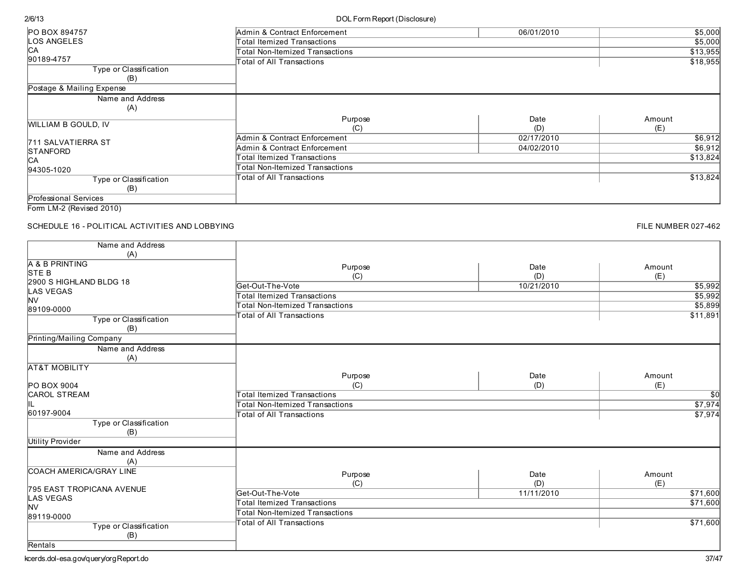| Name and Address (A) | Purpose (C) | Date (D) | Amount (E) |
|---|---|---|---|
| PO BOX 894757<br>LOS ANGELES<br>CA<br>90189-4757 | Admin & Contract Enforcement | 06/01/2010 | $5,000 |
| | Total Itemized Transactions | | $5,000 |
| | Total Non-Itemized Transactions | | $13,955 |
| | Total of All Transactions | | $18,955 |
| **Type or Classification (B)** | | | |
| Postage & Mailing Expense | | | |

| Name and Address (A) | Purpose (C) | Date (D) | Amount (E) |
|---|---|---|---|
| WILLIAM B GOULD, IV<br><br>711 SALVATIERRA ST<br>STANFORD<br>CA<br>94305-1020 | Admin & Contract Enforcement | 02/17/2010 | $6,912 |
| | Admin & Contract Enforcement | 04/02/2010 | $6,912 |
| | Total Itemized Transactions | | $13,824 |
| | Total Non-Itemized Transactions | | |
| | Total of All Transactions | | $13,824 |
| **Type or Classification (B)** | | | |
| Professional Services | | | |

Form LM-2 (Revised 2010)

SCHEDULE 16 - POLITICAL ACTIVITIES AND LOBBYING

FILE NUMBER 027-462

| Name and Address (A) | Purpose (C) | Date (D) | Amount (E) |
|---|---|---|---|
| A & B PRINTING<br>STE B<br>2900 S HIGHLAND BLDG 18<br>LAS VEGAS<br>NV<br>89109-0000 | Get-Out-The-Vote | 10/21/2010 | $5,992 |
| | Total Itemized Transactions | | $5,992 |
| | Total Non-Itemized Transactions | | $5,899 |
| | Total of All Transactions | | $11,891 |
| **Type or Classification (B)** | | | |
| Printing/Mailing Company | | | |

| Name and Address (A) | Purpose (C) | Date (D) | Amount (E) |
|---|---|---|---|
| AT&T MOBILITY<br><br>PO BOX 9004<br>CAROL STREAM<br>IL<br>60197-9004 | Total Itemized Transactions | | $0 |
| | Total Non-Itemized Transactions | | $7,974 |
| | Total of All Transactions | | $7,974 |
| **Type or Classification (B)** | | | |
| Utility Provider | | | |

| Name and Address (A) | Purpose (C) | Date (D) | Amount (E) |
|---|---|---|---|
| COACH AMERICA/GRAY LINE<br><br>795 EAST TROPICANA AVENUE<br>LAS VEGAS<br>NV<br>89119-0000 | Get-Out-The-Vote | 11/11/2010 | $71,600 |
| | Total Itemized Transactions | | $71,600 |
| | Total Non-Itemized Transactions | | |
| | Total of All Transactions | | $71,600 |
| **Type or Classification (B)** | | | |
| Rentals | | | |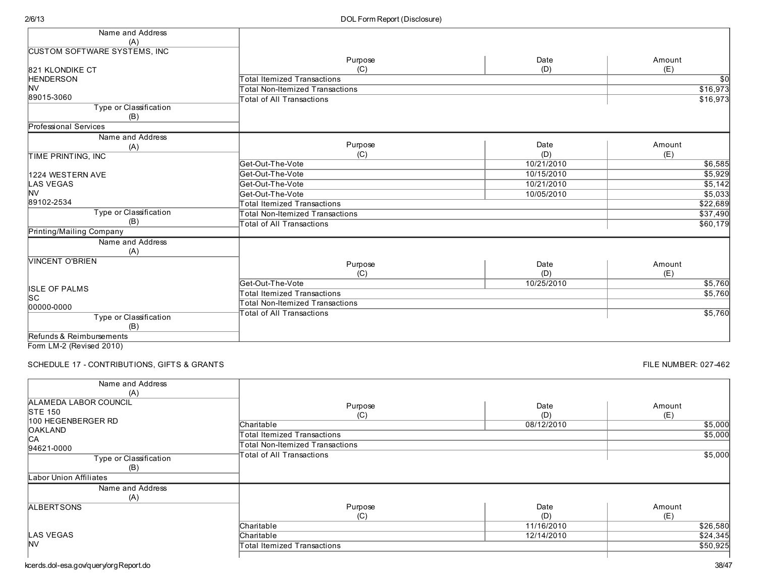| Name and Address (A) | Purpose (C) | Date (D) | Amount (E) |
|---|---|---|---|
| CUSTOM SOFTWARE SYSTEMS, INC<br><br>821 KLONDIKE CT<br>HENDERSON<br>NV<br>89015-3060 | Total Itemized Transactions | | $0 |
| | Total Non-Itemized Transactions | | $16,973 |
| | Total of All Transactions | | $16,973 |
| **Type or Classification (B)** | | | |
| Professional Services | | | |

| Name and Address (A) | Purpose (C) | Date (D) | Amount (E) |
|---|---|---|---|
| TIME PRINTING, INC<br><br>1224 WESTERN AVE<br>LAS VEGAS<br>NV<br>89102-2534 | Get-Out-The-Vote | 10/21/2010 | $6,585 |
| | Get-Out-The-Vote | 10/15/2010 | $5,929 |
| | Get-Out-The-Vote | 10/21/2010 | $5,142 |
| | Get-Out-The-Vote | 10/05/2010 | $5,033 |
| | Total Itemized Transactions | | $22,689 |
| | Total Non-Itemized Transactions | | $37,490 |
| | Total of All Transactions | | $60,179 |
| **Type or Classification (B)** | | | |
| Printing/Mailing Company | | | |

| Name and Address (A) | Purpose (C) | Date (D) | Amount (E) |
|---|---|---|---|
| VINCENT O'BRIEN<br><br>ISLE OF PALMS<br>SC<br>00000-0000 | Get-Out-The-Vote | 10/25/2010 | $5,760 |
| | Total Itemized Transactions | | $5,760 |
| | Total Non-Itemized Transactions | | |
| | Total of All Transactions | | $5,760 |
| **Type or Classification (B)** | | | |
| Refunds & Reimbursements | | | |

Form LM-2 (Revised 2010)

SCHEDULE 17 - CONTRIBUTIONS, GIFTS & GRANTS

FILE NUMBER: 027-462

| Name and Address (A) | Purpose (C) | Date (D) | Amount (E) |
|---|---|---|---|
| ALAMEDA LABOR COUNCIL<br>STE 150<br>100 HEGENBERGER RD<br>OAKLAND<br>CA<br>94621-0000 | Charitable | 08/12/2010 | $5,000 |
| | Total Itemized Transactions | | $5,000 |
| | Total Non-Itemized Transactions | | |
| | Total of All Transactions | | $5,000 |
| **Type or Classification (B)** | | | |
| Labor Union Affiliates | | | |

| Name and Address (A) | Purpose (C) | Date (D) | Amount (E) |
|---|---|---|---|
| ALBERTSONS<br><br>LAS VEGAS<br>NV | Charitable | 11/16/2010 | $26,580 |
| | Charitable | 12/14/2010 | $24,345 |
| | Total Itemized Transactions | | $50,925 |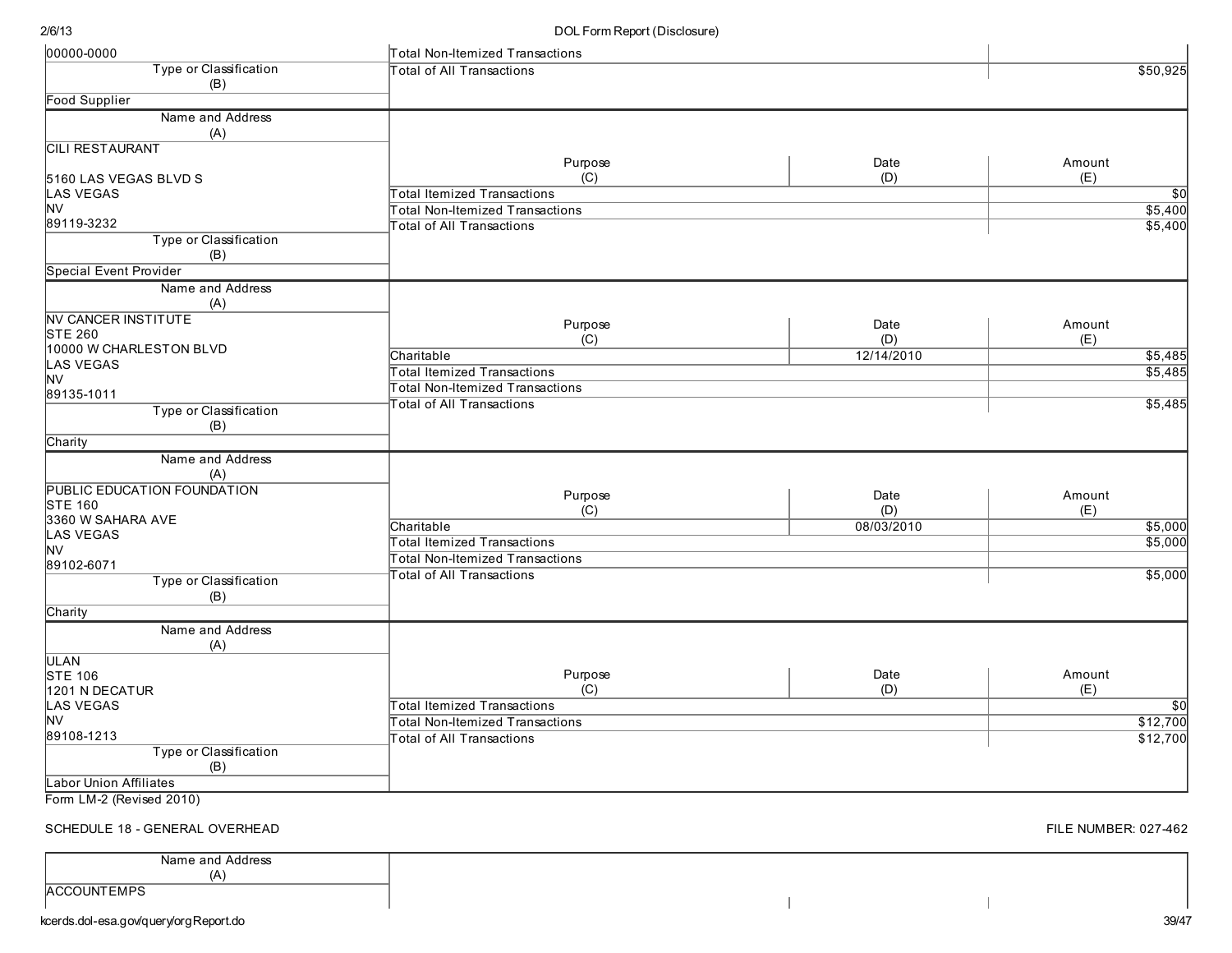| Name and Address (A) | Purpose (C) | Date (D) | Amount (E) |
|---|---|---|---|
| 00000-0000 | Total Non-Itemized Transactions | | |
| | Total of All Transactions | | $50,925 |
| Type or Classification (B): Food Supplier | | | |

| Name and Address (A) | Purpose (C) | Date (D) | Amount (E) |
|---|---|---|---|
| CILI RESTAURANT<br><br>5160 LAS VEGAS BLVD S<br>LAS VEGAS<br>NV<br>89119-3232 | Total Itemized Transactions | | $0 |
| | Total Non-Itemized Transactions | | $5,400 |
| | Total of All Transactions | | $5,400 |
| Type or Classification (B): Special Event Provider | | | |

| Name and Address (A) | Purpose (C) | Date (D) | Amount (E) |
|---|---|---|---|
| NV CANCER INSTITUTE<br>STE 260<br>10000 W CHARLESTON BLVD<br>LAS VEGAS<br>NV<br>89135-1011 | Charitable | 12/14/2010 | $5,485 |
| | Total Itemized Transactions | | $5,485 |
| | Total Non-Itemized Transactions | | |
| | Total of All Transactions | | $5,485 |
| Type or Classification (B): Charity | | | |

| Name and Address (A) | Purpose (C) | Date (D) | Amount (E) |
|---|---|---|---|
| PUBLIC EDUCATION FOUNDATION<br>STE 160<br>3360 W SAHARA AVE<br>LAS VEGAS<br>NV<br>89102-6071 | Charitable | 08/03/2010 | $5,000 |
| | Total Itemized Transactions | | $5,000 |
| | Total Non-Itemized Transactions | | |
| | Total of All Transactions | | $5,000 |
| Type or Classification (B): Charity | | | |

| Name and Address (A) | Purpose (C) | Date (D) | Amount (E) |
|---|---|---|---|
| ULAN<br>STE 106<br>1201 N DECATUR<br>LAS VEGAS<br>NV<br>89108-1213 | Total Itemized Transactions | | $0 |
| | Total Non-Itemized Transactions | | $12,700 |
| | Total of All Transactions | | $12,700 |
| Type or Classification (B): Labor Union Affiliates | | | |

Form LM-2 (Revised 2010)

SCHEDULE 18 - GENERAL OVERHEAD

FILE NUMBER: 027-462

| Name and Address (A) | | | |
|---|---|---|---|
| ACCOUNTEMPS | | | |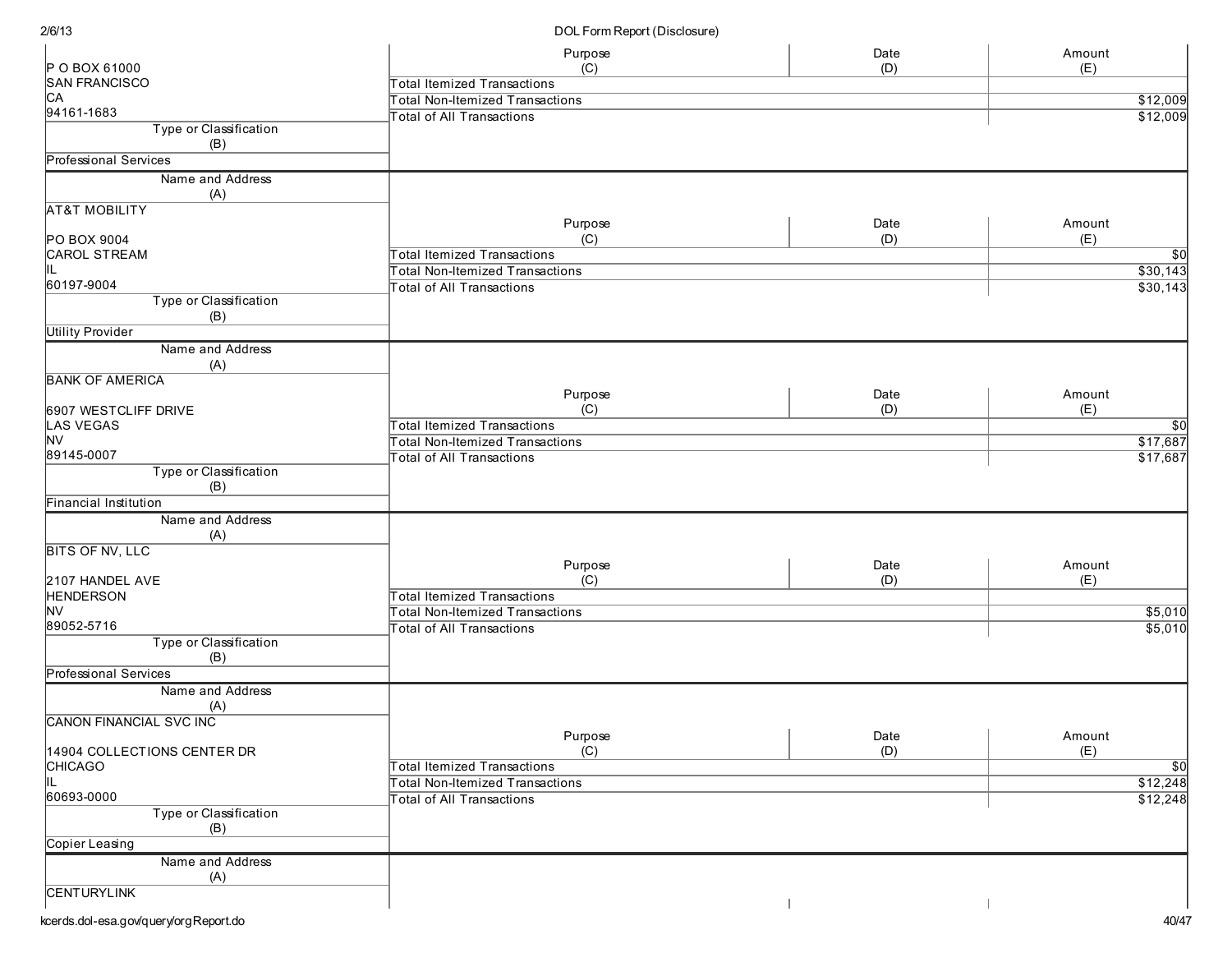| Name and Address (A) | Purpose (C) | Date (D) | Amount (E) |
|---|---|---|---|
| P O BOX 61000<br>SAN FRANCISCO<br>CA<br>94161-1683 | Total Itemized Transactions | | |
| | Total Non-Itemized Transactions | | $12,009 |
| | Total of All Transactions | | $12,009 |
| **Type or Classification (B)**: Professional Services | | | |

| Name and Address (A) | Purpose (C) | Date (D) | Amount (E) |
|---|---|---|---|
| AT&T MOBILITY<br><br>PO BOX 9004<br>CAROL STREAM<br>IL<br>60197-9004 | Total Itemized Transactions | | $0 |
| | Total Non-Itemized Transactions | | $30,143 |
| | Total of All Transactions | | $30,143 |
| **Type or Classification (B)**: Utility Provider | | | |

| Name and Address (A) | Purpose (C) | Date (D) | Amount (E) |
|---|---|---|---|
| BANK OF AMERICA<br><br>6907 WESTCLIFF DRIVE<br>LAS VEGAS<br>NV<br>89145-0007 | Total Itemized Transactions | | $0 |
| | Total Non-Itemized Transactions | | $17,687 |
| | Total of All Transactions | | $17,687 |
| **Type or Classification (B)**: Financial Institution | | | |

| Name and Address (A) | Purpose (C) | Date (D) | Amount (E) |
|---|---|---|---|
| BITS OF NV, LLC<br><br>2107 HANDEL AVE<br>HENDERSON<br>NV<br>89052-5716 | Total Itemized Transactions | | |
| | Total Non-Itemized Transactions | | $5,010 |
| | Total of All Transactions | | $5,010 |
| **Type or Classification (B)**: Professional Services | | | |

| Name and Address (A) | Purpose (C) | Date (D) | Amount (E) |
|---|---|---|---|
| CANON FINANCIAL SVC INC<br><br>14904 COLLECTIONS CENTER DR<br>CHICAGO<br>IL<br>60693-0000 | Total Itemized Transactions | | $0 |
| | Total Non-Itemized Transactions | | $12,248 |
| | Total of All Transactions | | $12,248 |
| **Type or Classification (B)**: Copier Leasing | | | |

| Name and Address (A) | Purpose (C) | Date (D) | Amount (E) |
|---|---|---|---|
| CENTURYLINK | | | |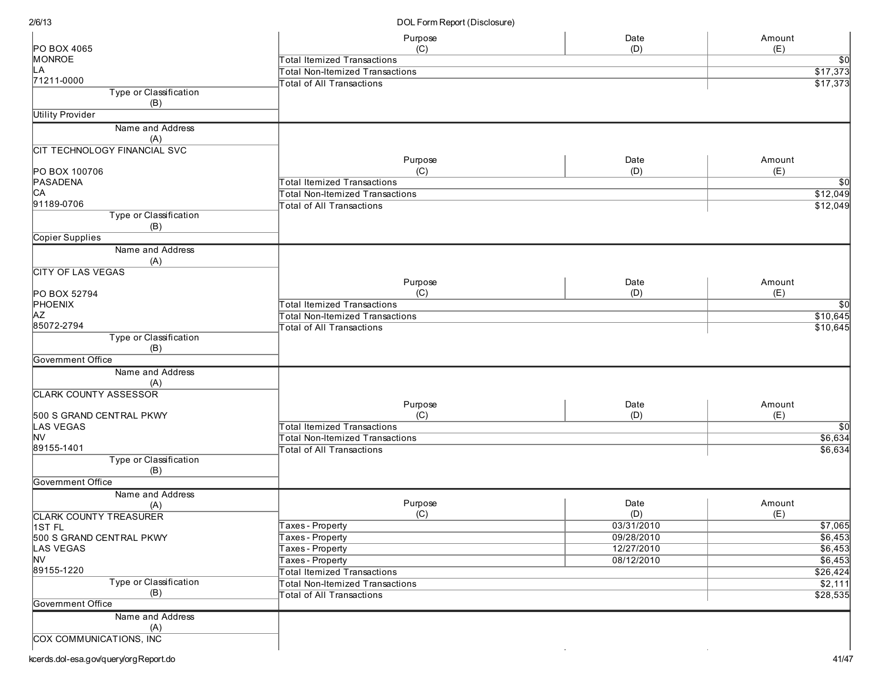| Name and Address (A) | Purpose (C) | Date (D) | Amount (E) |
|---|---|---|---|
| PO BOX 4065<br>MONROE<br>LA<br>71211-0000 | Total Itemized Transactions | | $0 |
| | Total Non-Itemized Transactions | | $17,373 |
| | Total of All Transactions | | $17,373 |
| **Type or Classification (B)** | | | |
| Utility Provider | | | |

| Name and Address (A) | Purpose (C) | Date (D) | Amount (E) |
|---|---|---|---|
| CIT TECHNOLOGY FINANCIAL SVC<br><br>PO BOX 100706<br>PASADENA<br>CA<br>91189-0706 | Total Itemized Transactions | | $0 |
| | Total Non-Itemized Transactions | | $12,049 |
| | Total of All Transactions | | $12,049 |
| **Type or Classification (B)** | | | |
| Copier Supplies | | | |

| Name and Address (A) | Purpose (C) | Date (D) | Amount (E) |
|---|---|---|---|
| CITY OF LAS VEGAS<br><br>PO BOX 52794<br>PHOENIX<br>AZ<br>85072-2794 | Total Itemized Transactions | | $0 |
| | Total Non-Itemized Transactions | | $10,645 |
| | Total of All Transactions | | $10,645 |
| **Type or Classification (B)** | | | |
| Government Office | | | |

| Name and Address (A) | Purpose (C) | Date (D) | Amount (E) |
|---|---|---|---|
| CLARK COUNTY ASSESSOR<br><br>500 S GRAND CENTRAL PKWY<br>LAS VEGAS<br>NV<br>89155-1401 | Total Itemized Transactions | | $0 |
| | Total Non-Itemized Transactions | | $6,634 |
| | Total of All Transactions | | $6,634 |
| **Type or Classification (B)** | | | |
| Government Office | | | |

| Name and Address (A) | Purpose (C) | Date (D) | Amount (E) |
|---|---|---|---|
| CLARK COUNTY TREASURER<br>1ST FL<br>500 S GRAND CENTRAL PKWY<br>LAS VEGAS<br>NV<br>89155-1220 | Taxes - Property | 03/31/2010 | $7,065 |
| | Taxes - Property | 09/28/2010 | $6,453 |
| | Taxes - Property | 12/27/2010 | $6,453 |
| | Taxes - Property | 08/12/2010 | $6,453 |
| | Total Itemized Transactions | | $26,424 |
| | Total Non-Itemized Transactions | | $2,111 |
| | Total of All Transactions | | $28,535 |
| **Type or Classification (B)** | | | |
| Government Office | | | |

| Name and Address (A) | Purpose (C) | Date (D) | Amount (E) |
|---|---|---|---|
| COX COMMUNICATIONS, INC | | | |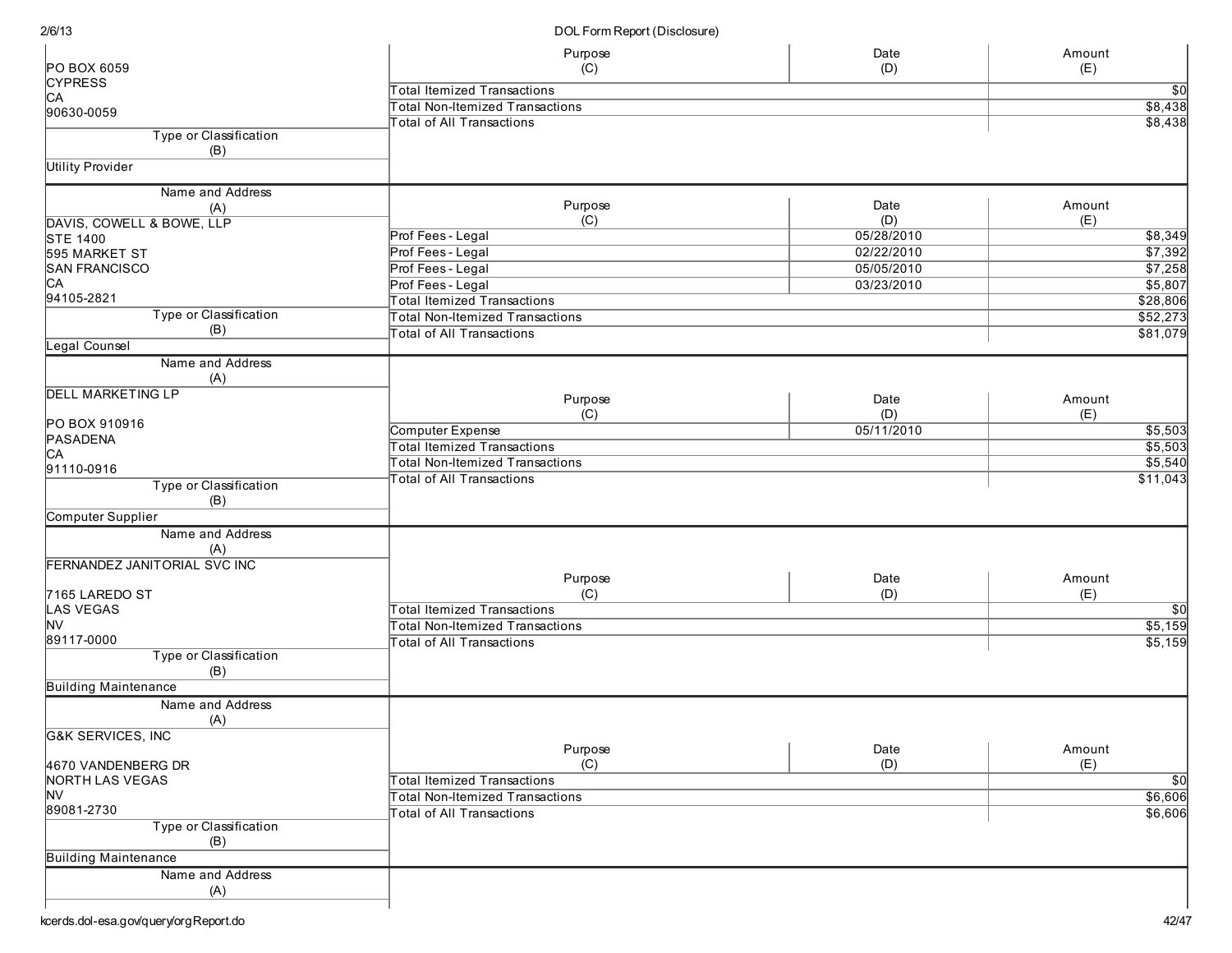| Name and Address (A) | Purpose (C) | Date (D) | Amount (E) |
|---|---|---|---|
| PO BOX 6059<br>CYPRESS<br>CA<br>90630-0059 | Total Itemized Transactions | | $0 |
| | Total Non-Itemized Transactions | | $8,438 |
| | Total of All Transactions | | $8,438 |
| **Type or Classification (B)**: Utility Provider | | | |

| Name and Address (A) | Purpose (C) | Date (D) | Amount (E) |
|---|---|---|---|
| DAVIS, COWELL & BOWE, LLP<br>STE 1400<br>595 MARKET ST<br>SAN FRANCISCO<br>CA<br>94105-2821 | Prof Fees - Legal | 05/28/2010 | $8,349 |
| | Prof Fees - Legal | 02/22/2010 | $7,392 |
| | Prof Fees - Legal | 05/05/2010 | $7,258 |
| | Prof Fees - Legal | 03/23/2010 | $5,807 |
| | Total Itemized Transactions | | $28,806 |
| | Total Non-Itemized Transactions | | $52,273 |
| | Total of All Transactions | | $81,079 |
| **Type or Classification (B)**: Legal Counsel | | | |

| Name and Address (A) | Purpose (C) | Date (D) | Amount (E) |
|---|---|---|---|
| DELL MARKETING LP<br>PO BOX 910916<br>PASADENA<br>CA<br>91110-0916 | Computer Expense | 05/11/2010 | $5,503 |
| | Total Itemized Transactions | | $5,503 |
| | Total Non-Itemized Transactions | | $5,540 |
| | Total of All Transactions | | $11,043 |
| **Type or Classification (B)**: Computer Supplier | | | |

| Name and Address (A) | Purpose (C) | Date (D) | Amount (E) |
|---|---|---|---|
| FERNANDEZ JANITORIAL SVC INC<br>7165 LAREDO ST<br>LAS VEGAS<br>NV<br>89117-0000 | Total Itemized Transactions | | $0 |
| | Total Non-Itemized Transactions | | $5,159 |
| | Total of All Transactions | | $5,159 |
| **Type or Classification (B)**: Building Maintenance | | | |

| Name and Address (A) | Purpose (C) | Date (D) | Amount (E) |
|---|---|---|---|
| G&K SERVICES, INC<br>4670 VANDENBERG DR<br>NORTH LAS VEGAS<br>NV<br>89081-2730 | Total Itemized Transactions | | $0 |
| | Total Non-Itemized Transactions | | $6,606 |
| | Total of All Transactions | | $6,606 |
| **Type or Classification (B)**: Building Maintenance | | | |

Name and Address (A)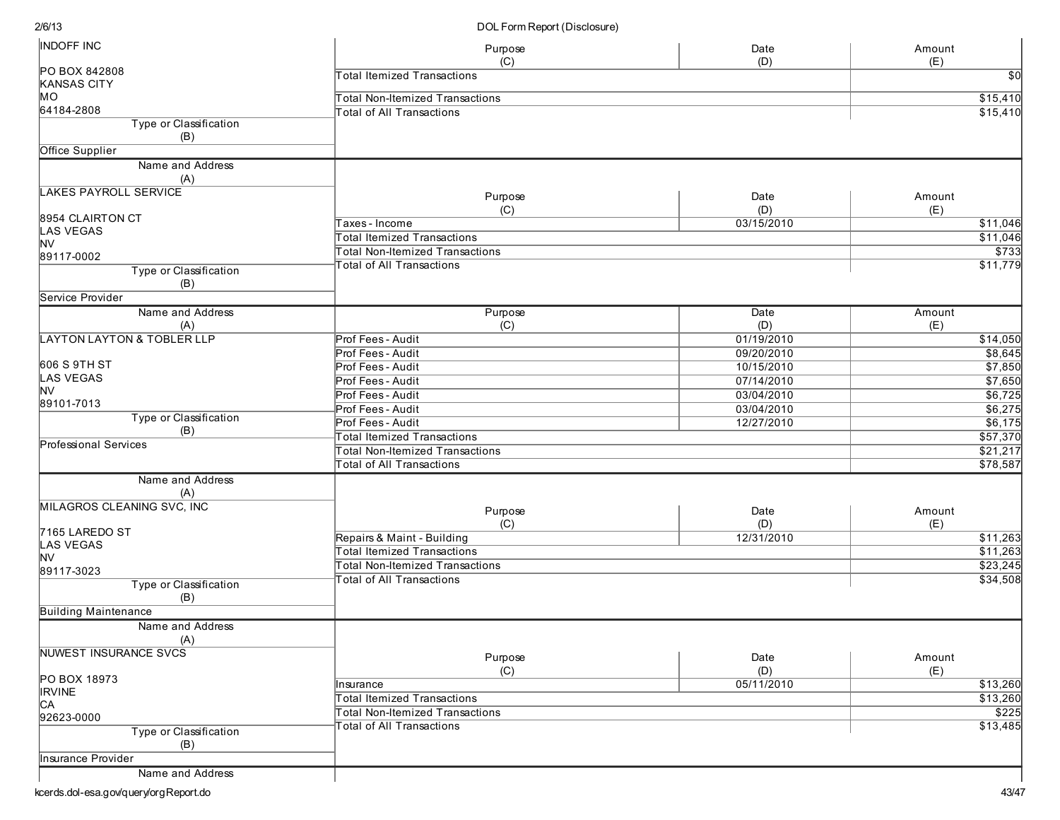| Name and Address (A) | Purpose (C) | Date (D) | Amount (E) |
|---|---|---|---|
| INDOFF INC<br>PO BOX 842808<br>KANSAS CITY<br>MO<br>64184-2808 | Total Itemized Transactions | | $0 |
| | Total Non-Itemized Transactions | | $15,410 |
| | Total of All Transactions | | $15,410 |
| **Type or Classification (B)**: Office Supplier | | | |

| Name and Address (A) | Purpose (C) | Date (D) | Amount (E) |
|---|---|---|---|
| LAKES PAYROLL SERVICE<br>8954 CLAIRTON CT<br>LAS VEGAS<br>NV<br>89117-0002 | Taxes - Income | 03/15/2010 | $11,046 |
| | Total Itemized Transactions | | $11,046 |
| | Total Non-Itemized Transactions | | $733 |
| | Total of All Transactions | | $11,779 |
| **Type or Classification (B)**: Service Provider | | | |

| Name and Address (A) | Purpose (C) | Date (D) | Amount (E) |
|---|---|---|---|
| LAYTON LAYTON & TOBLER LLP<br>606 S 9TH ST<br>LAS VEGAS<br>NV<br>89101-7013 | Prof Fees - Audit | 01/19/2010 | $14,050 |
| | Prof Fees - Audit | 09/20/2010 | $8,645 |
| | Prof Fees - Audit | 10/15/2010 | $7,850 |
| | Prof Fees - Audit | 07/14/2010 | $7,650 |
| | Prof Fees - Audit | 03/04/2010 | $6,725 |
| | Prof Fees - Audit | 03/04/2010 | $6,275 |
| | Prof Fees - Audit | 12/27/2010 | $6,175 |
| | Total Itemized Transactions | | $57,370 |
| | Total Non-Itemized Transactions | | $21,217 |
| | Total of All Transactions | | $78,587 |
| **Type or Classification (B)**: Professional Services | | | |

| Name and Address (A) | Purpose (C) | Date (D) | Amount (E) |
|---|---|---|---|
| MILAGROS CLEANING SVC, INC<br>7165 LAREDO ST<br>LAS VEGAS<br>NV<br>89117-3023 | Repairs & Maint - Building | 12/31/2010 | $11,263 |
| | Total Itemized Transactions | | $11,263 |
| | Total Non-Itemized Transactions | | $23,245 |
| | Total of All Transactions | | $34,508 |
| **Type or Classification (B)**: Building Maintenance | | | |

| Name and Address (A) | Purpose (C) | Date (D) | Amount (E) |
|---|---|---|---|
| NUWEST INSURANCE SVCS<br>PO BOX 18973<br>IRVINE<br>CA<br>92623-0000 | Insurance | 05/11/2010 | $13,260 |
| | Total Itemized Transactions | | $13,260 |
| | Total Non-Itemized Transactions | | $225 |
| | Total of All Transactions | | $13,485 |
| **Type or Classification (B)**: Insurance Provider | | | |

Name and Address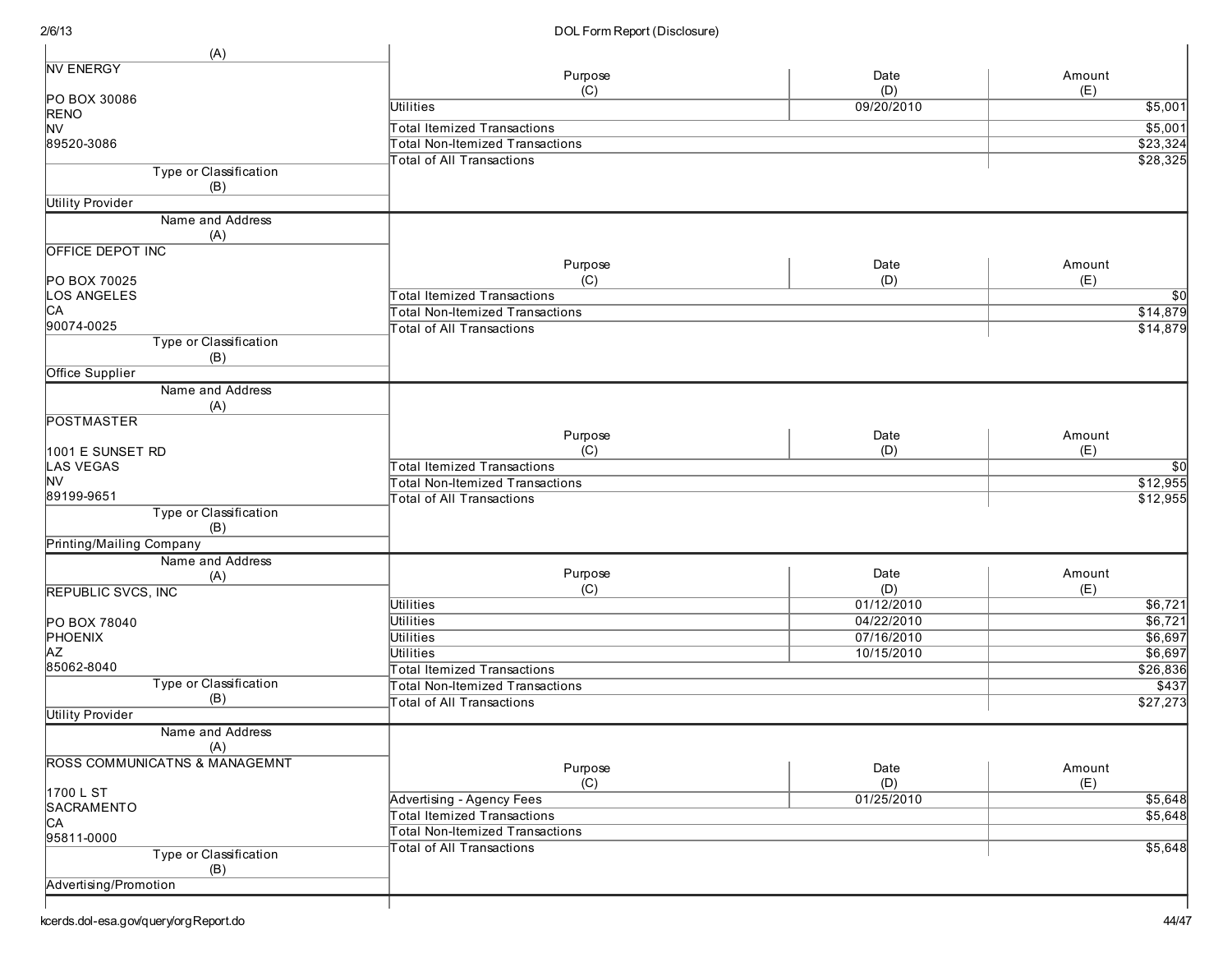| Name and Address (A) | Purpose (C) | Date (D) | Amount (E) |
|---|---|---|---|
| NV ENERGY<br><br>PO BOX 30086<br>RENO<br>NV<br>89520-3086 | Utilities | 09/20/2010 | $5,001 |
| | Total Itemized Transactions | | $5,001 |
| | Total Non-Itemized Transactions | | $23,324 |
| | Total of All Transactions | | $28,325 |
| **Type or Classification (B)**: Utility Provider | | | |

| Name and Address (A) | Purpose (C) | Date (D) | Amount (E) |
|---|---|---|---|
| OFFICE DEPOT INC<br><br>PO BOX 70025<br>LOS ANGELES<br>CA<br>90074-0025 | Total Itemized Transactions | | $0 |
| | Total Non-Itemized Transactions | | $14,879 |
| | Total of All Transactions | | $14,879 |
| **Type or Classification (B)**: Office Supplier | | | |

| Name and Address (A) | Purpose (C) | Date (D) | Amount (E) |
|---|---|---|---|
| POSTMASTER<br><br>1001 E SUNSET RD<br>LAS VEGAS<br>NV<br>89199-9651 | Total Itemized Transactions | | $0 |
| | Total Non-Itemized Transactions | | $12,955 |
| | Total of All Transactions | | $12,955 |
| **Type or Classification (B)**: Printing/Mailing Company | | | |

| Name and Address (A) | Purpose (C) | Date (D) | Amount (E) |
|---|---|---|---|
| REPUBLIC SVCS, INC<br><br>PO BOX 78040<br>PHOENIX<br>AZ<br>85062-8040 | Utilities | 01/12/2010 | $6,721 |
| | Utilities | 04/22/2010 | $6,721 |
| | Utilities | 07/16/2010 | $6,697 |
| | Utilities | 10/15/2010 | $6,697 |
| | Total Itemized Transactions | | $26,836 |
| | Total Non-Itemized Transactions | | $437 |
| | Total of All Transactions | | $27,273 |
| **Type or Classification (B)**: Utility Provider | | | |

| Name and Address (A) | Purpose (C) | Date (D) | Amount (E) |
|---|---|---|---|
| ROSS COMMUNICATNS & MANAGEMNT<br><br>1700 L ST<br>SACRAMENTO<br>CA<br>95811-0000 | Advertising - Agency Fees | 01/25/2010 | $5,648 |
| | Total Itemized Transactions | | $5,648 |
| | Total Non-Itemized Transactions | | |
| | Total of All Transactions | | $5,648 |
| **Type or Classification (B)**: Advertising/Promotion | | | |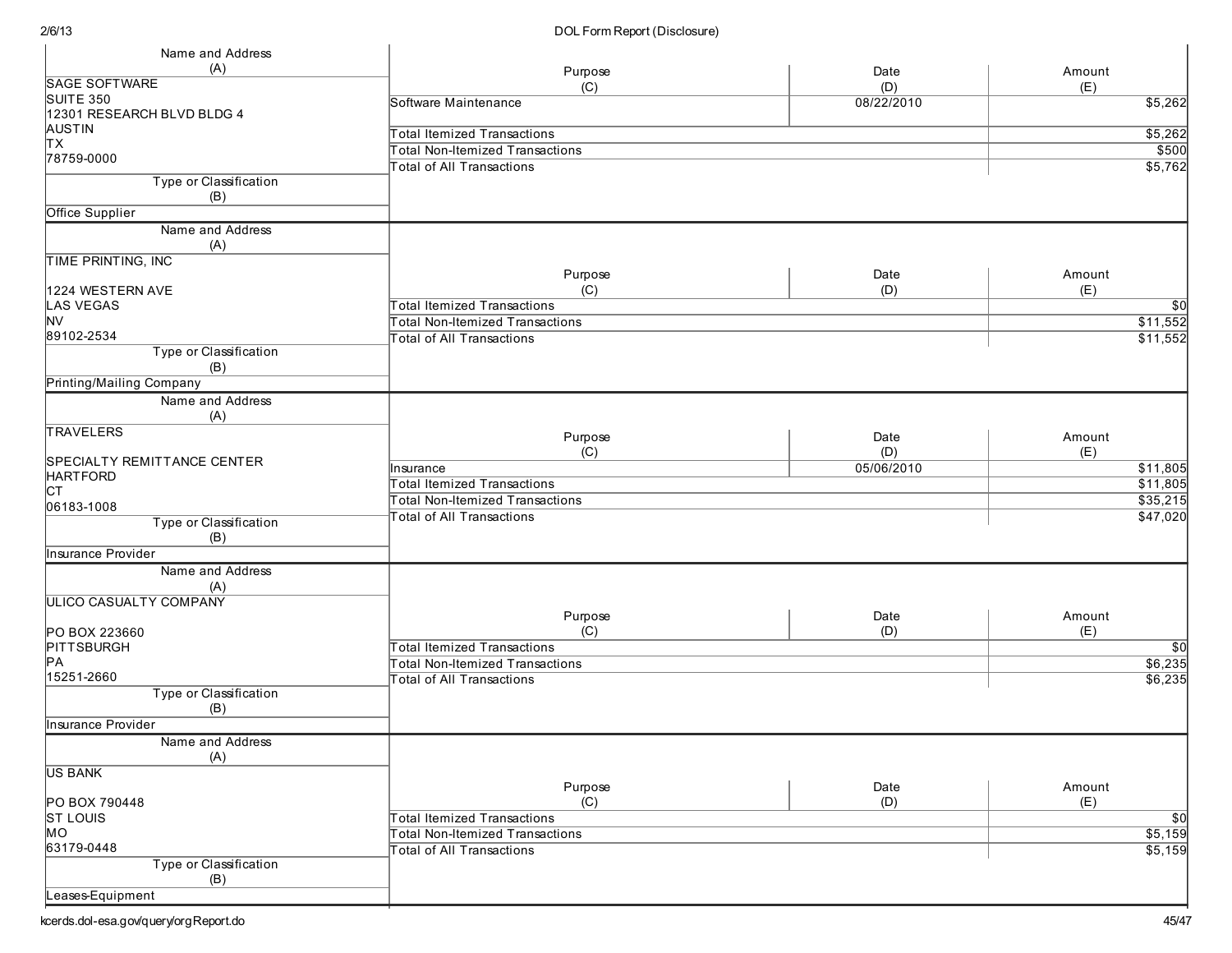| Name and Address (A) | Purpose (C) | Date (D) | Amount (E) |
|---|---|---|---|
| SAGE SOFTWARE<br>SUITE 350<br>12301 RESEARCH BLVD BLDG 4<br>AUSTIN<br>TX<br>78759-0000 | Software Maintenance | 08/22/2010 | $5,262 |
| | Total Itemized Transactions | | $5,262 |
| | Total Non-Itemized Transactions | | $500 |
| | Total of All Transactions | | $5,762 |
| **Type or Classification (B)** | | | |
| Office Supplier | | | |

| Name and Address (A) | Purpose (C) | Date (D) | Amount (E) |
|---|---|---|---|
| TIME PRINTING, INC<br><br>1224 WESTERN AVE<br>LAS VEGAS<br>NV<br>89102-2534 | Total Itemized Transactions | | $0 |
| | Total Non-Itemized Transactions | | $11,552 |
| | Total of All Transactions | | $11,552 |
| **Type or Classification (B)** | | | |
| Printing/Mailing Company | | | |

| Name and Address (A) | Purpose (C) | Date (D) | Amount (E) |
|---|---|---|---|
| TRAVELERS<br><br>SPECIALTY REMITTANCE CENTER<br>HARTFORD<br>CT<br>06183-1008 | Insurance | 05/06/2010 | $11,805 |
| | Total Itemized Transactions | | $11,805 |
| | Total Non-Itemized Transactions | | $35,215 |
| | Total of All Transactions | | $47,020 |
| **Type or Classification (B)** | | | |
| Insurance Provider | | | |

| Name and Address (A) | Purpose (C) | Date (D) | Amount (E) |
|---|---|---|---|
| ULICO CASUALTY COMPANY<br><br>PO BOX 223660<br>PITTSBURGH<br>PA<br>15251-2660 | Total Itemized Transactions | | $0 |
| | Total Non-Itemized Transactions | | $6,235 |
| | Total of All Transactions | | $6,235 |
| **Type or Classification (B)** | | | |
| Insurance Provider | | | |

| Name and Address (A) | Purpose (C) | Date (D) | Amount (E) |
|---|---|---|---|
| US BANK<br><br>PO BOX 790448<br>ST LOUIS<br>MO<br>63179-0448 | Total Itemized Transactions | | $0 |
| | Total Non-Itemized Transactions | | $5,159 |
| | Total of All Transactions | | $5,159 |
| **Type or Classification (B)** | | | |
| Leases-Equipment | | | |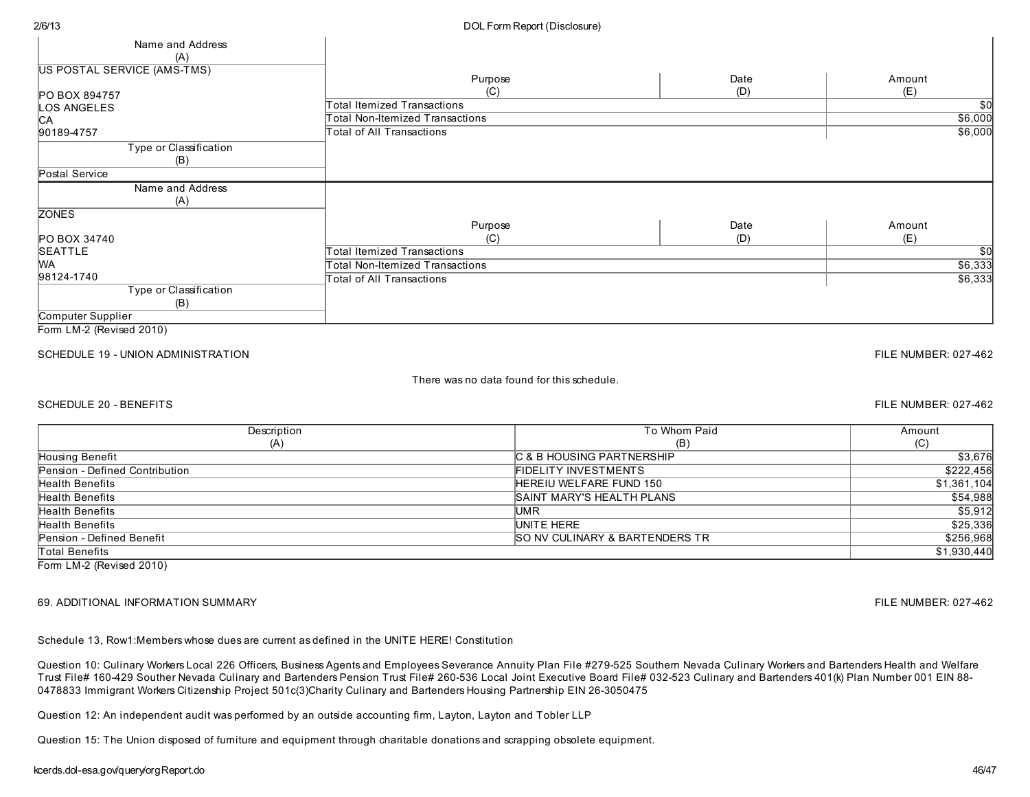| Name and Address (A) | Purpose (C) | Date (D) | Amount (E) |
|---|---|---|---|
| US POSTAL SERVICE (AMS-TMS)<br><br>PO BOX 894757<br>LOS ANGELES<br>CA<br>90189-4757 | Total Itemized Transactions | | $0 |
| | Total Non-Itemized Transactions | | $6,000 |
| | Total of All Transactions | | $6,000 |
| **Type or Classification (B)** | | | |
| Postal Service | | | |

| Name and Address (A) | Purpose (C) | Date (D) | Amount (E) |
|---|---|---|---|
| ZONES<br><br>PO BOX 34740<br>SEATTLE<br>WA<br>98124-1740 | Total Itemized Transactions | | $0 |
| | Total Non-Itemized Transactions | | $6,333 |
| | Total of All Transactions | | $6,333 |
| **Type or Classification (B)** | | | |
| Computer Supplier | | | |

Form LM-2 (Revised 2010)

SCHEDULE 19 - UNION ADMINISTRATION FILE NUMBER: 027-462

There was no data found for this schedule.

SCHEDULE 20 - BENEFITS FILE NUMBER: 027-462

| Description (A) | To Whom Paid (B) | Amount (C) |
|---|---|---|
| Housing Benefit | C & B HOUSING PARTNERSHIP | $3,676 |
| Pension - Defined Contribution | FIDELITY INVESTMENTS | $222,456 |
| Health Benefits | HEREIU WELFARE FUND 150 | $1,361,104 |
| Health Benefits | SAINT MARY'S HEALTH PLANS | $54,988 |
| Health Benefits | UMR | $5,912 |
| Health Benefits | UNITE HERE | $25,336 |
| Pension - Defined Benefit | SO NV CULINARY & BARTENDERS TR | $256,968 |
| Total Benefits | | $1,930,440 |

Form LM-2 (Revised 2010)

69. ADDITIONAL INFORMATION SUMMARY FILE NUMBER: 027-462

Schedule 13, Row1:Members whose dues are current as defined in the UNITE HERE! Constitution

Question 10: Culinary Workers Local 226 Officers, Business Agents and Employees Severance Annuity Plan File #279-525 Southern Nevada Culinary Workers and Bartenders Health and Welfare Trust File# 160-429 Souther Nevada Culinary and Bartenders Pension Trust File# 260-536 Local Joint Executive Board File# 032-523 Culinary and Bartenders 401(k) Plan Number 001 EIN 88-0478833 Immigrant Workers Citizenship Project 501c(3)Charity Culinary and Bartenders Housing Partnership EIN 26-3050475

Question 12: An independent audit was performed by an outside accounting firm, Layton, Layton and Tobler LLP

Question 15: The Union disposed of furniture and equipment through charitable donations and scrapping obsolete equipment.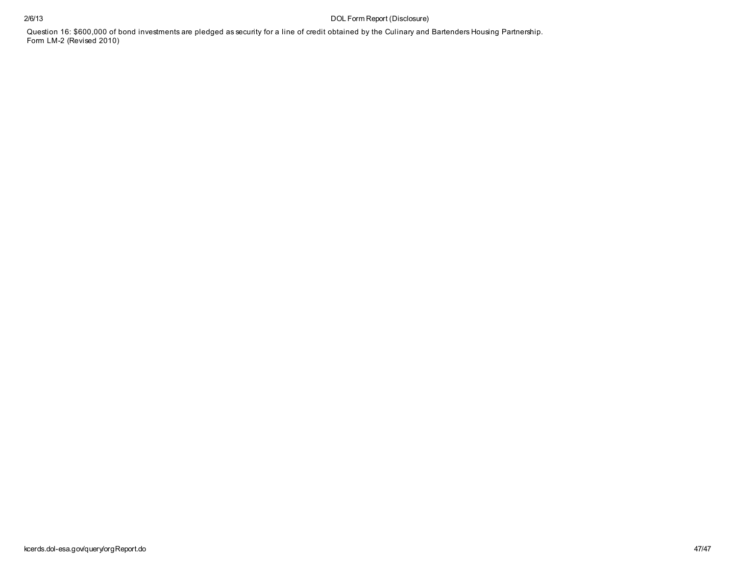Question 16: $600,000 of bond investments are pledged as security for a line of credit obtained by the Culinary and Bartenders Housing Partnership.
Form LM-2 (Revised 2010)